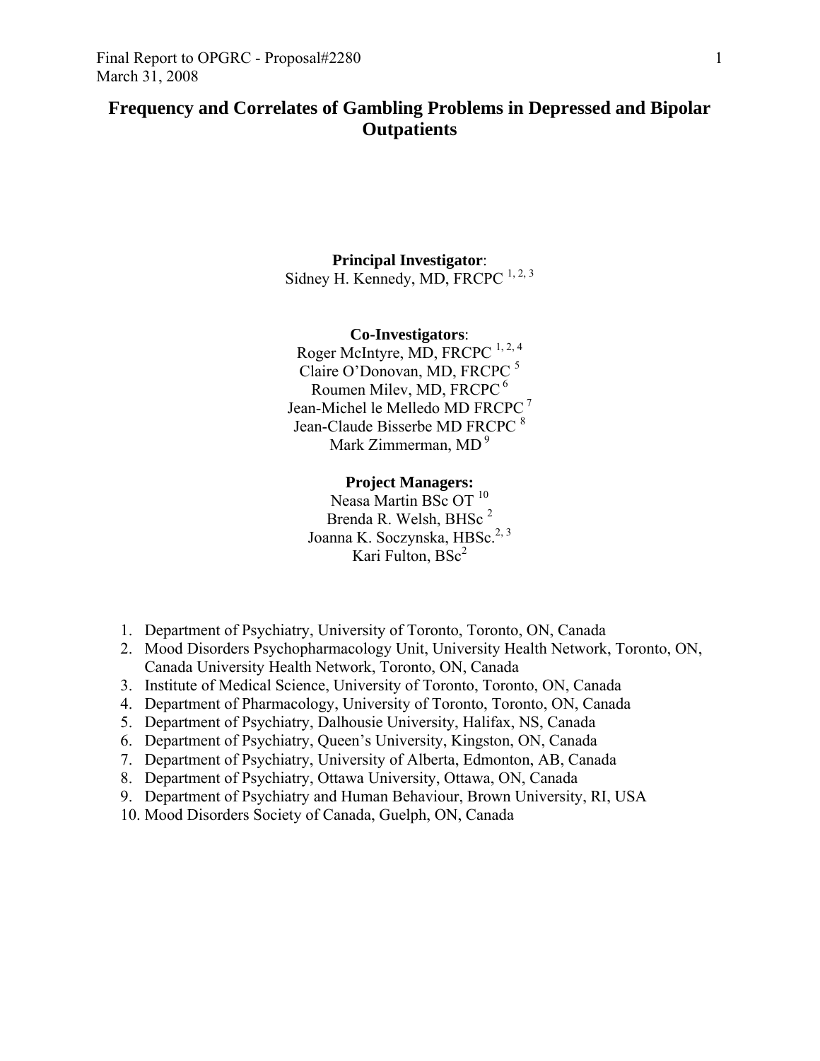Final Report to OPGRC - Proposal#2280
March 31, 2008

# Frequency and Correlates of Gambling Problems in Depressed and Bipolar Outpatients

**Principal Investigator**:
Sidney H. Kennedy, MD, FRCPC [1, 2, 3]

**Co-Investigators**:
Roger McIntyre, MD, FRCPC [1, 2, 4]
Claire O'Donovan, MD, FRCPC [5]
Roumen Milev, MD, FRCPC [6]
Jean-Michel le Melledo MD FRCPC [7]
Jean-Claude Bisserbe MD FRCPC [8]
Mark Zimmerman, MD [9]

**Project Managers:**
Neasa Martin BSc OT [10]
Brenda R. Welsh, BHSc [2]
Joanna K. Soczynska, HBSc.[2, 3]
Kari Fulton, BSc[2]

1. Department of Psychiatry, University of Toronto, Toronto, ON, Canada
2. Mood Disorders Psychopharmacology Unit, University Health Network, Toronto, ON, Canada University Health Network, Toronto, ON, Canada
3. Institute of Medical Science, University of Toronto, Toronto, ON, Canada
4. Department of Pharmacology, University of Toronto, Toronto, ON, Canada
5. Department of Psychiatry, Dalhousie University, Halifax, NS, Canada
6. Department of Psychiatry, Queen's University, Kingston, ON, Canada
7. Department of Psychiatry, University of Alberta, Edmonton, AB, Canada
8. Department of Psychiatry, Ottawa University, Ottawa, ON, Canada
9. Department of Psychiatry and Human Behaviour, Brown University, RI, USA
10. Mood Disorders Society of Canada, Guelph, ON, Canada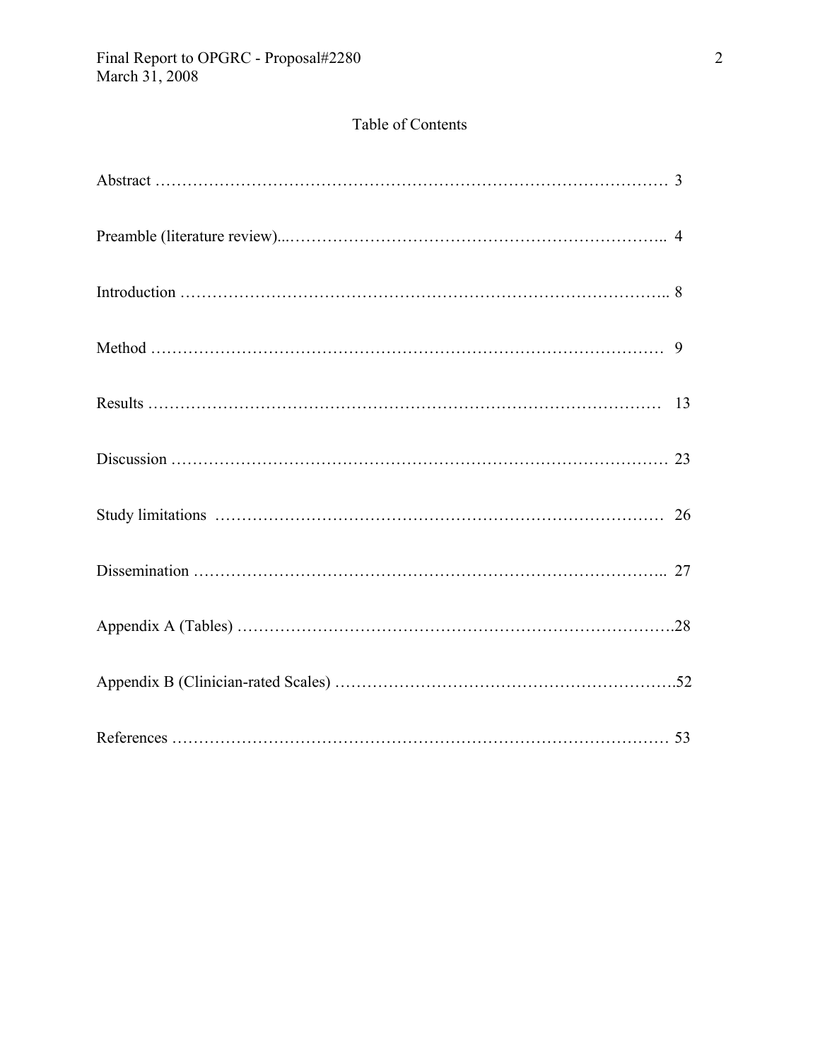# Table of Contents

| Section | Page |
| --- | --- |
| Abstract | 3 |
| Preamble (literature review) | 4 |
| Introduction | 8 |
| Method | 9 |
| Results | 13 |
| Discussion | 23 |
| Study limitations | 26 |
| Dissemination | 27 |
| Appendix A (Tables) | 28 |
| Appendix B (Clinician-rated Scales) | 52 |
| References | 53 |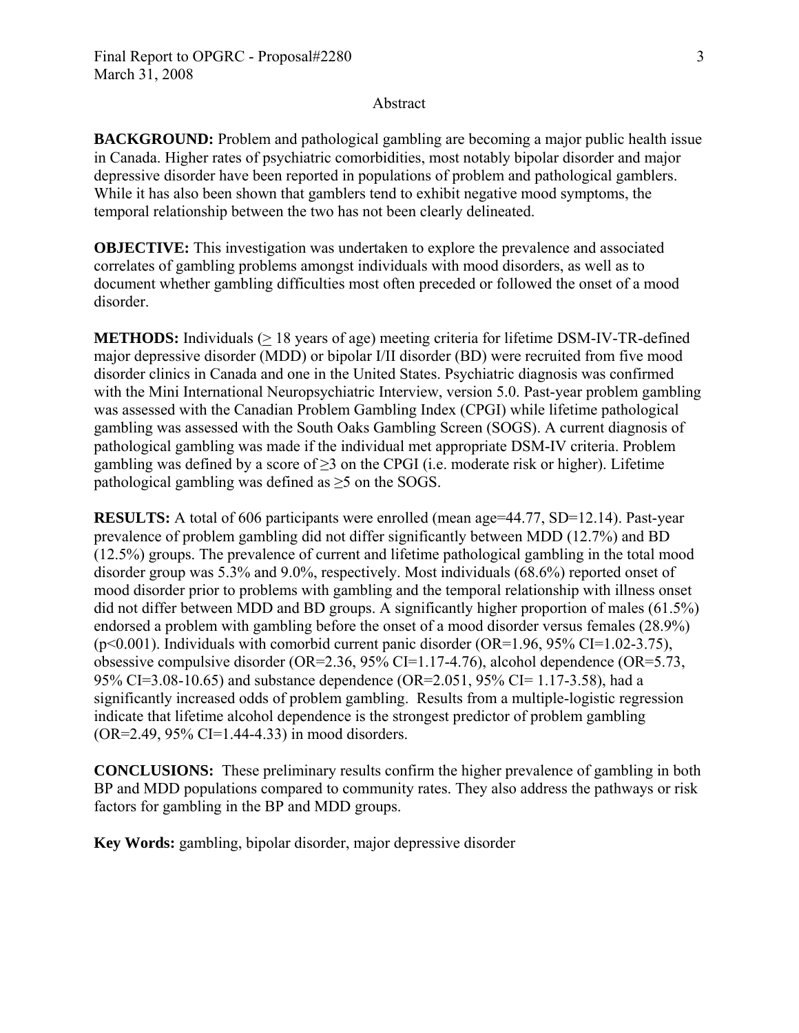## Abstract

**BACKGROUND:** Problem and pathological gambling are becoming a major public health issue in Canada. Higher rates of psychiatric comorbidities, most notably bipolar disorder and major depressive disorder have been reported in populations of problem and pathological gamblers. While it has also been shown that gamblers tend to exhibit negative mood symptoms, the temporal relationship between the two has not been clearly delineated.

**OBJECTIVE:** This investigation was undertaken to explore the prevalence and associated correlates of gambling problems amongst individuals with mood disorders, as well as to document whether gambling difficulties most often preceded or followed the onset of a mood disorder.

**METHODS:** Individuals ($\geq$ 18 years of age) meeting criteria for lifetime DSM-IV-TR-defined major depressive disorder (MDD) or bipolar I/II disorder (BD) were recruited from five mood disorder clinics in Canada and one in the United States. Psychiatric diagnosis was confirmed with the Mini International Neuropsychiatric Interview, version 5.0. Past-year problem gambling was assessed with the Canadian Problem Gambling Index (CPGI) while lifetime pathological gambling was assessed with the South Oaks Gambling Screen (SOGS). A current diagnosis of pathological gambling was made if the individual met appropriate DSM-IV criteria. Problem gambling was defined by a score of $\geq$3 on the CPGI (i.e. moderate risk or higher). Lifetime pathological gambling was defined as $\geq$5 on the SOGS.

**RESULTS:** A total of 606 participants were enrolled (mean age=44.77, SD=12.14). Past-year prevalence of problem gambling did not differ significantly between MDD (12.7%) and BD (12.5%) groups. The prevalence of current and lifetime pathological gambling in the total mood disorder group was 5.3% and 9.0%, respectively. Most individuals (68.6%) reported onset of mood disorder prior to problems with gambling and the temporal relationship with illness onset did not differ between MDD and BD groups. A significantly higher proportion of males (61.5%) endorsed a problem with gambling before the onset of a mood disorder versus females (28.9%) ($p<0.001$). Individuals with comorbid current panic disorder (OR=1.96, 95% CI=1.02-3.75), obsessive compulsive disorder (OR=2.36, 95% CI=1.17-4.76), alcohol dependence (OR=5.73, 95% CI=3.08-10.65) and substance dependence (OR=2.051, 95% CI= 1.17-3.58), had a significantly increased odds of problem gambling. Results from a multiple-logistic regression indicate that lifetime alcohol dependence is the strongest predictor of problem gambling (OR=2.49, 95% CI=1.44-4.33) in mood disorders.

**CONCLUSIONS:** These preliminary results confirm the higher prevalence of gambling in both BP and MDD populations compared to community rates. They also address the pathways or risk factors for gambling in the BP and MDD groups.

**Key Words:** gambling, bipolar disorder, major depressive disorder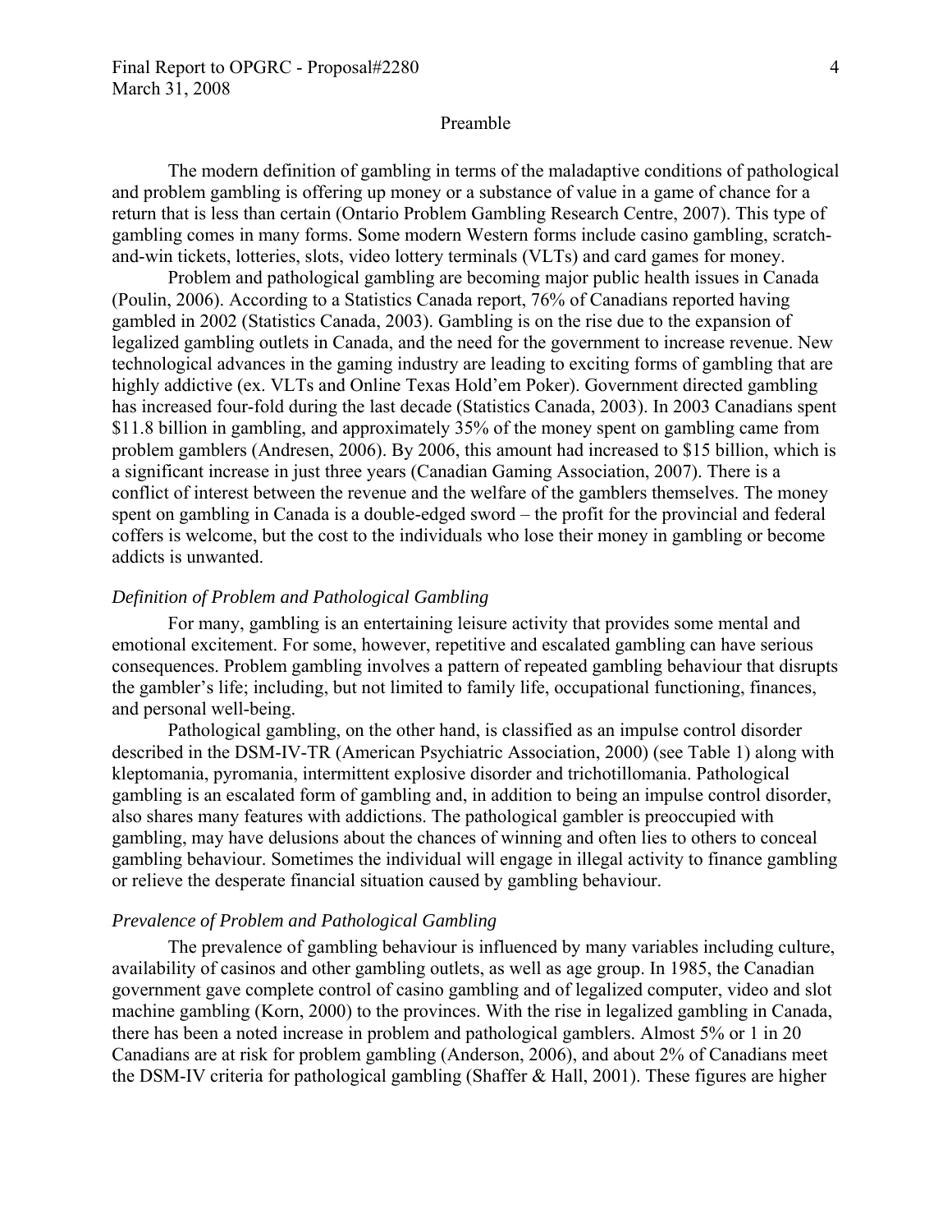## Preamble

The modern definition of gambling in terms of the maladaptive conditions of pathological and problem gambling is offering up money or a substance of value in a game of chance for a return that is less than certain (Ontario Problem Gambling Research Centre, 2007). This type of gambling comes in many forms. Some modern Western forms include casino gambling, scratch-and-win tickets, lotteries, slots, video lottery terminals (VLTs) and card games for money.

Problem and pathological gambling are becoming major public health issues in Canada (Poulin, 2006). According to a Statistics Canada report, 76% of Canadians reported having gambled in 2002 (Statistics Canada, 2003). Gambling is on the rise due to the expansion of legalized gambling outlets in Canada, and the need for the government to increase revenue. New technological advances in the gaming industry are leading to exciting forms of gambling that are highly addictive (ex. VLTs and Online Texas Hold'em Poker). Government directed gambling has increased four-fold during the last decade (Statistics Canada, 2003). In 2003 Canadians spent $11.8 billion in gambling, and approximately 35% of the money spent on gambling came from problem gamblers (Andresen, 2006). By 2006, this amount had increased to $15 billion, which is a significant increase in just three years (Canadian Gaming Association, 2007). There is a conflict of interest between the revenue and the welfare of the gamblers themselves. The money spent on gambling in Canada is a double-edged sword – the profit for the provincial and federal coffers is welcome, but the cost to the individuals who lose their money in gambling or become addicts is unwanted.

### *Definition of Problem and Pathological Gambling*

For many, gambling is an entertaining leisure activity that provides some mental and emotional excitement. For some, however, repetitive and escalated gambling can have serious consequences. Problem gambling involves a pattern of repeated gambling behaviour that disrupts the gambler's life; including, but not limited to family life, occupational functioning, finances, and personal well-being.

Pathological gambling, on the other hand, is classified as an impulse control disorder described in the DSM-IV-TR (American Psychiatric Association, 2000) (see Table 1) along with kleptomania, pyromania, intermittent explosive disorder and trichotillomania. Pathological gambling is an escalated form of gambling and, in addition to being an impulse control disorder, also shares many features with addictions. The pathological gambler is preoccupied with gambling, may have delusions about the chances of winning and often lies to others to conceal gambling behaviour. Sometimes the individual will engage in illegal activity to finance gambling or relieve the desperate financial situation caused by gambling behaviour.

### *Prevalence of Problem and Pathological Gambling*

The prevalence of gambling behaviour is influenced by many variables including culture, availability of casinos and other gambling outlets, as well as age group. In 1985, the Canadian government gave complete control of casino gambling and of legalized computer, video and slot machine gambling (Korn, 2000) to the provinces. With the rise in legalized gambling in Canada, there has been a noted increase in problem and pathological gamblers. Almost 5% or 1 in 20 Canadians are at risk for problem gambling (Anderson, 2006), and about 2% of Canadians meet the DSM-IV criteria for pathological gambling (Shaffer & Hall, 2001). These figures are higher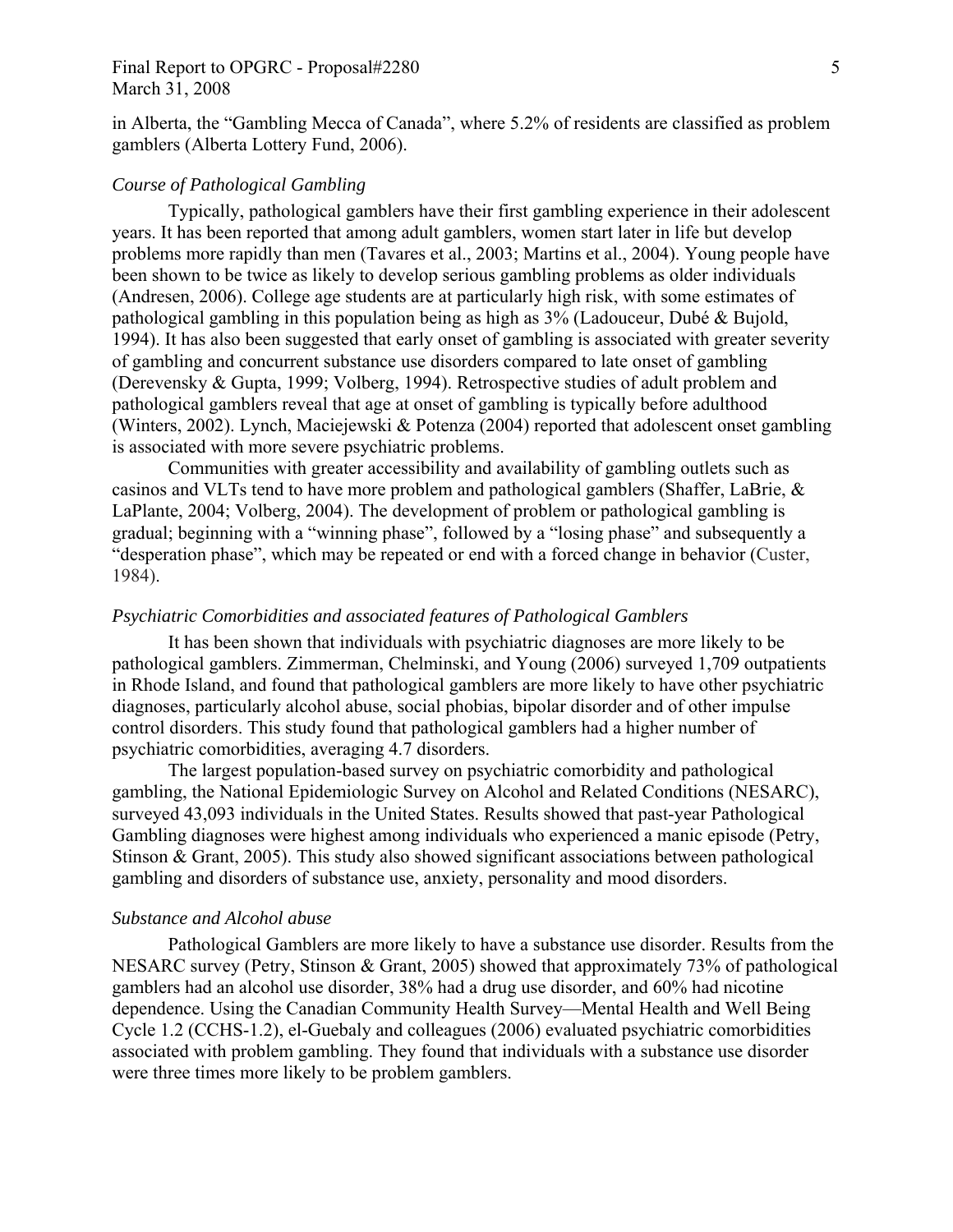in Alberta, the "Gambling Mecca of Canada", where 5.2% of residents are classified as problem gamblers (Alberta Lottery Fund, 2006).

### *Course of Pathological Gambling*

Typically, pathological gamblers have their first gambling experience in their adolescent years. It has been reported that among adult gamblers, women start later in life but develop problems more rapidly than men (Tavares et al., 2003; Martins et al., 2004). Young people have been shown to be twice as likely to develop serious gambling problems as older individuals (Andresen, 2006). College age students are at particularly high risk, with some estimates of pathological gambling in this population being as high as 3% (Ladouceur, Dubé & Bujold, 1994). It has also been suggested that early onset of gambling is associated with greater severity of gambling and concurrent substance use disorders compared to late onset of gambling (Derevensky & Gupta, 1999; Volberg, 1994). Retrospective studies of adult problem and pathological gamblers reveal that age at onset of gambling is typically before adulthood (Winters, 2002). Lynch, Maciejewski & Potenza (2004) reported that adolescent onset gambling is associated with more severe psychiatric problems.

Communities with greater accessibility and availability of gambling outlets such as casinos and VLTs tend to have more problem and pathological gamblers (Shaffer, LaBrie, & LaPlante, 2004; Volberg, 2004). The development of problem or pathological gambling is gradual; beginning with a "winning phase", followed by a "losing phase" and subsequently a "desperation phase", which may be repeated or end with a forced change in behavior (Custer, 1984).

### *Psychiatric Comorbidities and associated features of Pathological Gamblers*

It has been shown that individuals with psychiatric diagnoses are more likely to be pathological gamblers. Zimmerman, Chelminski, and Young (2006) surveyed 1,709 outpatients in Rhode Island, and found that pathological gamblers are more likely to have other psychiatric diagnoses, particularly alcohol abuse, social phobias, bipolar disorder and of other impulse control disorders. This study found that pathological gamblers had a higher number of psychiatric comorbidities, averaging 4.7 disorders.

The largest population-based survey on psychiatric comorbidity and pathological gambling, the National Epidemiologic Survey on Alcohol and Related Conditions (NESARC), surveyed 43,093 individuals in the United States. Results showed that past-year Pathological Gambling diagnoses were highest among individuals who experienced a manic episode (Petry, Stinson & Grant, 2005). This study also showed significant associations between pathological gambling and disorders of substance use, anxiety, personality and mood disorders.

### *Substance and Alcohol abuse*

Pathological Gamblers are more likely to have a substance use disorder. Results from the NESARC survey (Petry, Stinson & Grant, 2005) showed that approximately 73% of pathological gamblers had an alcohol use disorder, 38% had a drug use disorder, and 60% had nicotine dependence. Using the Canadian Community Health Survey—Mental Health and Well Being Cycle 1.2 (CCHS-1.2), el-Guebaly and colleagues (2006) evaluated psychiatric comorbidities associated with problem gambling. They found that individuals with a substance use disorder were three times more likely to be problem gamblers.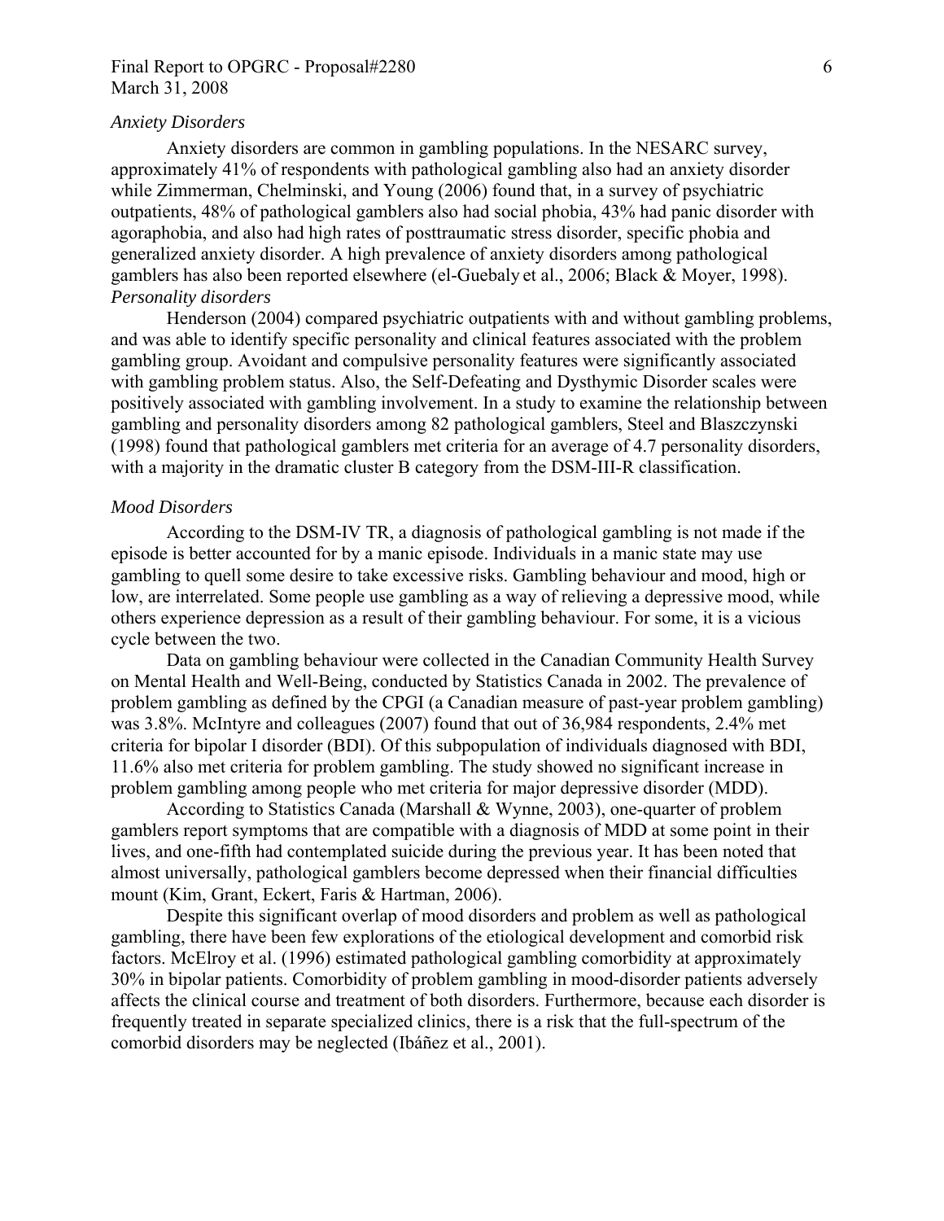*Anxiety Disorders*

Anxiety disorders are common in gambling populations. In the NESARC survey, approximately 41% of respondents with pathological gambling also had an anxiety disorder while Zimmerman, Chelminski, and Young (2006) found that, in a survey of psychiatric outpatients, 48% of pathological gamblers also had social phobia, 43% had panic disorder with agoraphobia, and also had high rates of posttraumatic stress disorder, specific phobia and generalized anxiety disorder. A high prevalence of anxiety disorders among pathological gamblers has also been reported elsewhere (el-Guebaly et al., 2006; Black & Moyer, 1998).

*Personality disorders*

Henderson (2004) compared psychiatric outpatients with and without gambling problems, and was able to identify specific personality and clinical features associated with the problem gambling group. Avoidant and compulsive personality features were significantly associated with gambling problem status. Also, the Self-Defeating and Dysthymic Disorder scales were positively associated with gambling involvement. In a study to examine the relationship between gambling and personality disorders among 82 pathological gamblers, Steel and Blaszczynski (1998) found that pathological gamblers met criteria for an average of 4.7 personality disorders, with a majority in the dramatic cluster B category from the DSM-III-R classification.

*Mood Disorders*

According to the DSM-IV TR, a diagnosis of pathological gambling is not made if the episode is better accounted for by a manic episode. Individuals in a manic state may use gambling to quell some desire to take excessive risks. Gambling behaviour and mood, high or low, are interrelated. Some people use gambling as a way of relieving a depressive mood, while others experience depression as a result of their gambling behaviour. For some, it is a vicious cycle between the two.

Data on gambling behaviour were collected in the Canadian Community Health Survey on Mental Health and Well-Being, conducted by Statistics Canada in 2002. The prevalence of problem gambling as defined by the CPGI (a Canadian measure of past-year problem gambling) was 3.8%. McIntyre and colleagues (2007) found that out of 36,984 respondents, 2.4% met criteria for bipolar I disorder (BDI). Of this subpopulation of individuals diagnosed with BDI, 11.6% also met criteria for problem gambling. The study showed no significant increase in problem gambling among people who met criteria for major depressive disorder (MDD).

According to Statistics Canada (Marshall & Wynne, 2003), one-quarter of problem gamblers report symptoms that are compatible with a diagnosis of MDD at some point in their lives, and one-fifth had contemplated suicide during the previous year. It has been noted that almost universally, pathological gamblers become depressed when their financial difficulties mount (Kim, Grant, Eckert, Faris & Hartman, 2006).

Despite this significant overlap of mood disorders and problem as well as pathological gambling, there have been few explorations of the etiological development and comorbid risk factors. McElroy et al. (1996) estimated pathological gambling comorbidity at approximately 30% in bipolar patients. Comorbidity of problem gambling in mood-disorder patients adversely affects the clinical course and treatment of both disorders. Furthermore, because each disorder is frequently treated in separate specialized clinics, there is a risk that the full-spectrum of the comorbid disorders may be neglected (Ibáñez et al., 2001).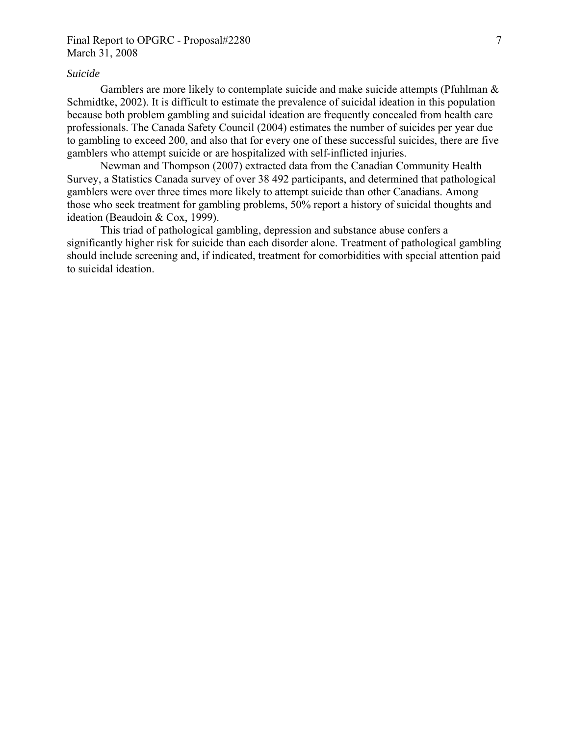*Suicide*

Gamblers are more likely to contemplate suicide and make suicide attempts (Pfuhlman & Schmidtke, 2002). It is difficult to estimate the prevalence of suicidal ideation in this population because both problem gambling and suicidal ideation are frequently concealed from health care professionals. The Canada Safety Council (2004) estimates the number of suicides per year due to gambling to exceed 200, and also that for every one of these successful suicides, there are five gamblers who attempt suicide or are hospitalized with self-inflicted injuries.

Newman and Thompson (2007) extracted data from the Canadian Community Health Survey, a Statistics Canada survey of over 38 492 participants, and determined that pathological gamblers were over three times more likely to attempt suicide than other Canadians. Among those who seek treatment for gambling problems, 50% report a history of suicidal thoughts and ideation (Beaudoin & Cox, 1999).

This triad of pathological gambling, depression and substance abuse confers a significantly higher risk for suicide than each disorder alone. Treatment of pathological gambling should include screening and, if indicated, treatment for comorbidities with special attention paid to suicidal ideation.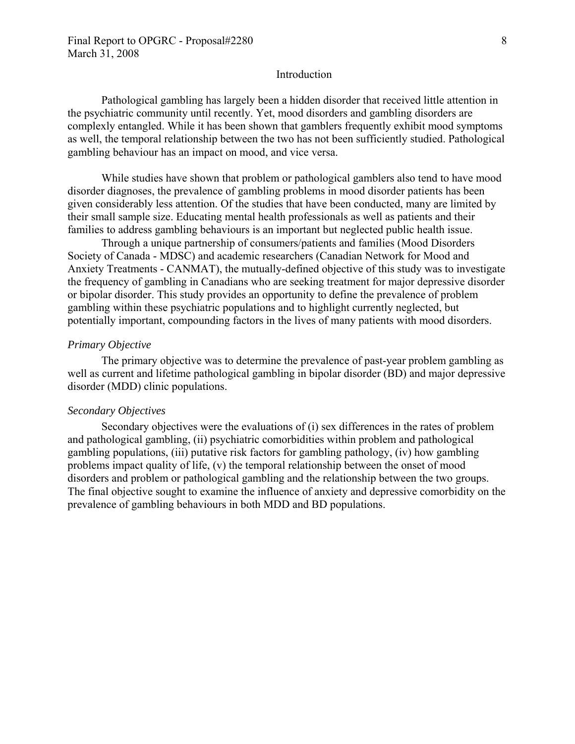## Introduction

Pathological gambling has largely been a hidden disorder that received little attention in the psychiatric community until recently. Yet, mood disorders and gambling disorders are complexly entangled. While it has been shown that gamblers frequently exhibit mood symptoms as well, the temporal relationship between the two has not been sufficiently studied. Pathological gambling behaviour has an impact on mood, and vice versa.

While studies have shown that problem or pathological gamblers also tend to have mood disorder diagnoses, the prevalence of gambling problems in mood disorder patients has been given considerably less attention. Of the studies that have been conducted, many are limited by their small sample size. Educating mental health professionals as well as patients and their families to address gambling behaviours is an important but neglected public health issue.

Through a unique partnership of consumers/patients and families (Mood Disorders Society of Canada - MDSC) and academic researchers (Canadian Network for Mood and Anxiety Treatments - CANMAT), the mutually-defined objective of this study was to investigate the frequency of gambling in Canadians who are seeking treatment for major depressive disorder or bipolar disorder. This study provides an opportunity to define the prevalence of problem gambling within these psychiatric populations and to highlight currently neglected, but potentially important, compounding factors in the lives of many patients with mood disorders.

### *Primary Objective*

The primary objective was to determine the prevalence of past-year problem gambling as well as current and lifetime pathological gambling in bipolar disorder (BD) and major depressive disorder (MDD) clinic populations.

### *Secondary Objectives*

Secondary objectives were the evaluations of (i) sex differences in the rates of problem and pathological gambling, (ii) psychiatric comorbidities within problem and pathological gambling populations, (iii) putative risk factors for gambling pathology, (iv) how gambling problems impact quality of life, (v) the temporal relationship between the onset of mood disorders and problem or pathological gambling and the relationship between the two groups. The final objective sought to examine the influence of anxiety and depressive comorbidity on the prevalence of gambling behaviours in both MDD and BD populations.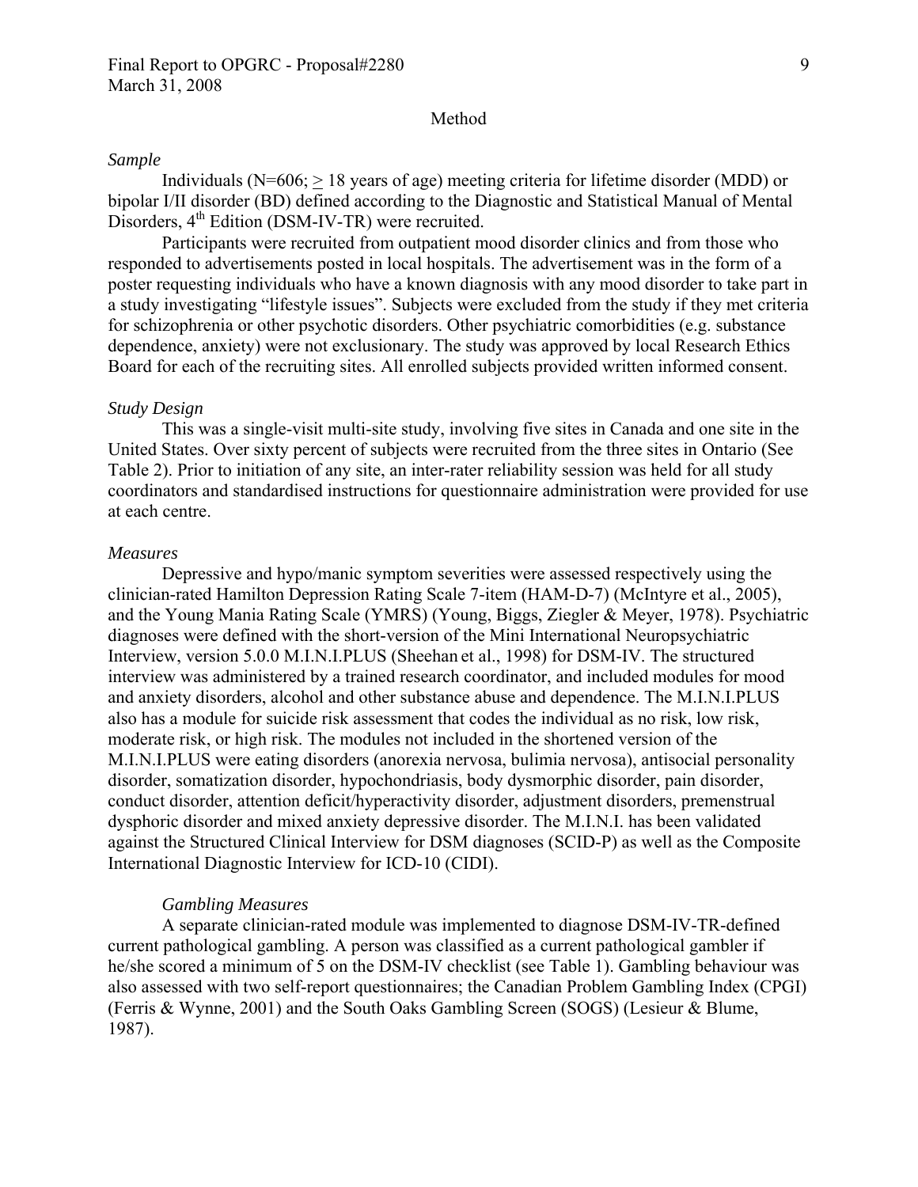# Method

*Sample*

Individuals (N=606; ≥ 18 years of age) meeting criteria for lifetime disorder (MDD) or bipolar I/II disorder (BD) defined according to the Diagnostic and Statistical Manual of Mental Disorders, 4th Edition (DSM-IV-TR) were recruited.

Participants were recruited from outpatient mood disorder clinics and from those who responded to advertisements posted in local hospitals. The advertisement was in the form of a poster requesting individuals who have a known diagnosis with any mood disorder to take part in a study investigating "lifestyle issues". Subjects were excluded from the study if they met criteria for schizophrenia or other psychotic disorders. Other psychiatric comorbidities (e.g. substance dependence, anxiety) were not exclusionary. The study was approved by local Research Ethics Board for each of the recruiting sites. All enrolled subjects provided written informed consent.

*Study Design*

This was a single-visit multi-site study, involving five sites in Canada and one site in the United States. Over sixty percent of subjects were recruited from the three sites in Ontario (See Table 2). Prior to initiation of any site, an inter-rater reliability session was held for all study coordinators and standardised instructions for questionnaire administration were provided for use at each centre.

*Measures*

Depressive and hypo/manic symptom severities were assessed respectively using the clinician-rated Hamilton Depression Rating Scale 7-item (HAM-D-7) (McIntyre et al., 2005), and the Young Mania Rating Scale (YMRS) (Young, Biggs, Ziegler & Meyer, 1978). Psychiatric diagnoses were defined with the short-version of the Mini International Neuropsychiatric Interview, version 5.0.0 M.I.N.I.PLUS (Sheehan et al., 1998) for DSM-IV. The structured interview was administered by a trained research coordinator, and included modules for mood and anxiety disorders, alcohol and other substance abuse and dependence. The M.I.N.I.PLUS also has a module for suicide risk assessment that codes the individual as no risk, low risk, moderate risk, or high risk. The modules not included in the shortened version of the M.I.N.I.PLUS were eating disorders (anorexia nervosa, bulimia nervosa), antisocial personality disorder, somatization disorder, hypochondriasis, body dysmorphic disorder, pain disorder, conduct disorder, attention deficit/hyperactivity disorder, adjustment disorders, premenstrual dysphoric disorder and mixed anxiety depressive disorder. The M.I.N.I. has been validated against the Structured Clinical Interview for DSM diagnoses (SCID-P) as well as the Composite International Diagnostic Interview for ICD-10 (CIDI).

*Gambling Measures*

A separate clinician-rated module was implemented to diagnose DSM-IV-TR-defined current pathological gambling. A person was classified as a current pathological gambler if he/she scored a minimum of 5 on the DSM-IV checklist (see Table 1). Gambling behaviour was also assessed with two self-report questionnaires; the Canadian Problem Gambling Index (CPGI) (Ferris & Wynne, 2001) and the South Oaks Gambling Screen (SOGS) (Lesieur & Blume, 1987).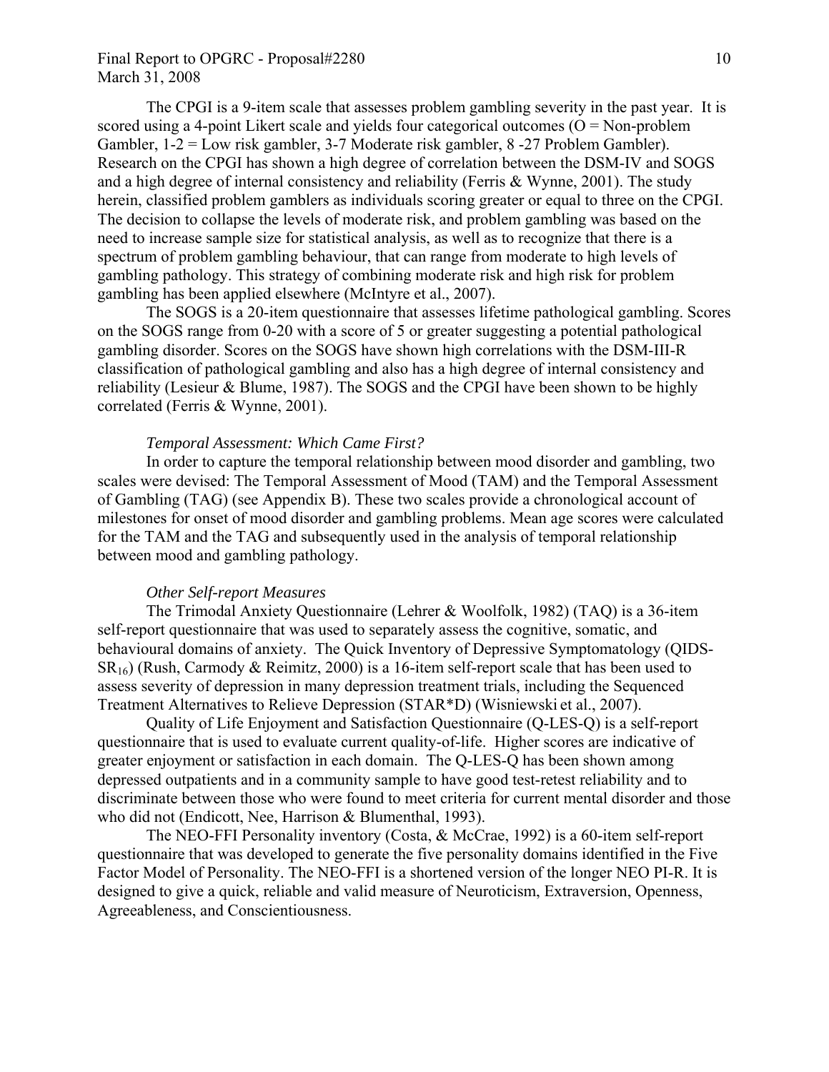The CPGI is a 9-item scale that assesses problem gambling severity in the past year. It is scored using a 4-point Likert scale and yields four categorical outcomes (O = Non-problem Gambler, 1-2 = Low risk gambler, 3-7 Moderate risk gambler, 8 -27 Problem Gambler). Research on the CPGI has shown a high degree of correlation between the DSM-IV and SOGS and a high degree of internal consistency and reliability (Ferris & Wynne, 2001). The study herein, classified problem gamblers as individuals scoring greater or equal to three on the CPGI. The decision to collapse the levels of moderate risk, and problem gambling was based on the need to increase sample size for statistical analysis, as well as to recognize that there is a spectrum of problem gambling behaviour, that can range from moderate to high levels of gambling pathology. This strategy of combining moderate risk and high risk for problem gambling has been applied elsewhere (McIntyre et al., 2007).

The SOGS is a 20-item questionnaire that assesses lifetime pathological gambling. Scores on the SOGS range from 0-20 with a score of 5 or greater suggesting a potential pathological gambling disorder. Scores on the SOGS have shown high correlations with the DSM-III-R classification of pathological gambling and also has a high degree of internal consistency and reliability (Lesieur & Blume, 1987). The SOGS and the CPGI have been shown to be highly correlated (Ferris & Wynne, 2001).

*Temporal Assessment: Which Came First?*

In order to capture the temporal relationship between mood disorder and gambling, two scales were devised: The Temporal Assessment of Mood (TAM) and the Temporal Assessment of Gambling (TAG) (see Appendix B). These two scales provide a chronological account of milestones for onset of mood disorder and gambling problems. Mean age scores were calculated for the TAM and the TAG and subsequently used in the analysis of temporal relationship between mood and gambling pathology.

*Other Self-report Measures*

The Trimodal Anxiety Questionnaire (Lehrer & Woolfolk, 1982) (TAQ) is a 36-item self-report questionnaire that was used to separately assess the cognitive, somatic, and behavioural domains of anxiety. The Quick Inventory of Depressive Symptomatology (QIDS-$SR_{16}$) (Rush, Carmody & Reimitz, 2000) is a 16-item self-report scale that has been used to assess severity of depression in many depression treatment trials, including the Sequenced Treatment Alternatives to Relieve Depression (STAR*D) (Wisniewski et al., 2007).

Quality of Life Enjoyment and Satisfaction Questionnaire (Q-LES-Q) is a self-report questionnaire that is used to evaluate current quality-of-life. Higher scores are indicative of greater enjoyment or satisfaction in each domain. The Q-LES-Q has been shown among depressed outpatients and in a community sample to have good test-retest reliability and to discriminate between those who were found to meet criteria for current mental disorder and those who did not (Endicott, Nee, Harrison & Blumenthal, 1993).

The NEO-FFI Personality inventory (Costa, & McCrae, 1992) is a 60-item self-report questionnaire that was developed to generate the five personality domains identified in the Five Factor Model of Personality. The NEO-FFI is a shortened version of the longer NEO PI-R. It is designed to give a quick, reliable and valid measure of Neuroticism, Extraversion, Openness, Agreeableness, and Conscientiousness.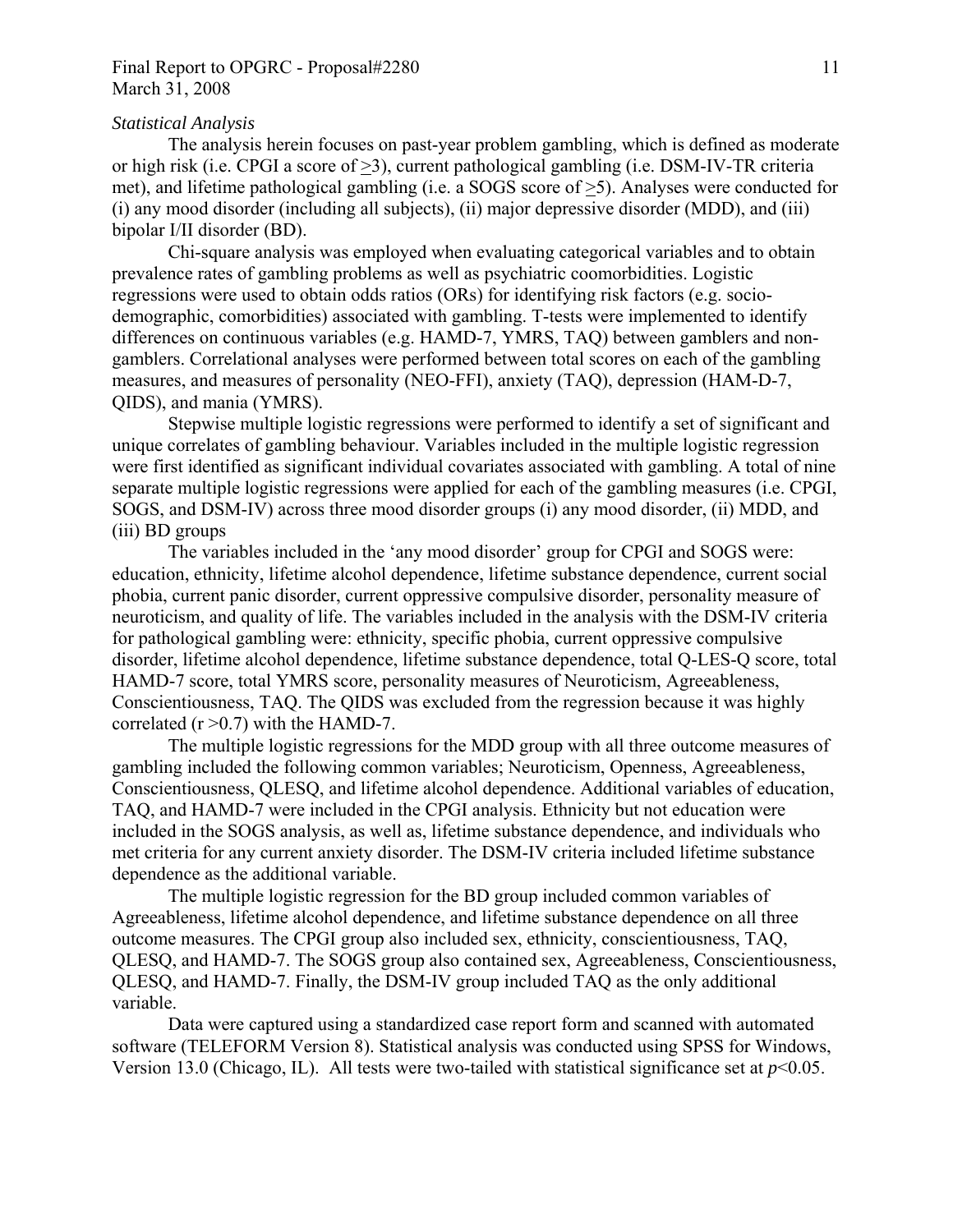*Statistical Analysis*

The analysis herein focuses on past-year problem gambling, which is defined as moderate or high risk (i.e. CPGI a score of $\geq$3), current pathological gambling (i.e. DSM-IV-TR criteria met), and lifetime pathological gambling (i.e. a SOGS score of $\geq$5). Analyses were conducted for (i) any mood disorder (including all subjects), (ii) major depressive disorder (MDD), and (iii) bipolar I/II disorder (BD).

Chi-square analysis was employed when evaluating categorical variables and to obtain prevalence rates of gambling problems as well as psychiatric coomorbidities. Logistic regressions were used to obtain odds ratios (ORs) for identifying risk factors (e.g. socio-demographic, comorbidities) associated with gambling. T-tests were implemented to identify differences on continuous variables (e.g. HAMD-7, YMRS, TAQ) between gamblers and non-gamblers. Correlational analyses were performed between total scores on each of the gambling measures, and measures of personality (NEO-FFI), anxiety (TAQ), depression (HAM-D-7, QIDS), and mania (YMRS).

Stepwise multiple logistic regressions were performed to identify a set of significant and unique correlates of gambling behaviour. Variables included in the multiple logistic regression were first identified as significant individual covariates associated with gambling. A total of nine separate multiple logistic regressions were applied for each of the gambling measures (i.e. CPGI, SOGS, and DSM-IV) across three mood disorder groups (i) any mood disorder, (ii) MDD, and (iii) BD groups

The variables included in the 'any mood disorder' group for CPGI and SOGS were: education, ethnicity, lifetime alcohol dependence, lifetime substance dependence, current social phobia, current panic disorder, current oppressive compulsive disorder, personality measure of neuroticism, and quality of life. The variables included in the analysis with the DSM-IV criteria for pathological gambling were: ethnicity, specific phobia, current oppressive compulsive disorder, lifetime alcohol dependence, lifetime substance dependence, total Q-LES-Q score, total HAMD-7 score, total YMRS score, personality measures of Neuroticism, Agreeableness, Conscientiousness, TAQ. The QIDS was excluded from the regression because it was highly correlated ($r > 0.7$) with the HAMD-7.

The multiple logistic regressions for the MDD group with all three outcome measures of gambling included the following common variables; Neuroticism, Openness, Agreeableness, Conscientiousness, QLESQ, and lifetime alcohol dependence. Additional variables of education, TAQ, and HAMD-7 were included in the CPGI analysis. Ethnicity but not education were included in the SOGS analysis, as well as, lifetime substance dependence, and individuals who met criteria for any current anxiety disorder. The DSM-IV criteria included lifetime substance dependence as the additional variable.

The multiple logistic regression for the BD group included common variables of Agreeableness, lifetime alcohol dependence, and lifetime substance dependence on all three outcome measures. The CPGI group also included sex, ethnicity, conscientiousness, TAQ, QLESQ, and HAMD-7. The SOGS group also contained sex, Agreeableness, Conscientiousness, QLESQ, and HAMD-7. Finally, the DSM-IV group included TAQ as the only additional variable.

Data were captured using a standardized case report form and scanned with automated software (TELEFORM Version 8). Statistical analysis was conducted using SPSS for Windows, Version 13.0 (Chicago, IL). All tests were two-tailed with statistical significance set at $p<0.05$.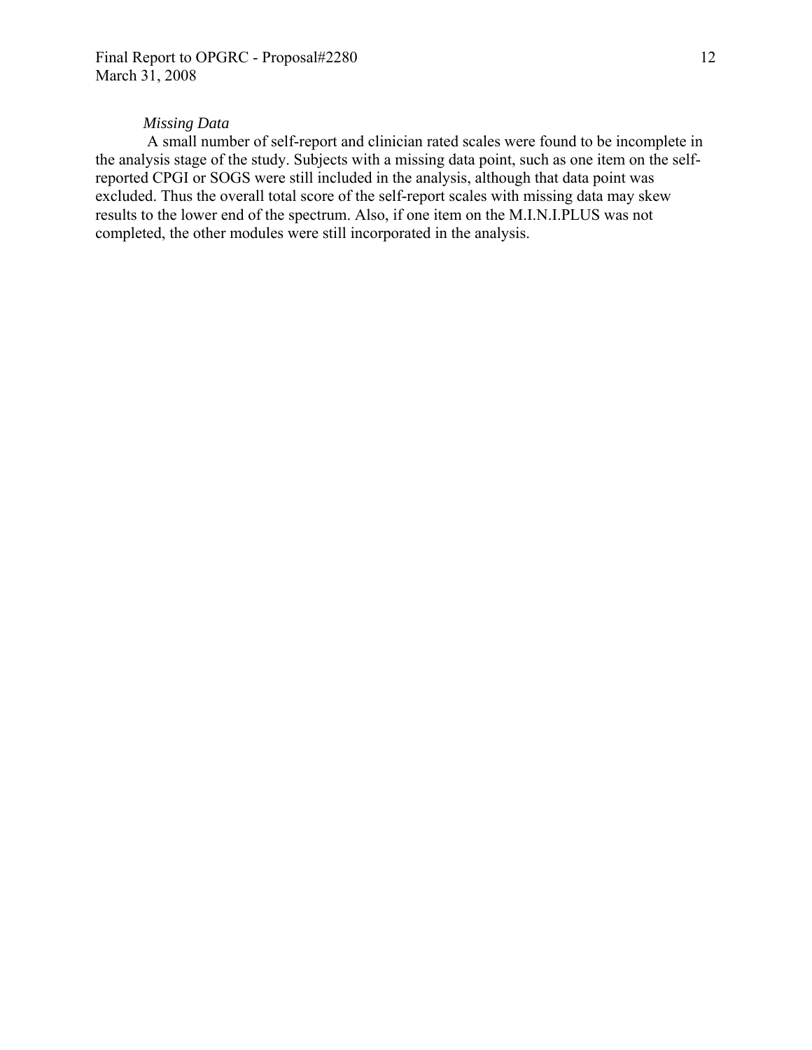*Missing Data*

A small number of self-report and clinician rated scales were found to be incomplete in the analysis stage of the study. Subjects with a missing data point, such as one item on the self-reported CPGI or SOGS were still included in the analysis, although that data point was excluded. Thus the overall total score of the self-report scales with missing data may skew results to the lower end of the spectrum. Also, if one item on the M.I.N.I.PLUS was not completed, the other modules were still incorporated in the analysis.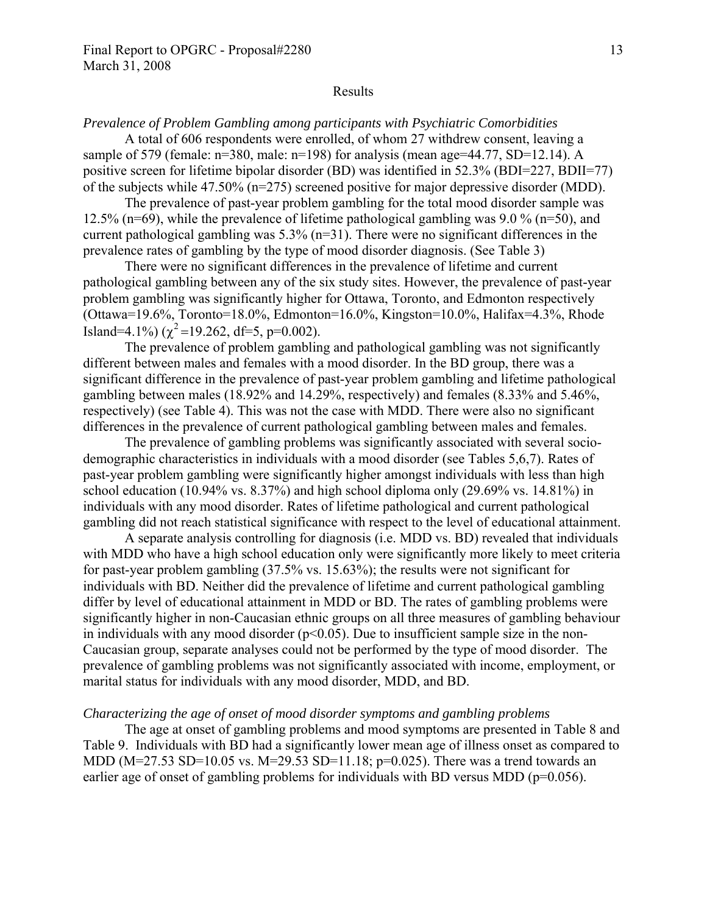## Results

*Prevalence of Problem Gambling among participants with Psychiatric Comorbidities*

A total of 606 respondents were enrolled, of whom 27 withdrew consent, leaving a sample of 579 (female: n=380, male: n=198) for analysis (mean age=44.77, SD=12.14). A positive screen for lifetime bipolar disorder (BD) was identified in 52.3% (BDI=227, BDII=77) of the subjects while 47.50% (n=275) screened positive for major depressive disorder (MDD).

The prevalence of past-year problem gambling for the total mood disorder sample was 12.5% (n=69), while the prevalence of lifetime pathological gambling was 9.0 % (n=50), and current pathological gambling was 5.3% (n=31). There were no significant differences in the prevalence rates of gambling by the type of mood disorder diagnosis. (See Table 3)

There were no significant differences in the prevalence of lifetime and current pathological gambling between any of the six study sites. However, the prevalence of past-year problem gambling was significantly higher for Ottawa, Toronto, and Edmonton respectively (Ottawa=19.6%, Toronto=18.0%, Edmonton=16.0%, Kingston=10.0%, Halifax=4.3%, Rhode Island=4.1%) ($\chi^2$=19.262, df=5, p=0.002).

The prevalence of problem gambling and pathological gambling was not significantly different between males and females with a mood disorder. In the BD group, there was a significant difference in the prevalence of past-year problem gambling and lifetime pathological gambling between males (18.92% and 14.29%, respectively) and females (8.33% and 5.46%, respectively) (see Table 4). This was not the case with MDD. There were also no significant differences in the prevalence of current pathological gambling between males and females.

The prevalence of gambling problems was significantly associated with several socio-demographic characteristics in individuals with a mood disorder (see Tables 5,6,7). Rates of past-year problem gambling were significantly higher amongst individuals with less than high school education (10.94% vs. 8.37%) and high school diploma only (29.69% vs. 14.81%) in individuals with any mood disorder. Rates of lifetime pathological and current pathological gambling did not reach statistical significance with respect to the level of educational attainment.

A separate analysis controlling for diagnosis (i.e. MDD vs. BD) revealed that individuals with MDD who have a high school education only were significantly more likely to meet criteria for past-year problem gambling (37.5% vs. 15.63%); the results were not significant for individuals with BD. Neither did the prevalence of lifetime and current pathological gambling differ by level of educational attainment in MDD or BD. The rates of gambling problems were significantly higher in non-Caucasian ethnic groups on all three measures of gambling behaviour in individuals with any mood disorder ($p<0.05$). Due to insufficient sample size in the non-Caucasian group, separate analyses could not be performed by the type of mood disorder. The prevalence of gambling problems was not significantly associated with income, employment, or marital status for individuals with any mood disorder, MDD, and BD.

*Characterizing the age of onset of mood disorder symptoms and gambling problems*

The age at onset of gambling problems and mood symptoms are presented in Table 8 and Table 9. Individuals with BD had a significantly lower mean age of illness onset as compared to MDD (M=27.53 SD=10.05 vs. M=29.53 SD=11.18; p=0.025). There was a trend towards an earlier age of onset of gambling problems for individuals with BD versus MDD (p=0.056).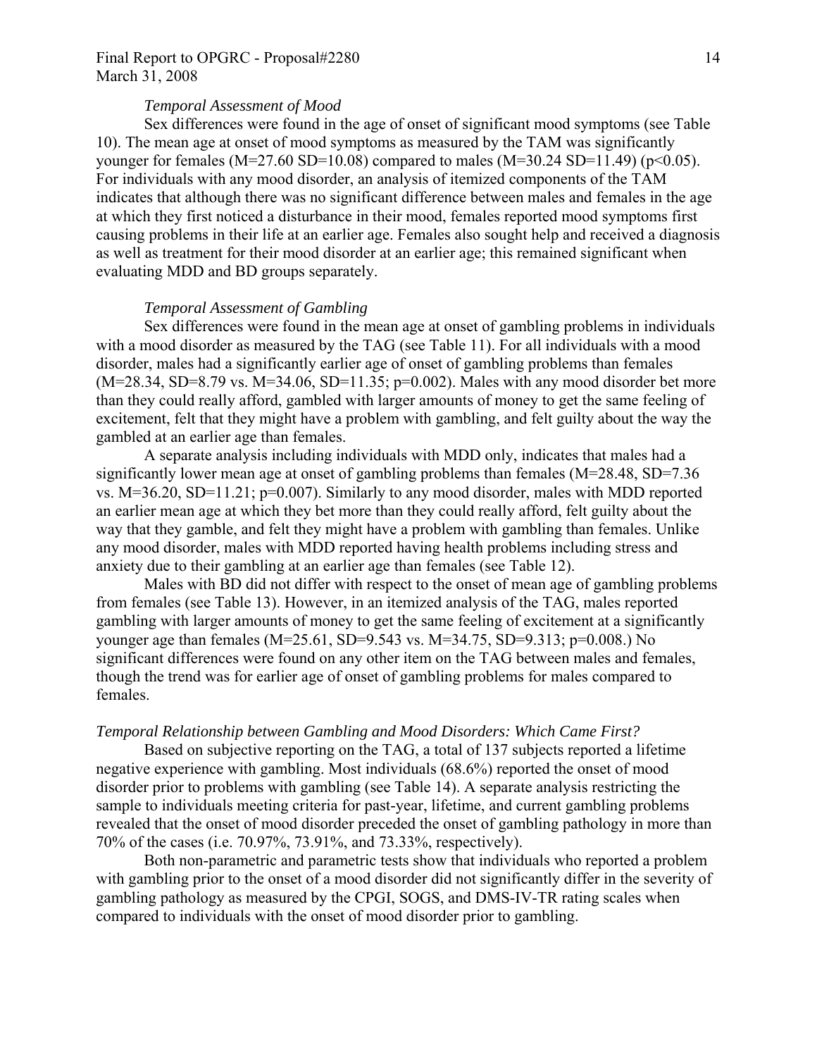*Temporal Assessment of Mood*

Sex differences were found in the age of onset of significant mood symptoms (see Table 10). The mean age at onset of mood symptoms as measured by the TAM was significantly younger for females (M=27.60 SD=10.08) compared to males (M=30.24 SD=11.49) ($p<0.05$). For individuals with any mood disorder, an analysis of itemized components of the TAM indicates that although there was no significant difference between males and females in the age at which they first noticed a disturbance in their mood, females reported mood symptoms first causing problems in their life at an earlier age. Females also sought help and received a diagnosis as well as treatment for their mood disorder at an earlier age; this remained significant when evaluating MDD and BD groups separately.

*Temporal Assessment of Gambling*

Sex differences were found in the mean age at onset of gambling problems in individuals with a mood disorder as measured by the TAG (see Table 11). For all individuals with a mood disorder, males had a significantly earlier age of onset of gambling problems than females (M=28.34, SD=8.79 vs. M=34.06, SD=11.35; $p=0.002$). Males with any mood disorder bet more than they could really afford, gambled with larger amounts of money to get the same feeling of excitement, felt that they might have a problem with gambling, and felt guilty about the way the gambled at an earlier age than females.

A separate analysis including individuals with MDD only, indicates that males had a significantly lower mean age at onset of gambling problems than females (M=28.48, SD=7.36 vs. M=36.20, SD=11.21; $p=0.007$). Similarly to any mood disorder, males with MDD reported an earlier mean age at which they bet more than they could really afford, felt guilty about the way that they gamble, and felt they might have a problem with gambling than females. Unlike any mood disorder, males with MDD reported having health problems including stress and anxiety due to their gambling at an earlier age than females (see Table 12).

Males with BD did not differ with respect to the onset of mean age of gambling problems from females (see Table 13). However, in an itemized analysis of the TAG, males reported gambling with larger amounts of money to get the same feeling of excitement at a significantly younger age than females (M=25.61, SD=9.543 vs. M=34.75, SD=9.313; $p=0.008$.) No significant differences were found on any other item on the TAG between males and females, though the trend was for earlier age of onset of gambling problems for males compared to females.

*Temporal Relationship between Gambling and Mood Disorders: Which Came First?*

Based on subjective reporting on the TAG, a total of 137 subjects reported a lifetime negative experience with gambling. Most individuals (68.6%) reported the onset of mood disorder prior to problems with gambling (see Table 14). A separate analysis restricting the sample to individuals meeting criteria for past-year, lifetime, and current gambling problems revealed that the onset of mood disorder preceded the onset of gambling pathology in more than 70% of the cases (i.e. 70.97%, 73.91%, and 73.33%, respectively).

Both non-parametric and parametric tests show that individuals who reported a problem with gambling prior to the onset of a mood disorder did not significantly differ in the severity of gambling pathology as measured by the CPGI, SOGS, and DMS-IV-TR rating scales when compared to individuals with the onset of mood disorder prior to gambling.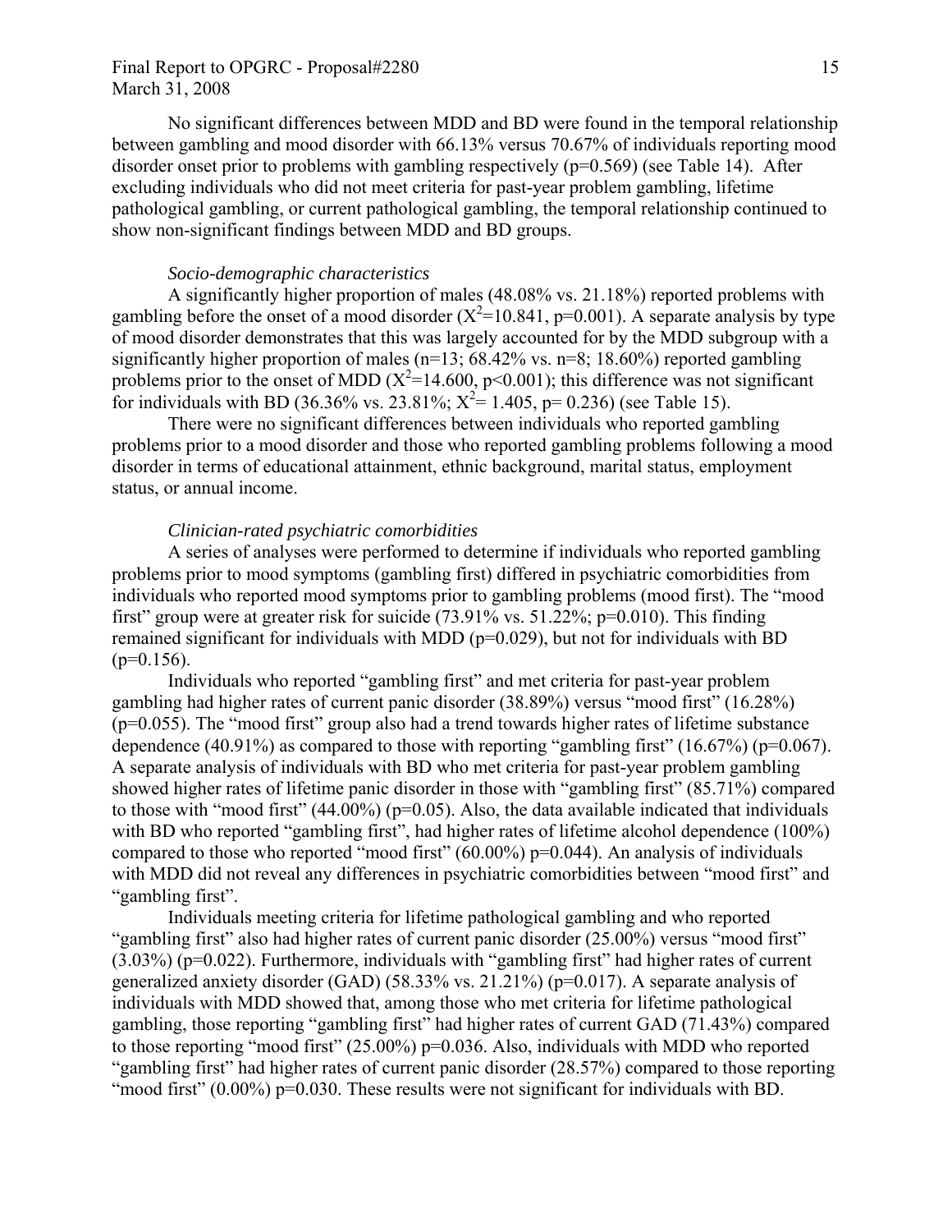No significant differences between MDD and BD were found in the temporal relationship between gambling and mood disorder with 66.13% versus 70.67% of individuals reporting mood disorder onset prior to problems with gambling respectively ($p=0.569$) (see Table 14). After excluding individuals who did not meet criteria for past-year problem gambling, lifetime pathological gambling, or current pathological gambling, the temporal relationship continued to show non-significant findings between MDD and BD groups.

*Socio-demographic characteristics*

A significantly higher proportion of males (48.08% vs. 21.18%) reported problems with gambling before the onset of a mood disorder ($X^2=10.841$, $p=0.001$). A separate analysis by type of mood disorder demonstrates that this was largely accounted for by the MDD subgroup with a significantly higher proportion of males (n=13; 68.42% vs. n=8; 18.60%) reported gambling problems prior to the onset of MDD ($X^2=14.600$, $p<0.001$); this difference was not significant for individuals with BD (36.36% vs. 23.81%; $X^2= 1.405$, $p= 0.236$) (see Table 15).

There were no significant differences between individuals who reported gambling problems prior to a mood disorder and those who reported gambling problems following a mood disorder in terms of educational attainment, ethnic background, marital status, employment status, or annual income.

*Clinician-rated psychiatric comorbidities*

A series of analyses were performed to determine if individuals who reported gambling problems prior to mood symptoms (gambling first) differed in psychiatric comorbidities from individuals who reported mood symptoms prior to gambling problems (mood first). The "mood first" group were at greater risk for suicide (73.91% vs. 51.22%; $p=0.010$). This finding remained significant for individuals with MDD ($p=0.029$), but not for individuals with BD ($p=0.156$).

Individuals who reported "gambling first" and met criteria for past-year problem gambling had higher rates of current panic disorder (38.89%) versus "mood first" (16.28%) ($p=0.055$). The "mood first" group also had a trend towards higher rates of lifetime substance dependence (40.91%) as compared to those with reporting "gambling first" (16.67%) ($p=0.067$). A separate analysis of individuals with BD who met criteria for past-year problem gambling showed higher rates of lifetime panic disorder in those with "gambling first" (85.71%) compared to those with "mood first" (44.00%) ($p=0.05$). Also, the data available indicated that individuals with BD who reported "gambling first", had higher rates of lifetime alcohol dependence (100%) compared to those who reported "mood first" (60.00%) $p=0.044$). An analysis of individuals with MDD did not reveal any differences in psychiatric comorbidities between "mood first" and "gambling first".

Individuals meeting criteria for lifetime pathological gambling and who reported "gambling first" also had higher rates of current panic disorder (25.00%) versus "mood first" (3.03%) ($p=0.022$). Furthermore, individuals with "gambling first" had higher rates of current generalized anxiety disorder (GAD) (58.33% vs. 21.21%) ($p=0.017$). A separate analysis of individuals with MDD showed that, among those who met criteria for lifetime pathological gambling, those reporting "gambling first" had higher rates of current GAD (71.43%) compared to those reporting "mood first" (25.00%) $p=0.036$. Also, individuals with MDD who reported "gambling first" had higher rates of current panic disorder (28.57%) compared to those reporting "mood first" (0.00%) $p=0.030$. These results were not significant for individuals with BD.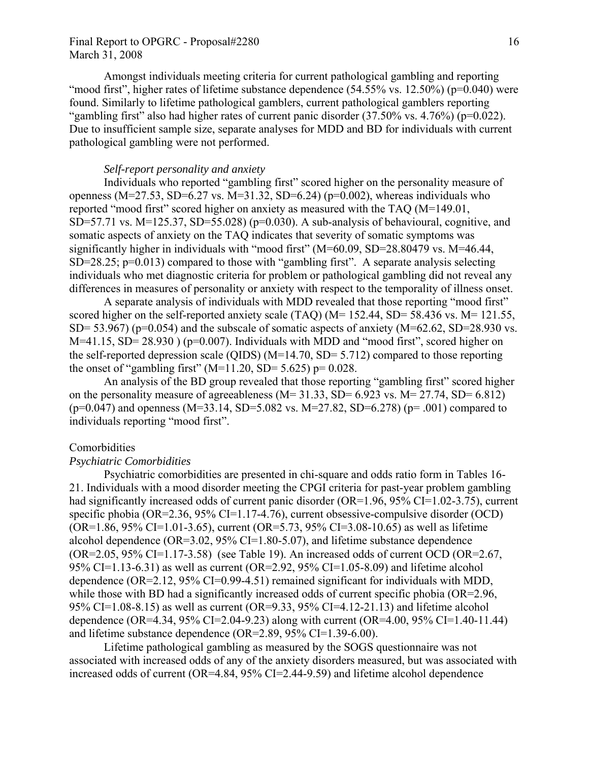Amongst individuals meeting criteria for current pathological gambling and reporting "mood first", higher rates of lifetime substance dependence (54.55% vs. 12.50%) (p=0.040) were found. Similarly to lifetime pathological gamblers, current pathological gamblers reporting "gambling first" also had higher rates of current panic disorder (37.50% vs. 4.76%) (p=0.022). Due to insufficient sample size, separate analyses for MDD and BD for individuals with current pathological gambling were not performed.

*Self-report personality and anxiety*

Individuals who reported "gambling first" scored higher on the personality measure of openness (M=27.53, SD=6.27 vs. M=31.32, SD=6.24) (p=0.002), whereas individuals who reported "mood first" scored higher on anxiety as measured with the TAQ (M=149.01, SD=57.71 vs. M=125.37, SD=55.028) (p=0.030). A sub-analysis of behavioural, cognitive, and somatic aspects of anxiety on the TAQ indicates that severity of somatic symptoms was significantly higher in individuals with "mood first" (M=60.09, SD=28.80479 vs. M=46.44, SD=28.25; p=0.013) compared to those with "gambling first". A separate analysis selecting individuals who met diagnostic criteria for problem or pathological gambling did not reveal any differences in measures of personality or anxiety with respect to the temporality of illness onset.

A separate analysis of individuals with MDD revealed that those reporting "mood first" scored higher on the self-reported anxiety scale (TAQ) (M= 152.44, SD= 58.436 vs. M= 121.55, SD= 53.967) (p=0.054) and the subscale of somatic aspects of anxiety (M=62.62, SD=28.930 vs. M=41.15, SD= 28.930 ) (p=0.007). Individuals with MDD and "mood first", scored higher on the self-reported depression scale (QIDS) (M=14.70, SD= 5.712) compared to those reporting the onset of "gambling first" (M=11.20, SD= 5.625) p= 0.028.

An analysis of the BD group revealed that those reporting "gambling first" scored higher on the personality measure of agreeableness (M= 31.33, SD= 6.923 vs. M= 27.74, SD= 6.812) (p=0.047) and openness (M=33.14, SD=5.082 vs. M=27.82, SD=6.278) (p= .001) compared to individuals reporting "mood first".

Comorbidities

*Psychiatric Comorbidities*

Psychiatric comorbidities are presented in chi-square and odds ratio form in Tables 16-21. Individuals with a mood disorder meeting the CPGI criteria for past-year problem gambling had significantly increased odds of current panic disorder (OR=1.96, 95% CI=1.02-3.75), current specific phobia (OR=2.36, 95% CI=1.17-4.76), current obsessive-compulsive disorder (OCD) (OR=1.86, 95% CI=1.01-3.65), current (OR=5.73, 95% CI=3.08-10.65) as well as lifetime alcohol dependence (OR=3.02, 95% CI=1.80-5.07), and lifetime substance dependence (OR=2.05, 95% CI=1.17-3.58) (see Table 19). An increased odds of current OCD (OR=2.67, 95% CI=1.13-6.31) as well as current (OR=2.92, 95% CI=1.05-8.09) and lifetime alcohol dependence (OR=2.12, 95% CI=0.99-4.51) remained significant for individuals with MDD, while those with BD had a significantly increased odds of current specific phobia (OR=2.96, 95% CI=1.08-8.15) as well as current (OR=9.33, 95% CI=4.12-21.13) and lifetime alcohol dependence (OR=4.34, 95% CI=2.04-9.23) along with current (OR=4.00, 95% CI=1.40-11.44) and lifetime substance dependence (OR=2.89, 95% CI=1.39-6.00).

Lifetime pathological gambling as measured by the SOGS questionnaire was not associated with increased odds of any of the anxiety disorders measured, but was associated with increased odds of current (OR=4.84, 95% CI=2.44-9.59) and lifetime alcohol dependence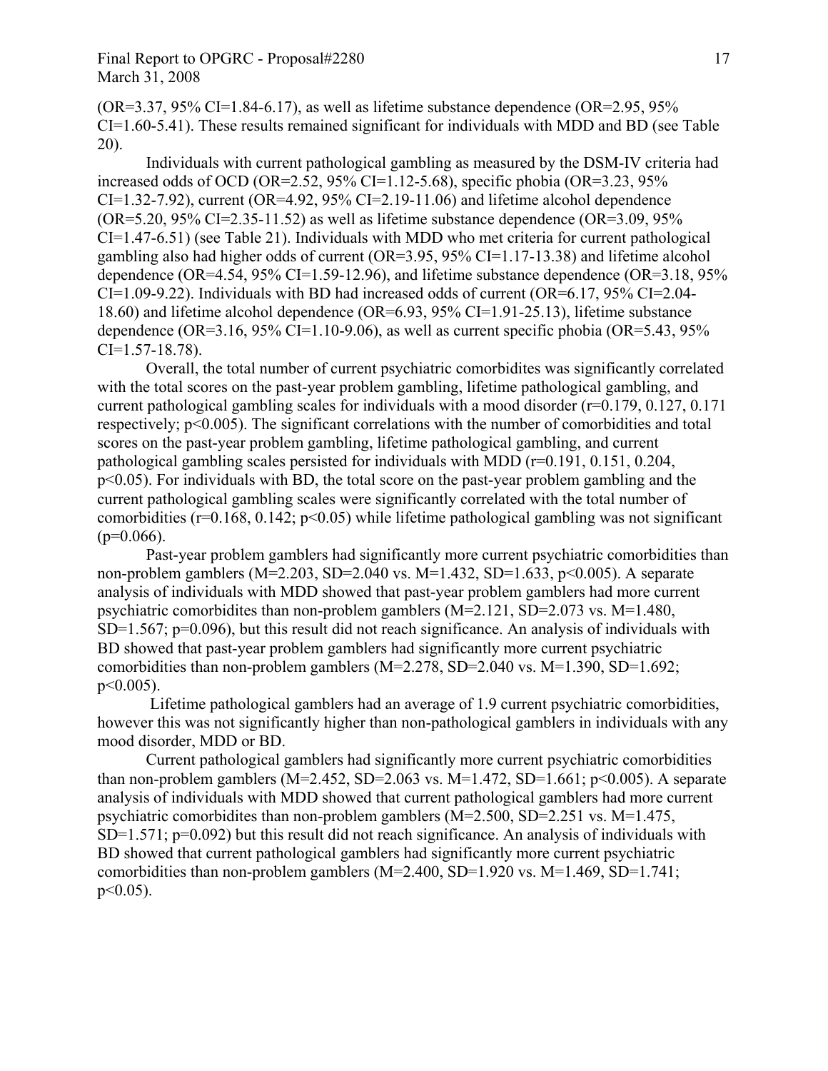(OR=3.37, 95% CI=1.84-6.17), as well as lifetime substance dependence (OR=2.95, 95% CI=1.60-5.41). These results remained significant for individuals with MDD and BD (see Table 20).

Individuals with current pathological gambling as measured by the DSM-IV criteria had increased odds of OCD (OR=2.52, 95% CI=1.12-5.68), specific phobia (OR=3.23, 95% CI=1.32-7.92), current (OR=4.92, 95% CI=2.19-11.06) and lifetime alcohol dependence (OR=5.20, 95% CI=2.35-11.52) as well as lifetime substance dependence (OR=3.09, 95% CI=1.47-6.51) (see Table 21). Individuals with MDD who met criteria for current pathological gambling also had higher odds of current (OR=3.95, 95% CI=1.17-13.38) and lifetime alcohol dependence (OR=4.54, 95% CI=1.59-12.96), and lifetime substance dependence (OR=3.18, 95% CI=1.09-9.22). Individuals with BD had increased odds of current (OR=6.17, 95% CI=2.04-18.60) and lifetime alcohol dependence (OR=6.93, 95% CI=1.91-25.13), lifetime substance dependence (OR=3.16, 95% CI=1.10-9.06), as well as current specific phobia (OR=5.43, 95% CI=1.57-18.78).

Overall, the total number of current psychiatric comorbidites was significantly correlated with the total scores on the past-year problem gambling, lifetime pathological gambling, and current pathological gambling scales for individuals with a mood disorder ($r=0.179$, 0.127, 0.171 respectively; $p<0.005$). The significant correlations with the number of comorbidities and total scores on the past-year problem gambling, lifetime pathological gambling, and current pathological gambling scales persisted for individuals with MDD ($r=0.191$, 0.151, 0.204, $p<0.05$). For individuals with BD, the total score on the past-year problem gambling and the current pathological gambling scales were significantly correlated with the total number of comorbidities ($r=0.168$, 0.142; $p<0.05$) while lifetime pathological gambling was not significant ($p=0.066$).

Past-year problem gamblers had significantly more current psychiatric comorbidities than non-problem gamblers (M=2.203, SD=2.040 vs. M=1.432, SD=1.633, $p<0.005$). A separate analysis of individuals with MDD showed that past-year problem gamblers had more current psychiatric comorbidites than non-problem gamblers (M=2.121, SD=2.073 vs. M=1.480, SD=1.567; $p=0.096$), but this result did not reach significance. An analysis of individuals with BD showed that past-year problem gamblers had significantly more current psychiatric comorbidities than non-problem gamblers (M=2.278, SD=2.040 vs. M=1.390, SD=1.692; $p<0.005$).

Lifetime pathological gamblers had an average of 1.9 current psychiatric comorbidities, however this was not significantly higher than non-pathological gamblers in individuals with any mood disorder, MDD or BD.

Current pathological gamblers had significantly more current psychiatric comorbidities than non-problem gamblers (M=2.452, SD=2.063 vs. M=1.472, SD=1.661; $p<0.005$). A separate analysis of individuals with MDD showed that current pathological gamblers had more current psychiatric comorbidites than non-problem gamblers (M=2.500, SD=2.251 vs. M=1.475, SD=1.571; $p=0.092$) but this result did not reach significance. An analysis of individuals with BD showed that current pathological gamblers had significantly more current psychiatric comorbidities than non-problem gamblers (M=2.400, SD=1.920 vs. M=1.469, SD=1.741; $p<0.05$).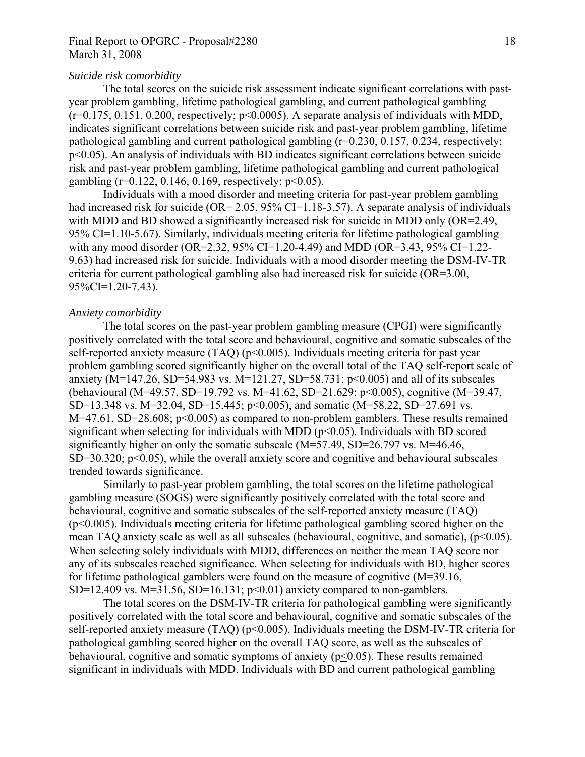*Suicide risk comorbidity*

The total scores on the suicide risk assessment indicate significant correlations with past-year problem gambling, lifetime pathological gambling, and current pathological gambling ($r=0.175, 0.151, 0.200$, respectively; $p<0.0005$). A separate analysis of individuals with MDD, indicates significant correlations between suicide risk and past-year problem gambling, lifetime pathological gambling and current pathological gambling ($r=0.230, 0.157, 0.234$, respectively; $p<0.05$). An analysis of individuals with BD indicates significant correlations between suicide risk and past-year problem gambling, lifetime pathological gambling and current pathological gambling ($r=0.122, 0.146, 0.169$, respectively; $p<0.05$).

Individuals with a mood disorder and meeting criteria for past-year problem gambling had increased risk for suicide (OR= 2.05, 95% CI=1.18-3.57). A separate analysis of individuals with MDD and BD showed a significantly increased risk for suicide in MDD only (OR=2.49, 95% CI=1.10-5.67). Similarly, individuals meeting criteria for lifetime pathological gambling with any mood disorder (OR=2.32, 95% CI=1.20-4.49) and MDD (OR=3.43, 95% CI=1.22-9.63) had increased risk for suicide. Individuals with a mood disorder meeting the DSM-IV-TR criteria for current pathological gambling also had increased risk for suicide (OR=3.00, 95%CI=1.20-7.43).

*Anxiety comorbidity*

The total scores on the past-year problem gambling measure (CPGI) were significantly positively correlated with the total score and behavioural, cognitive and somatic subscales of the self-reported anxiety measure (TAQ) ($p<0.005$). Individuals meeting criteria for past year problem gambling scored significantly higher on the overall total of the TAQ self-report scale of anxiety ($M=147.26$, $SD=54.983$ vs. $M=121.27$, $SD=58.731$; $p<0.005$) and all of its subscales (behavioural ($M=49.57$, $SD=19.792$ vs. $M=41.62$, $SD=21.629$; $p<0.005$), cognitive ($M=39.47$, $SD=13.348$ vs. $M=32.04$, $SD=15.445$; $p<0.005$), and somatic ($M=58.22$, $SD=27.691$ vs. $M=47.61$, $SD=28.608$; $p<0.005$) as compared to non-problem gamblers. These results remained significant when selecting for individuals with MDD ($p<0.05$). Individuals with BD scored significantly higher on only the somatic subscale ($M=57.49$, $SD=26.797$ vs. $M=46.46$, $SD=30.320$; $p<0.05$), while the overall anxiety score and cognitive and behavioural subscales trended towards significance.

Similarly to past-year problem gambling, the total scores on the lifetime pathological gambling measure (SOGS) were significantly positively correlated with the total score and behavioural, cognitive and somatic subscales of the self-reported anxiety measure (TAQ) ($p<0.005$). Individuals meeting criteria for lifetime pathological gambling scored higher on the mean TAQ anxiety scale as well as all subscales (behavioural, cognitive, and somatic), ($p<0.05$). When selecting solely individuals with MDD, differences on neither the mean TAQ score nor any of its subscales reached significance. When selecting for individuals with BD, higher scores for lifetime pathological gamblers were found on the measure of cognitive ($M=39.16$, $SD=12.409$ vs. $M=31.56$, $SD=16.131$; $p<0.01$) anxiety compared to non-gamblers.

The total scores on the DSM-IV-TR criteria for pathological gambling were significantly positively correlated with the total score and behavioural, cognitive and somatic subscales of the self-reported anxiety measure (TAQ) ($p<0.005$). Individuals meeting the DSM-IV-TR criteria for pathological gambling scored higher on the overall TAQ score, as well as the subscales of behavioural, cognitive and somatic symptoms of anxiety ($p \leq 0.05$). These results remained significant in individuals with MDD. Individuals with BD and current pathological gambling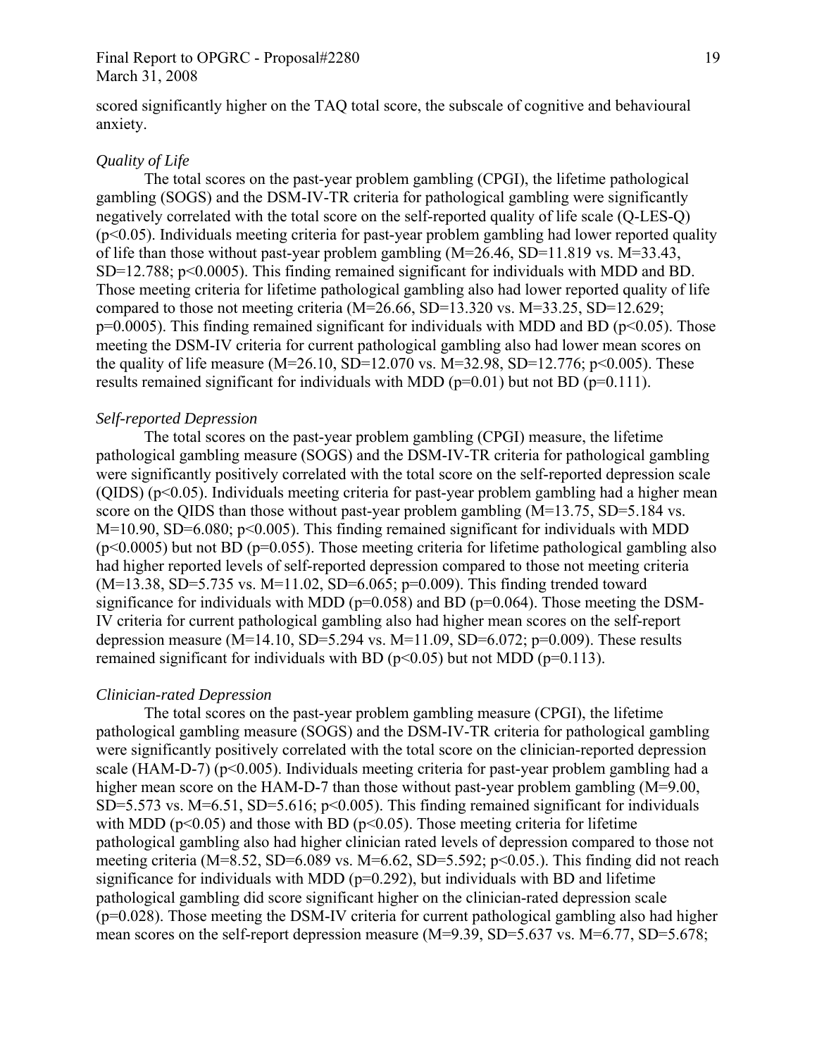scored significantly higher on the TAQ total score, the subscale of cognitive and behavioural anxiety.

*Quality of Life*

The total scores on the past-year problem gambling (CPGI), the lifetime pathological gambling (SOGS) and the DSM-IV-TR criteria for pathological gambling were significantly negatively correlated with the total score on the self-reported quality of life scale (Q-LES-Q) ($p<0.05$). Individuals meeting criteria for past-year problem gambling had lower reported quality of life than those without past-year problem gambling (M=26.46, SD=11.819 vs. M=33.43, SD=12.788; $p<0.0005$). This finding remained significant for individuals with MDD and BD. Those meeting criteria for lifetime pathological gambling also had lower reported quality of life compared to those not meeting criteria (M=26.66, SD=13.320 vs. M=33.25, SD=12.629; $p=0.0005$). This finding remained significant for individuals with MDD and BD ($p<0.05$). Those meeting the DSM-IV criteria for current pathological gambling also had lower mean scores on the quality of life measure (M=26.10, SD=12.070 vs. M=32.98, SD=12.776; $p<0.005$). These results remained significant for individuals with MDD ($p=0.01$) but not BD ($p=0.111$).

*Self-reported Depression*

The total scores on the past-year problem gambling (CPGI) measure, the lifetime pathological gambling measure (SOGS) and the DSM-IV-TR criteria for pathological gambling were significantly positively correlated with the total score on the self-reported depression scale (QIDS) ($p<0.05$). Individuals meeting criteria for past-year problem gambling had a higher mean score on the QIDS than those without past-year problem gambling (M=13.75, SD=5.184 vs. M=10.90, SD=6.080; $p<0.005$). This finding remained significant for individuals with MDD ($p<0.0005$) but not BD ($p=0.055$). Those meeting criteria for lifetime pathological gambling also had higher reported levels of self-reported depression compared to those not meeting criteria (M=13.38, SD=5.735 vs. M=11.02, SD=6.065; $p=0.009$). This finding trended toward significance for individuals with MDD ($p=0.058$) and BD ($p=0.064$). Those meeting the DSM-IV criteria for current pathological gambling also had higher mean scores on the self-report depression measure (M=14.10, SD=5.294 vs. M=11.09, SD=6.072; $p=0.009$). These results remained significant for individuals with BD ($p<0.05$) but not MDD ($p=0.113$).

*Clinician-rated Depression*

The total scores on the past-year problem gambling measure (CPGI), the lifetime pathological gambling measure (SOGS) and the DSM-IV-TR criteria for pathological gambling were significantly positively correlated with the total score on the clinician-reported depression scale (HAM-D-7) ($p<0.005$). Individuals meeting criteria for past-year problem gambling had a higher mean score on the HAM-D-7 than those without past-year problem gambling (M=9.00, SD=5.573 vs. M=6.51, SD=5.616; $p<0.005$). This finding remained significant for individuals with MDD ($p<0.05$) and those with BD ($p<0.05$). Those meeting criteria for lifetime pathological gambling also had higher clinician rated levels of depression compared to those not meeting criteria (M=8.52, SD=6.089 vs. M=6.62, SD=5.592; $p<0.05$.). This finding did not reach significance for individuals with MDD ($p=0.292$), but individuals with BD and lifetime pathological gambling did score significant higher on the clinician-rated depression scale ($p=0.028$). Those meeting the DSM-IV criteria for current pathological gambling also had higher mean scores on the self-report depression measure (M=9.39, SD=5.637 vs. M=6.77, SD=5.678;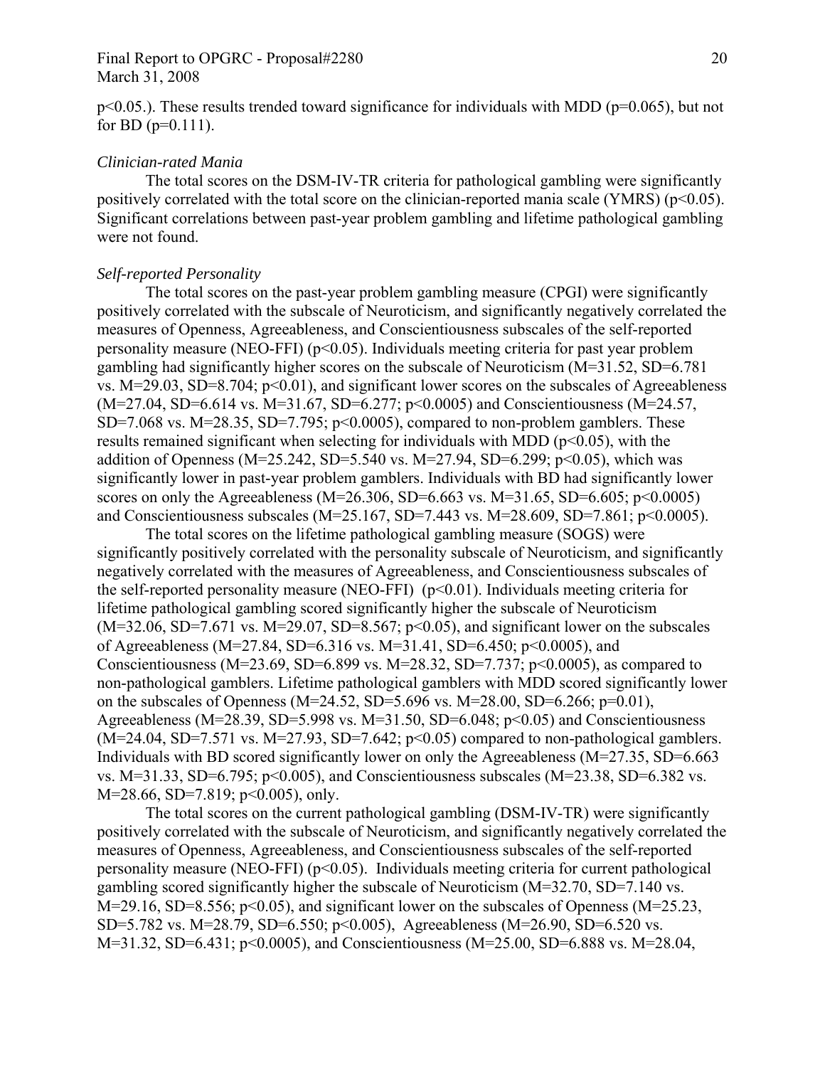$p<0.05$.). These results trended toward significance for individuals with MDD ($p=0.065$), but not for BD ($p=0.111$).

*Clinician-rated Mania*

The total scores on the DSM-IV-TR criteria for pathological gambling were significantly positively correlated with the total score on the clinician-reported mania scale (YMRS) ($p<0.05$). Significant correlations between past-year problem gambling and lifetime pathological gambling were not found.

*Self-reported Personality*

The total scores on the past-year problem gambling measure (CPGI) were significantly positively correlated with the subscale of Neuroticism, and significantly negatively correlated the measures of Openness, Agreeableness, and Conscientiousness subscales of the self-reported personality measure (NEO-FFI) ($p<0.05$). Individuals meeting criteria for past year problem gambling had significantly higher scores on the subscale of Neuroticism ($M=31.52$, $SD=6.781$ vs. $M=29.03$, $SD=8.704$; $p<0.01$), and significant lower scores on the subscales of Agreeableness ($M=27.04$, $SD=6.614$ vs. $M=31.67$, $SD=6.277$; $p<0.0005$) and Conscientiousness ($M=24.57$, $SD=7.068$ vs. $M=28.35$, $SD=7.795$; $p<0.0005$), compared to non-problem gamblers. These results remained significant when selecting for individuals with MDD ($p<0.05$), with the addition of Openness ($M=25.242$, $SD=5.540$ vs. $M=27.94$, $SD=6.299$; $p<0.05$), which was significantly lower in past-year problem gamblers. Individuals with BD had significantly lower scores on only the Agreeableness ($M=26.306$, $SD=6.663$ vs. $M=31.65$, $SD=6.605$; $p<0.0005$) and Conscientiousness subscales ($M=25.167$, $SD=7.443$ vs. $M=28.609$, $SD=7.861$; $p<0.0005$).

The total scores on the lifetime pathological gambling measure (SOGS) were significantly positively correlated with the personality subscale of Neuroticism, and significantly negatively correlated with the measures of Agreeableness, and Conscientiousness subscales of the self-reported personality measure (NEO-FFI) ($p<0.01$). Individuals meeting criteria for lifetime pathological gambling scored significantly higher the subscale of Neuroticism ($M=32.06$, $SD=7.671$ vs. $M=29.07$, $SD=8.567$; $p<0.05$), and significant lower on the subscales of Agreeableness ($M=27.84$, $SD=6.316$ vs. $M=31.41$, $SD=6.450$; $p<0.0005$), and Conscientiousness ($M=23.69$, $SD=6.899$ vs. $M=28.32$, $SD=7.737$; $p<0.0005$), as compared to non-pathological gamblers. Lifetime pathological gamblers with MDD scored significantly lower on the subscales of Openness ($M=24.52$, $SD=5.696$ vs. $M=28.00$, $SD=6.266$; $p=0.01$), Agreeableness ($M=28.39$, $SD=5.998$ vs. $M=31.50$, $SD=6.048$; $p<0.05$) and Conscientiousness ($M=24.04$, $SD=7.571$ vs. $M=27.93$, $SD=7.642$; $p<0.05$) compared to non-pathological gamblers. Individuals with BD scored significantly lower on only the Agreeableness ($M=27.35$, $SD=6.663$ vs. $M=31.33$, $SD=6.795$; $p<0.005$), and Conscientiousness subscales ($M=23.38$, $SD=6.382$ vs. $M=28.66$, $SD=7.819$; $p<0.005$), only.

The total scores on the current pathological gambling (DSM-IV-TR) were significantly positively correlated with the subscale of Neuroticism, and significantly negatively correlated the measures of Openness, Agreeableness, and Conscientiousness subscales of the self-reported personality measure (NEO-FFI) ($p<0.05$). Individuals meeting criteria for current pathological gambling scored significantly higher the subscale of Neuroticism ($M=32.70$, $SD=7.140$ vs. $M=29.16$, $SD=8.556$; $p<0.05$), and significant lower on the subscales of Openness ($M=25.23$, $SD=5.782$ vs. $M=28.79$, $SD=6.550$; $p<0.005$), Agreeableness ($M=26.90$, $SD=6.520$ vs. $M=31.32$, $SD=6.431$; $p<0.0005$), and Conscientiousness ($M=25.00$, $SD=6.888$ vs. $M=28.04$,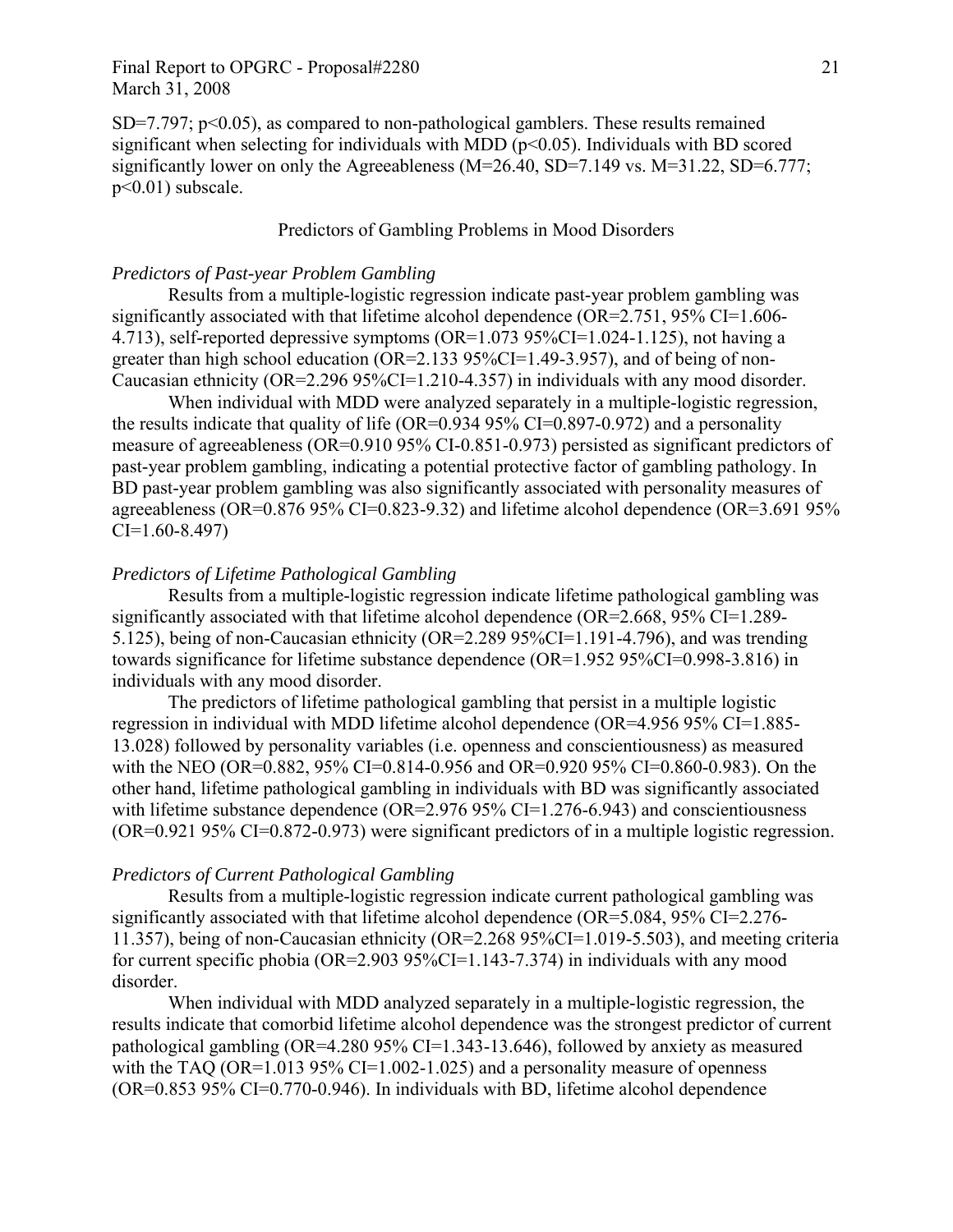SD=7.797; $p<0.05$), as compared to non-pathological gamblers. These results remained significant when selecting for individuals with MDD ($p<0.05$). Individuals with BD scored significantly lower on only the Agreeableness (M=26.40, SD=7.149 vs. M=31.22, SD=6.777; $p<0.01$) subscale.

## Predictors of Gambling Problems in Mood Disorders

### *Predictors of Past-year Problem Gambling*

Results from a multiple-logistic regression indicate past-year problem gambling was significantly associated with that lifetime alcohol dependence (OR=2.751, 95% CI=1.606-4.713), self-reported depressive symptoms (OR=1.073 95%CI=1.024-1.125), not having a greater than high school education (OR=2.133 95%CI=1.49-3.957), and of being of non-Caucasian ethnicity (OR=2.296 95%CI=1.210-4.357) in individuals with any mood disorder.

When individual with MDD were analyzed separately in a multiple-logistic regression, the results indicate that quality of life (OR=0.934 95% CI=0.897-0.972) and a personality measure of agreeableness (OR=0.910 95% CI-0.851-0.973) persisted as significant predictors of past-year problem gambling, indicating a potential protective factor of gambling pathology. In BD past-year problem gambling was also significantly associated with personality measures of agreeableness (OR=0.876 95% CI=0.823-9.32) and lifetime alcohol dependence (OR=3.691 95% CI=1.60-8.497)

### *Predictors of Lifetime Pathological Gambling*

Results from a multiple-logistic regression indicate lifetime pathological gambling was significantly associated with that lifetime alcohol dependence (OR=2.668, 95% CI=1.289-5.125), being of non-Caucasian ethnicity (OR=2.289 95%CI=1.191-4.796), and was trending towards significance for lifetime substance dependence (OR=1.952 95%CI=0.998-3.816) in individuals with any mood disorder.

The predictors of lifetime pathological gambling that persist in a multiple logistic regression in individual with MDD lifetime alcohol dependence (OR=4.956 95% CI=1.885-13.028) followed by personality variables (i.e. openness and conscientiousness) as measured with the NEO (OR=0.882, 95% CI=0.814-0.956 and OR=0.920 95% CI=0.860-0.983). On the other hand, lifetime pathological gambling in individuals with BD was significantly associated with lifetime substance dependence (OR=2.976 95% CI=1.276-6.943) and conscientiousness (OR=0.921 95% CI=0.872-0.973) were significant predictors of in a multiple logistic regression.

### *Predictors of Current Pathological Gambling*

Results from a multiple-logistic regression indicate current pathological gambling was significantly associated with that lifetime alcohol dependence (OR=5.084, 95% CI=2.276-11.357), being of non-Caucasian ethnicity (OR=2.268 95%CI=1.019-5.503), and meeting criteria for current specific phobia (OR=2.903 95%CI=1.143-7.374) in individuals with any mood disorder.

When individual with MDD analyzed separately in a multiple-logistic regression, the results indicate that comorbid lifetime alcohol dependence was the strongest predictor of current pathological gambling (OR=4.280 95% CI=1.343-13.646), followed by anxiety as measured with the TAQ (OR=1.013 95% CI=1.002-1.025) and a personality measure of openness (OR=0.853 95% CI=0.770-0.946). In individuals with BD, lifetime alcohol dependence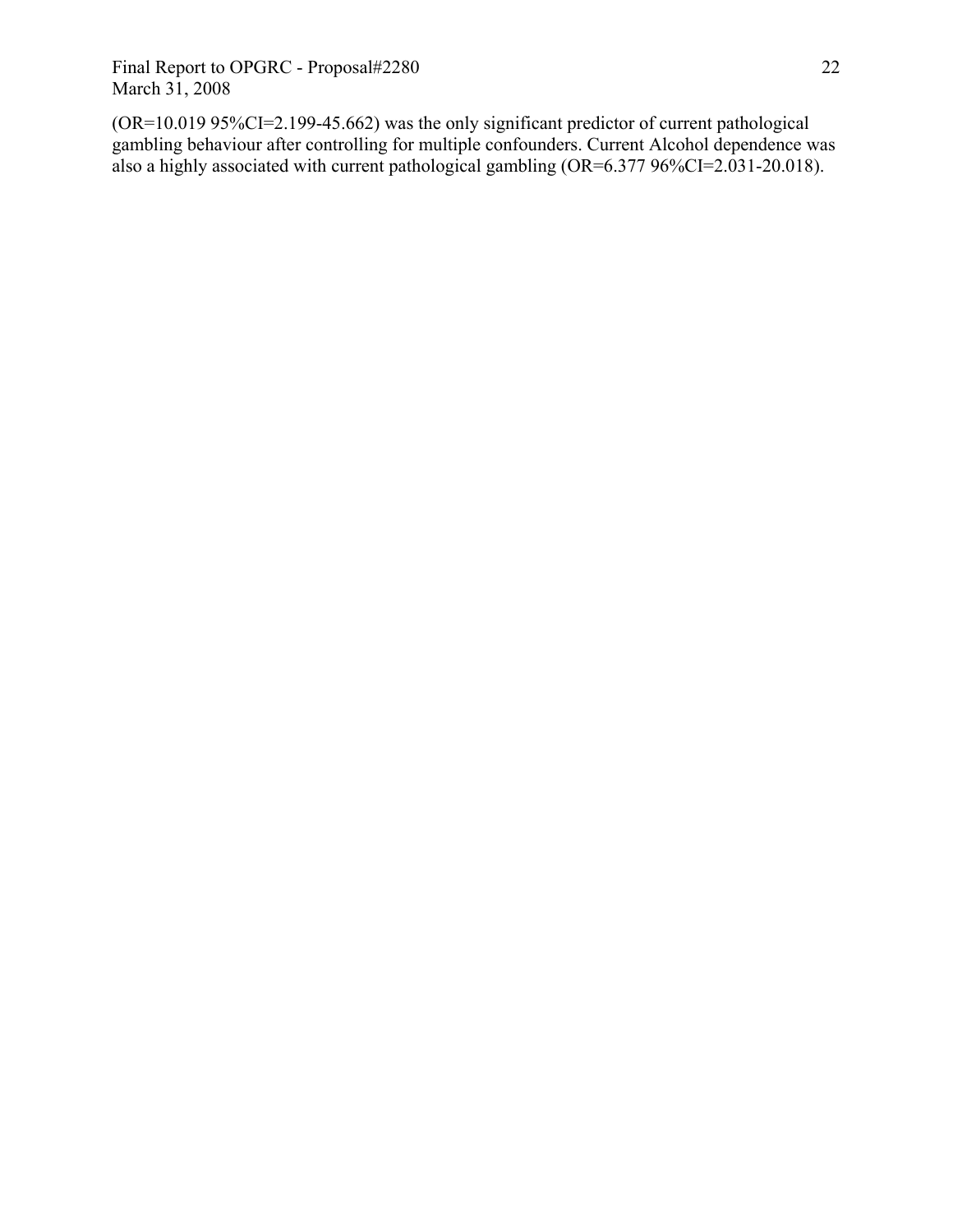(OR=10.019 95%CI=2.199-45.662) was the only significant predictor of current pathological gambling behaviour after controlling for multiple confounders. Current Alcohol dependence was also a highly associated with current pathological gambling (OR=6.377 96%CI=2.031-20.018).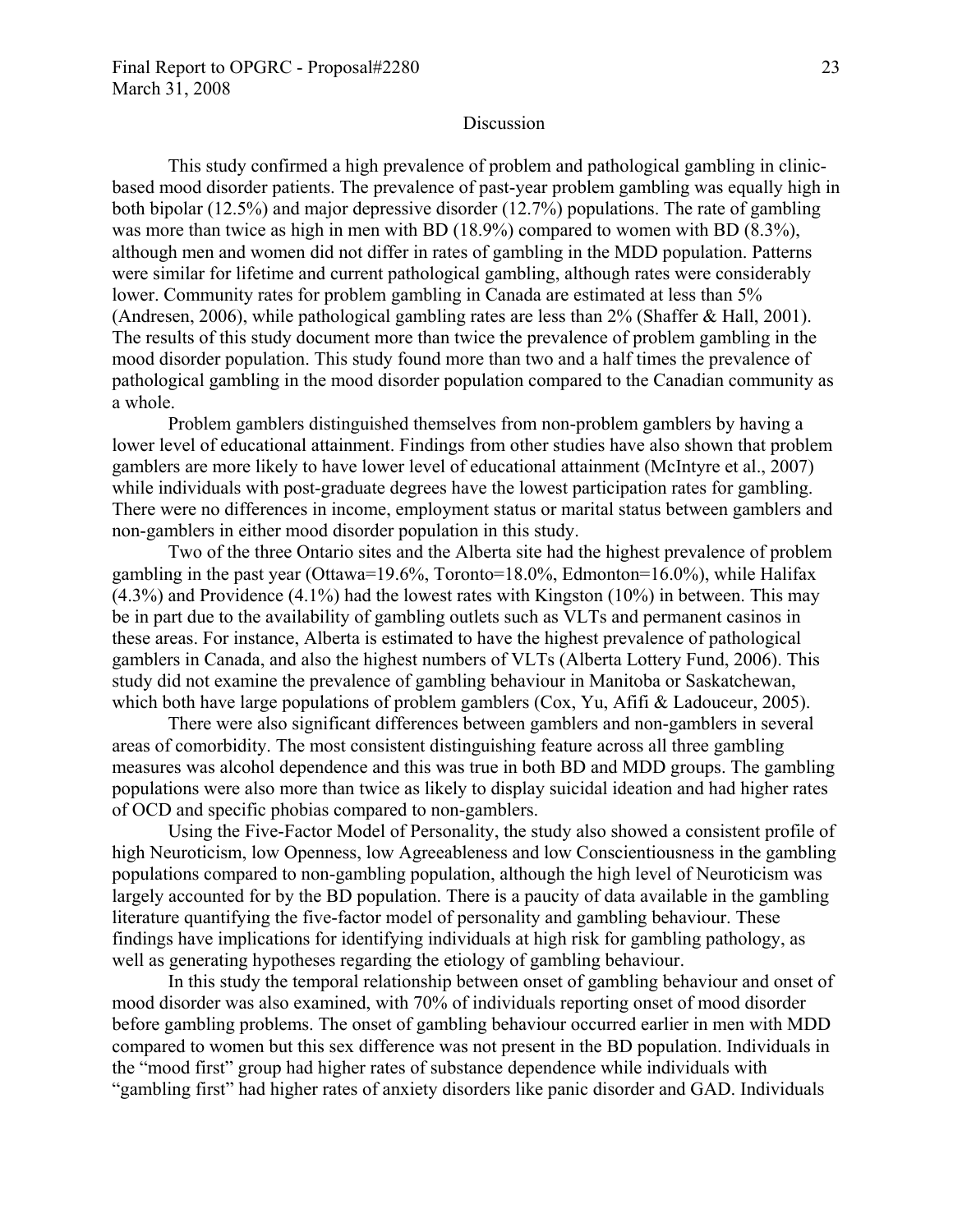## Discussion

This study confirmed a high prevalence of problem and pathological gambling in clinic-based mood disorder patients. The prevalence of past-year problem gambling was equally high in both bipolar (12.5%) and major depressive disorder (12.7%) populations. The rate of gambling was more than twice as high in men with BD (18.9%) compared to women with BD (8.3%), although men and women did not differ in rates of gambling in the MDD population. Patterns were similar for lifetime and current pathological gambling, although rates were considerably lower. Community rates for problem gambling in Canada are estimated at less than 5% (Andresen, 2006), while pathological gambling rates are less than 2% (Shaffer & Hall, 2001). The results of this study document more than twice the prevalence of problem gambling in the mood disorder population. This study found more than two and a half times the prevalence of pathological gambling in the mood disorder population compared to the Canadian community as a whole.

Problem gamblers distinguished themselves from non-problem gamblers by having a lower level of educational attainment. Findings from other studies have also shown that problem gamblers are more likely to have lower level of educational attainment (McIntyre et al., 2007) while individuals with post-graduate degrees have the lowest participation rates for gambling. There were no differences in income, employment status or marital status between gamblers and non-gamblers in either mood disorder population in this study.

Two of the three Ontario sites and the Alberta site had the highest prevalence of problem gambling in the past year (Ottawa=19.6%, Toronto=18.0%, Edmonton=16.0%), while Halifax (4.3%) and Providence (4.1%) had the lowest rates with Kingston (10%) in between. This may be in part due to the availability of gambling outlets such as VLTs and permanent casinos in these areas. For instance, Alberta is estimated to have the highest prevalence of pathological gamblers in Canada, and also the highest numbers of VLTs (Alberta Lottery Fund, 2006). This study did not examine the prevalence of gambling behaviour in Manitoba or Saskatchewan, which both have large populations of problem gamblers (Cox, Yu, Afifi & Ladouceur, 2005).

There were also significant differences between gamblers and non-gamblers in several areas of comorbidity. The most consistent distinguishing feature across all three gambling measures was alcohol dependence and this was true in both BD and MDD groups. The gambling populations were also more than twice as likely to display suicidal ideation and had higher rates of OCD and specific phobias compared to non-gamblers.

Using the Five-Factor Model of Personality, the study also showed a consistent profile of high Neuroticism, low Openness, low Agreeableness and low Conscientiousness in the gambling populations compared to non-gambling population, although the high level of Neuroticism was largely accounted for by the BD population. There is a paucity of data available in the gambling literature quantifying the five-factor model of personality and gambling behaviour. These findings have implications for identifying individuals at high risk for gambling pathology, as well as generating hypotheses regarding the etiology of gambling behaviour.

In this study the temporal relationship between onset of gambling behaviour and onset of mood disorder was also examined, with 70% of individuals reporting onset of mood disorder before gambling problems. The onset of gambling behaviour occurred earlier in men with MDD compared to women but this sex difference was not present in the BD population. Individuals in the "mood first" group had higher rates of substance dependence while individuals with "gambling first" had higher rates of anxiety disorders like panic disorder and GAD. Individuals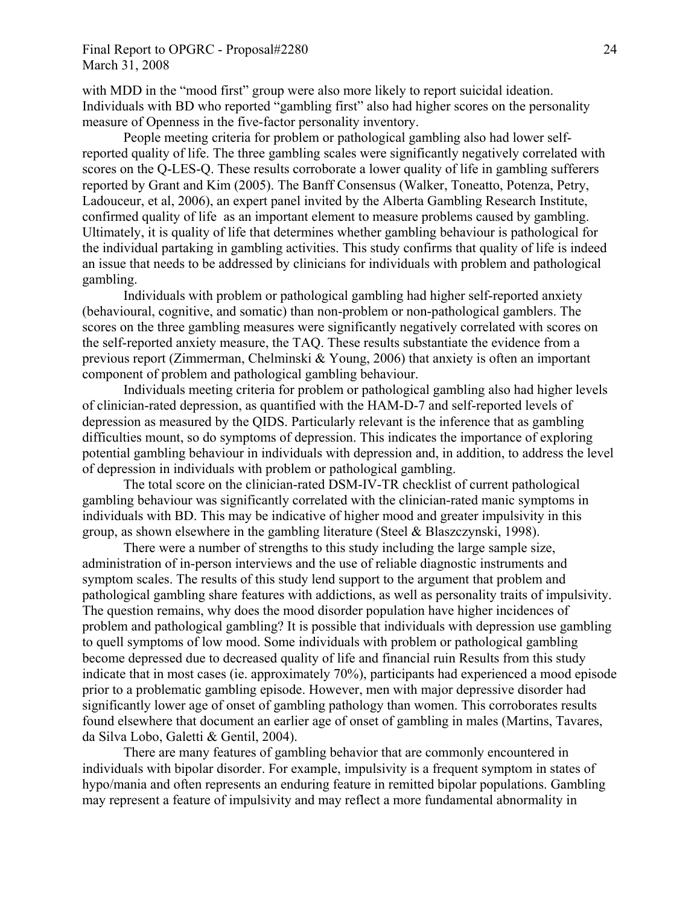with MDD in the "mood first" group were also more likely to report suicidal ideation. Individuals with BD who reported "gambling first" also had higher scores on the personality measure of Openness in the five-factor personality inventory.

People meeting criteria for problem or pathological gambling also had lower self-reported quality of life. The three gambling scales were significantly negatively correlated with scores on the Q-LES-Q. These results corroborate a lower quality of life in gambling sufferers reported by Grant and Kim (2005). The Banff Consensus (Walker, Toneatto, Potenza, Petry, Ladouceur, et al, 2006), an expert panel invited by the Alberta Gambling Research Institute, confirmed quality of life as an important element to measure problems caused by gambling. Ultimately, it is quality of life that determines whether gambling behaviour is pathological for the individual partaking in gambling activities. This study confirms that quality of life is indeed an issue that needs to be addressed by clinicians for individuals with problem and pathological gambling.

Individuals with problem or pathological gambling had higher self-reported anxiety (behavioural, cognitive, and somatic) than non-problem or non-pathological gamblers. The scores on the three gambling measures were significantly negatively correlated with scores on the self-reported anxiety measure, the TAQ. These results substantiate the evidence from a previous report (Zimmerman, Chelminski & Young, 2006) that anxiety is often an important component of problem and pathological gambling behaviour.

Individuals meeting criteria for problem or pathological gambling also had higher levels of clinician-rated depression, as quantified with the HAM-D-7 and self-reported levels of depression as measured by the QIDS. Particularly relevant is the inference that as gambling difficulties mount, so do symptoms of depression. This indicates the importance of exploring potential gambling behaviour in individuals with depression and, in addition, to address the level of depression in individuals with problem or pathological gambling.

The total score on the clinician-rated DSM-IV-TR checklist of current pathological gambling behaviour was significantly correlated with the clinician-rated manic symptoms in individuals with BD. This may be indicative of higher mood and greater impulsivity in this group, as shown elsewhere in the gambling literature (Steel & Blaszczynski, 1998).

There were a number of strengths to this study including the large sample size, administration of in-person interviews and the use of reliable diagnostic instruments and symptom scales. The results of this study lend support to the argument that problem and pathological gambling share features with addictions, as well as personality traits of impulsivity. The question remains, why does the mood disorder population have higher incidences of problem and pathological gambling? It is possible that individuals with depression use gambling to quell symptoms of low mood. Some individuals with problem or pathological gambling become depressed due to decreased quality of life and financial ruin Results from this study indicate that in most cases (ie. approximately 70%), participants had experienced a mood episode prior to a problematic gambling episode. However, men with major depressive disorder had significantly lower age of onset of gambling pathology than women. This corroborates results found elsewhere that document an earlier age of onset of gambling in males (Martins, Tavares, da Silva Lobo, Galetti & Gentil, 2004).

There are many features of gambling behavior that are commonly encountered in individuals with bipolar disorder. For example, impulsivity is a frequent symptom in states of hypo/mania and often represents an enduring feature in remitted bipolar populations. Gambling may represent a feature of impulsivity and may reflect a more fundamental abnormality in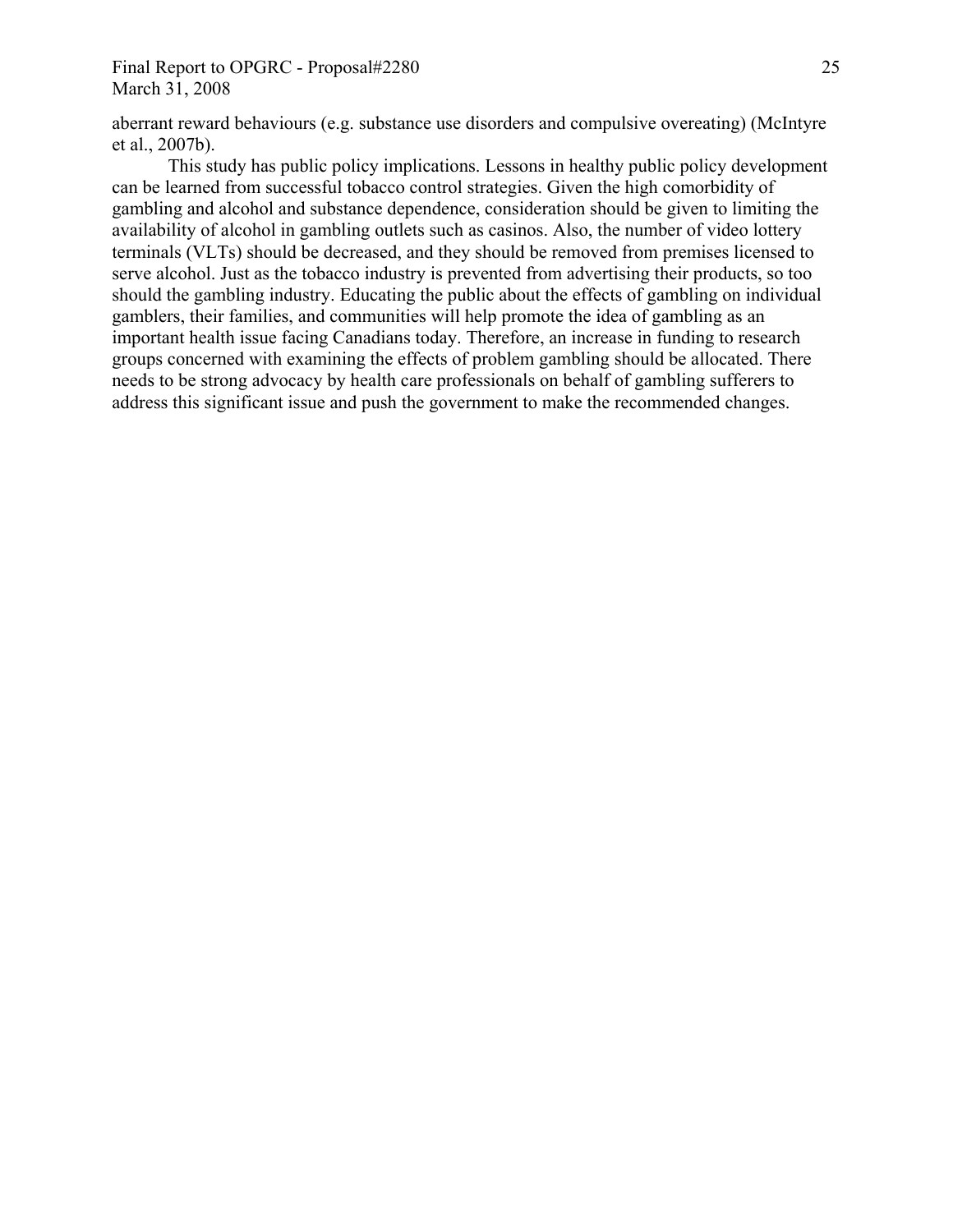aberrant reward behaviours (e.g. substance use disorders and compulsive overeating) (McIntyre et al., 2007b).

This study has public policy implications. Lessons in healthy public policy development can be learned from successful tobacco control strategies. Given the high comorbidity of gambling and alcohol and substance dependence, consideration should be given to limiting the availability of alcohol in gambling outlets such as casinos. Also, the number of video lottery terminals (VLTs) should be decreased, and they should be removed from premises licensed to serve alcohol. Just as the tobacco industry is prevented from advertising their products, so too should the gambling industry. Educating the public about the effects of gambling on individual gamblers, their families, and communities will help promote the idea of gambling as an important health issue facing Canadians today. Therefore, an increase in funding to research groups concerned with examining the effects of problem gambling should be allocated. There needs to be strong advocacy by health care professionals on behalf of gambling sufferers to address this significant issue and push the government to make the recommended changes.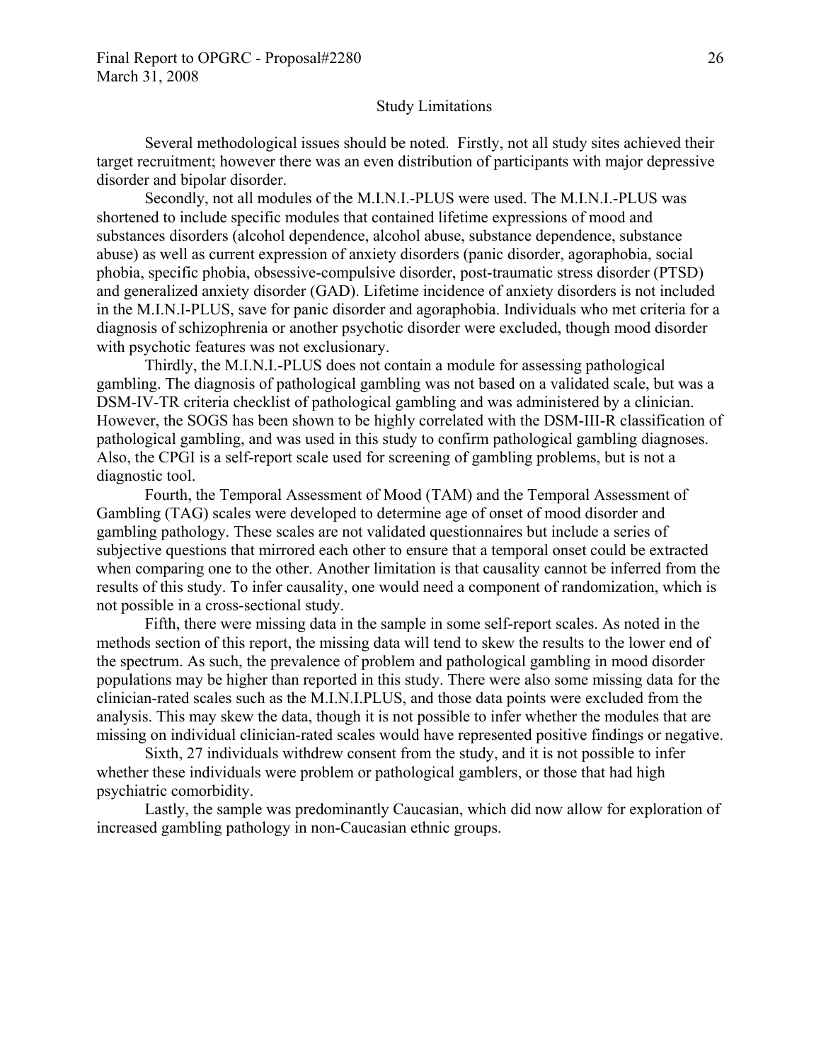## Study Limitations

Several methodological issues should be noted. Firstly, not all study sites achieved their target recruitment; however there was an even distribution of participants with major depressive disorder and bipolar disorder.

Secondly, not all modules of the M.I.N.I.-PLUS were used. The M.I.N.I.-PLUS was shortened to include specific modules that contained lifetime expressions of mood and substances disorders (alcohol dependence, alcohol abuse, substance dependence, substance abuse) as well as current expression of anxiety disorders (panic disorder, agoraphobia, social phobia, specific phobia, obsessive-compulsive disorder, post-traumatic stress disorder (PTSD) and generalized anxiety disorder (GAD). Lifetime incidence of anxiety disorders is not included in the M.I.N.I-PLUS, save for panic disorder and agoraphobia. Individuals who met criteria for a diagnosis of schizophrenia or another psychotic disorder were excluded, though mood disorder with psychotic features was not exclusionary.

Thirdly, the M.I.N.I.-PLUS does not contain a module for assessing pathological gambling. The diagnosis of pathological gambling was not based on a validated scale, but was a DSM-IV-TR criteria checklist of pathological gambling and was administered by a clinician. However, the SOGS has been shown to be highly correlated with the DSM-III-R classification of pathological gambling, and was used in this study to confirm pathological gambling diagnoses. Also, the CPGI is a self-report scale used for screening of gambling problems, but is not a diagnostic tool.

Fourth, the Temporal Assessment of Mood (TAM) and the Temporal Assessment of Gambling (TAG) scales were developed to determine age of onset of mood disorder and gambling pathology. These scales are not validated questionnaires but include a series of subjective questions that mirrored each other to ensure that a temporal onset could be extracted when comparing one to the other. Another limitation is that causality cannot be inferred from the results of this study. To infer causality, one would need a component of randomization, which is not possible in a cross-sectional study.

Fifth, there were missing data in the sample in some self-report scales. As noted in the methods section of this report, the missing data will tend to skew the results to the lower end of the spectrum. As such, the prevalence of problem and pathological gambling in mood disorder populations may be higher than reported in this study. There were also some missing data for the clinician-rated scales such as the M.I.N.I.PLUS, and those data points were excluded from the analysis. This may skew the data, though it is not possible to infer whether the modules that are missing on individual clinician-rated scales would have represented positive findings or negative.

Sixth, 27 individuals withdrew consent from the study, and it is not possible to infer whether these individuals were problem or pathological gamblers, or those that had high psychiatric comorbidity.

Lastly, the sample was predominantly Caucasian, which did now allow for exploration of increased gambling pathology in non-Caucasian ethnic groups.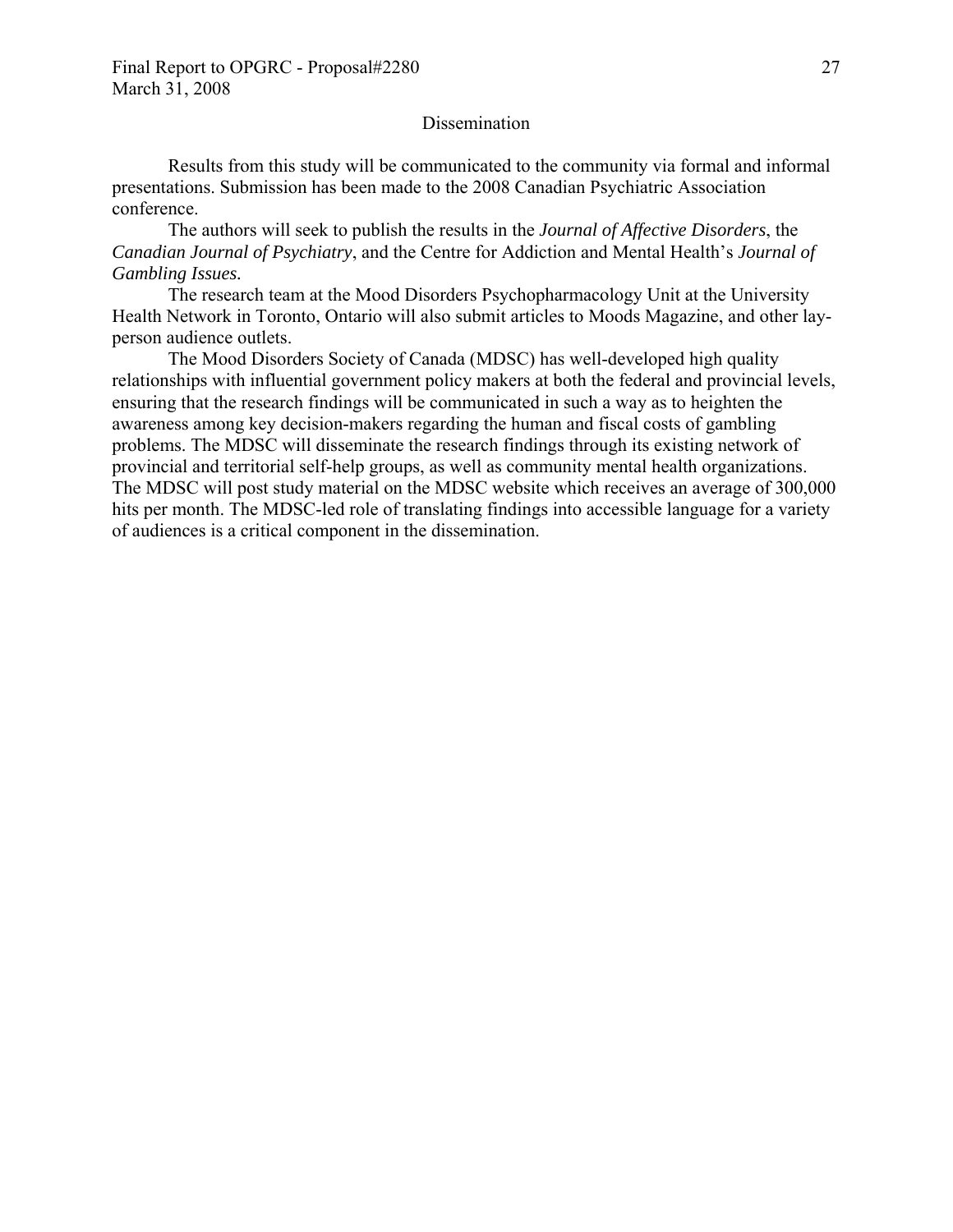## Dissemination

Results from this study will be communicated to the community via formal and informal presentations. Submission has been made to the 2008 Canadian Psychiatric Association conference.

The authors will seek to publish the results in the *Journal of Affective Disorders*, the *Canadian Journal of Psychiatry*, and the Centre for Addiction and Mental Health's *Journal of Gambling Issues.*

The research team at the Mood Disorders Psychopharmacology Unit at the University Health Network in Toronto, Ontario will also submit articles to Moods Magazine, and other lay-person audience outlets.

The Mood Disorders Society of Canada (MDSC) has well-developed high quality relationships with influential government policy makers at both the federal and provincial levels, ensuring that the research findings will be communicated in such a way as to heighten the awareness among key decision-makers regarding the human and fiscal costs of gambling problems. The MDSC will disseminate the research findings through its existing network of provincial and territorial self-help groups, as well as community mental health organizations. The MDSC will post study material on the MDSC website which receives an average of 300,000 hits per month. The MDSC-led role of translating findings into accessible language for a variety of audiences is a critical component in the dissemination.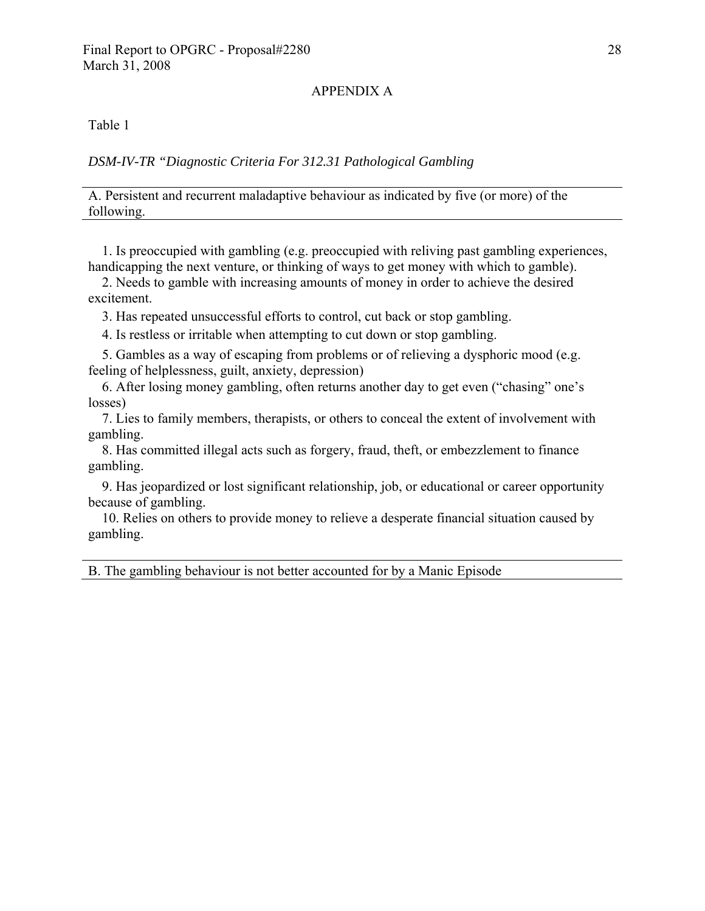## APPENDIX A

Table 1

*DSM-IV-TR "Diagnostic Criteria For 312.31 Pathological Gambling*

A. Persistent and recurrent maladaptive behaviour as indicated by five (or more) of the following.

1. Is preoccupied with gambling (e.g. preoccupied with reliving past gambling experiences, handicapping the next venture, or thinking of ways to get money with which to gamble).
2. Needs to gamble with increasing amounts of money in order to achieve the desired excitement.
3. Has repeated unsuccessful efforts to control, cut back or stop gambling.
4. Is restless or irritable when attempting to cut down or stop gambling.
5. Gambles as a way of escaping from problems or of relieving a dysphoric mood (e.g. feeling of helplessness, guilt, anxiety, depression)
6. After losing money gambling, often returns another day to get even ("chasing" one's losses)
7. Lies to family members, therapists, or others to conceal the extent of involvement with gambling.
8. Has committed illegal acts such as forgery, fraud, theft, or embezzlement to finance gambling.
9. Has jeopardized or lost significant relationship, job, or educational or career opportunity because of gambling.
10. Relies on others to provide money to relieve a desperate financial situation caused by gambling.

B. The gambling behaviour is not better accounted for by a Manic Episode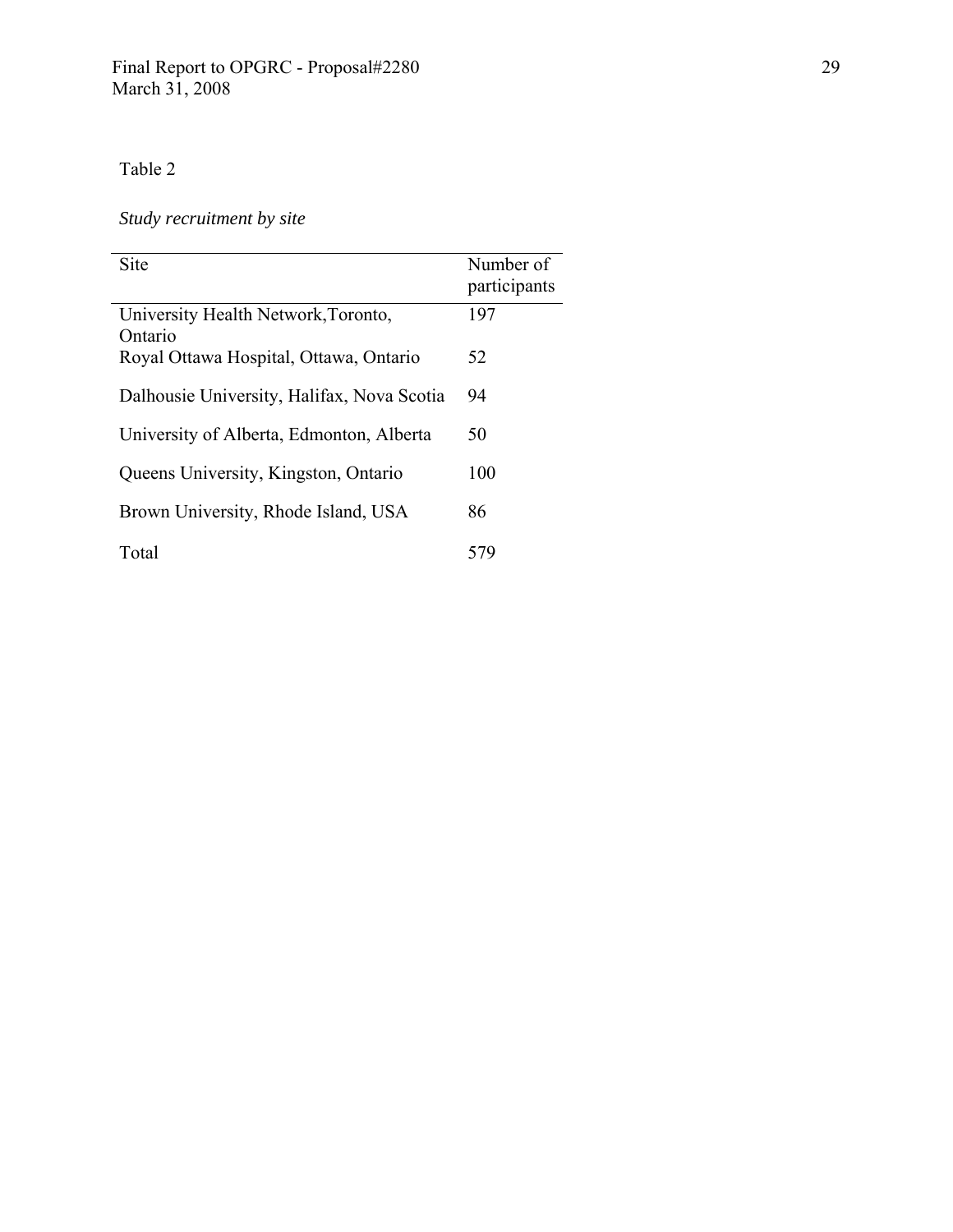Table 2

*Study recruitment by site*

| Site | Number of participants |
|---|---|
| University Health Network,Toronto, Ontario | 197 |
| Royal Ottawa Hospital, Ottawa, Ontario | 52 |
| Dalhousie University, Halifax, Nova Scotia | 94 |
| University of Alberta, Edmonton, Alberta | 50 |
| Queens University, Kingston, Ontario | 100 |
| Brown University, Rhode Island, USA | 86 |
| Total | 579 |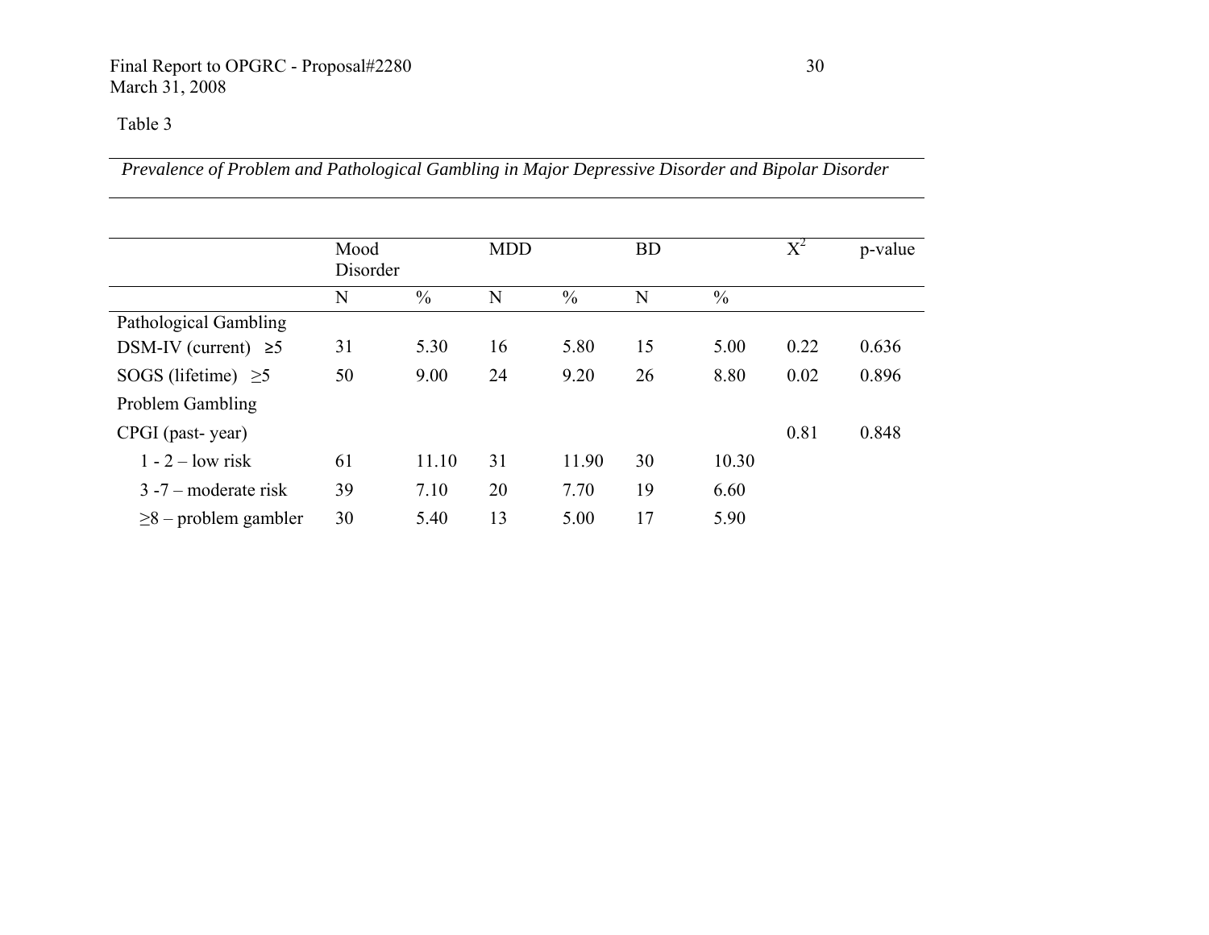Table 3

*Prevalence of Problem and Pathological Gambling in Major Depressive Disorder and Bipolar Disorder*

| | Mood Disorder | | MDD | | BD | | $X^2$ | p-value |
|---|---|---|---|---|---|---|---|---|
| | N | % | N | % | N | % | | |
| Pathological Gambling | | | | | | | | |
| DSM-IV (current) ≥5 | 31 | 5.30 | 16 | 5.80 | 15 | 5.00 | 0.22 | 0.636 |
| SOGS (lifetime) ≥5 | 50 | 9.00 | 24 | 9.20 | 26 | 8.80 | 0.02 | 0.896 |
| Problem Gambling | | | | | | | | |
| CPGI (past- year) | | | | | | | 0.81 | 0.848 |
| 1 - 2 – low risk | 61 | 11.10 | 31 | 11.90 | 30 | 10.30 | | |
| 3 -7 – moderate risk | 39 | 7.10 | 20 | 7.70 | 19 | 6.60 | | |
| ≥8 – problem gambler | 30 | 5.40 | 13 | 5.00 | 17 | 5.90 | | |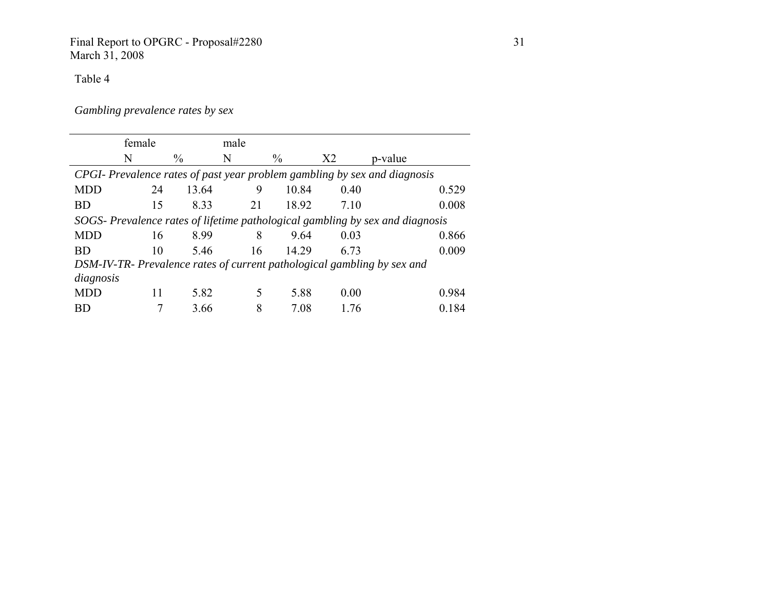Table 4

*Gambling prevalence rates by sex*

| | female | | male | | | |
|---|---|---|---|---|---|---|
| | N | % | N | % | X2 | p-value |
| *CPGI- Prevalence rates of past year problem gambling by sex and diagnosis* | | | | | | |
| MDD | 24 | 13.64 | 9 | 10.84 | 0.40 | 0.529 |
| BD | 15 | 8.33 | 21 | 18.92 | 7.10 | 0.008 |
| *SOGS- Prevalence rates of lifetime pathological gambling by sex and diagnosis* | | | | | | |
| MDD | 16 | 8.99 | 8 | 9.64 | 0.03 | 0.866 |
| BD | 10 | 5.46 | 16 | 14.29 | 6.73 | 0.009 |
| *DSM-IV-TR- Prevalence rates of current pathological gambling by sex and diagnosis* | | | | | | |
| MDD | 11 | 5.82 | 5 | 5.88 | 0.00 | 0.984 |
| BD | 7 | 3.66 | 8 | 7.08 | 1.76 | 0.184 |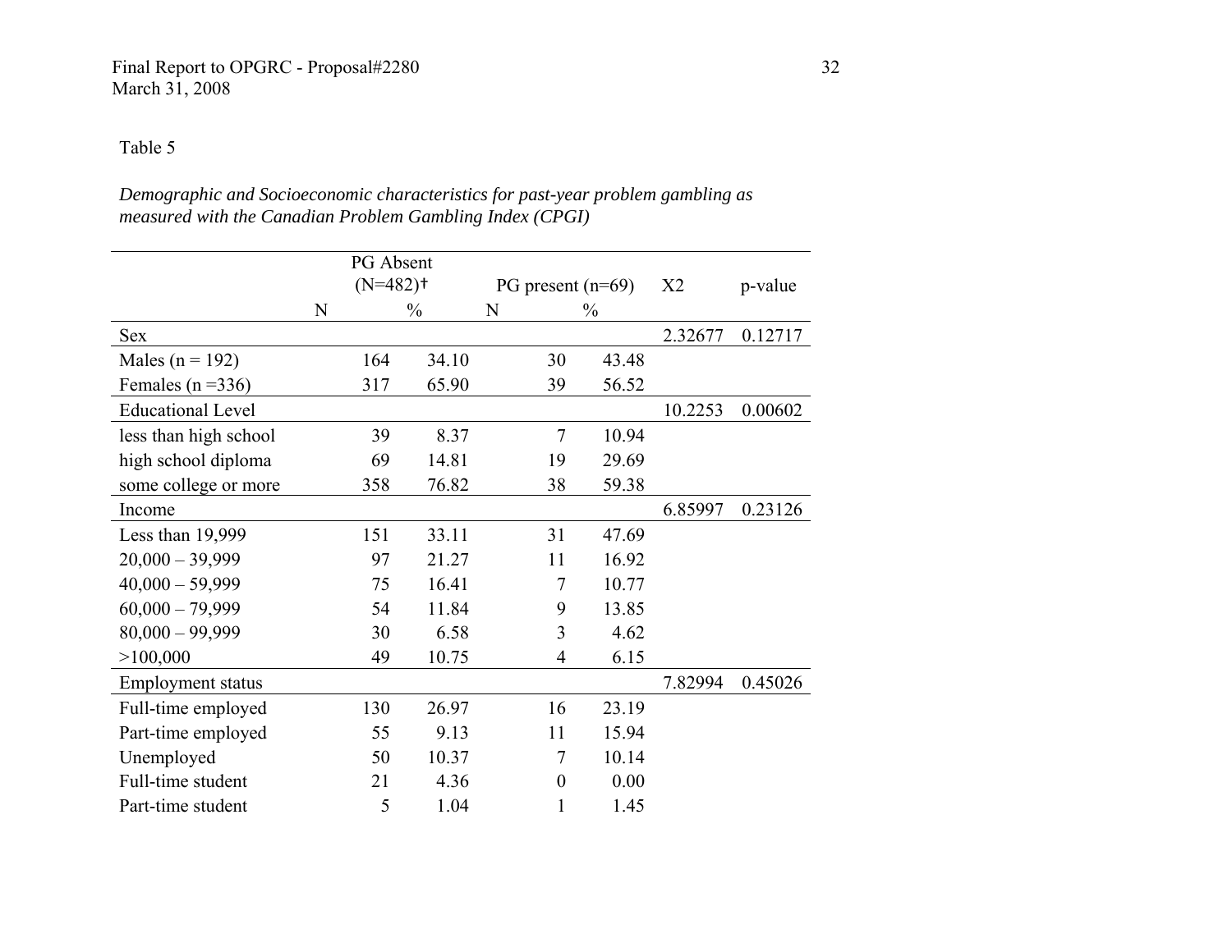Table 5

*Demographic and Socioeconomic characteristics for past-year problem gambling as measured with the Canadian Problem Gambling Index (CPGI)*

| | PG Absent (N=482)† | | PG present (n=69) | | X2 | p-value |
|---|---|---|---|---|---|---|
| | N | % | N | % | | |
| Sex | | | | | 2.32677 | 0.12717 |
| Males (n = 192) | 164 | 34.10 | 30 | 43.48 | | |
| Females (n =336) | 317 | 65.90 | 39 | 56.52 | | |
| Educational Level | | | | | 10.2253 | 0.00602 |
| less than high school | 39 | 8.37 | 7 | 10.94 | | |
| high school diploma | 69 | 14.81 | 19 | 29.69 | | |
| some college or more | 358 | 76.82 | 38 | 59.38 | | |
| Income | | | | | 6.85997 | 0.23126 |
| Less than 19,999 | 151 | 33.11 | 31 | 47.69 | | |
| 20,000 – 39,999 | 97 | 21.27 | 11 | 16.92 | | |
| 40,000 – 59,999 | 75 | 16.41 | 7 | 10.77 | | |
| 60,000 – 79,999 | 54 | 11.84 | 9 | 13.85 | | |
| 80,000 – 99,999 | 30 | 6.58 | 3 | 4.62 | | |
| >100,000 | 49 | 10.75 | 4 | 6.15 | | |
| Employment status | | | | | 7.82994 | 0.45026 |
| Full-time employed | 130 | 26.97 | 16 | 23.19 | | |
| Part-time employed | 55 | 9.13 | 11 | 15.94 | | |
| Unemployed | 50 | 10.37 | 7 | 10.14 | | |
| Full-time student | 21 | 4.36 | 0 | 0.00 | | |
| Part-time student | 5 | 1.04 | 1 | 1.45 | | |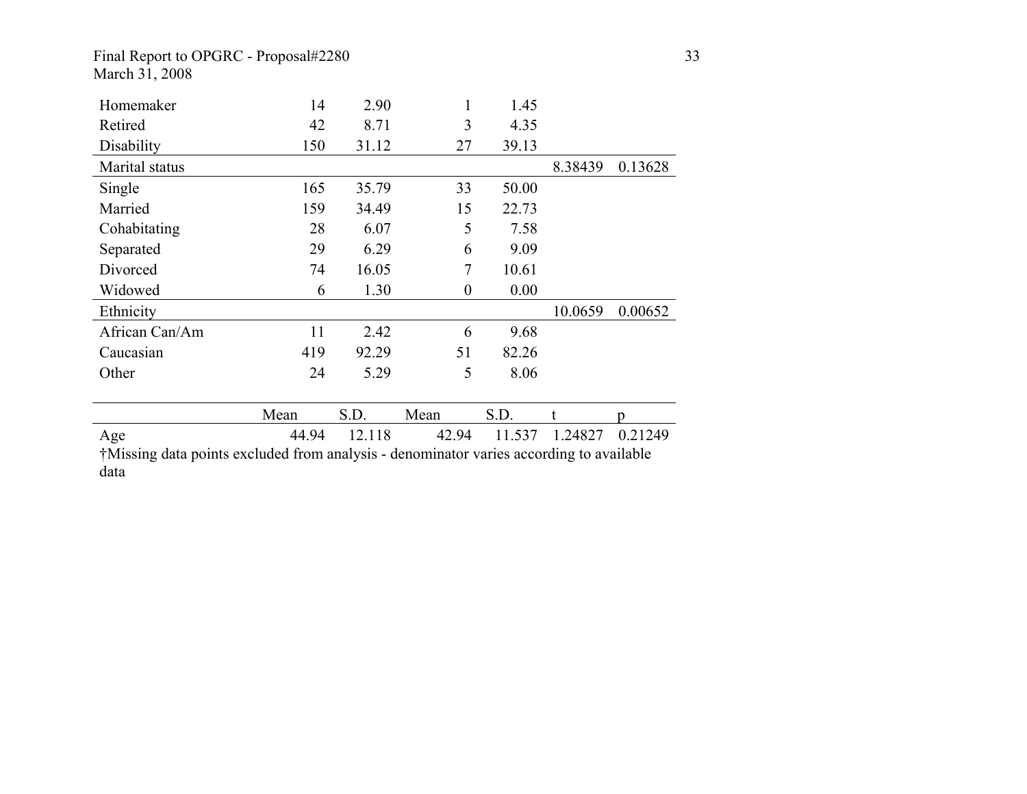| | | | | | | |
|---|---|---|---|---|---|---|
| Homemaker | 14 | 2.90 | 1 | 1.45 | | |
| Retired | 42 | 8.71 | 3 | 4.35 | | |
| Disability | 150 | 31.12 | 27 | 39.13 | | |
| Marital status | | | | | 8.38439 | 0.13628 |
| Single | 165 | 35.79 | 33 | 50.00 | | |
| Married | 159 | 34.49 | 15 | 22.73 | | |
| Cohabitating | 28 | 6.07 | 5 | 7.58 | | |
| Separated | 29 | 6.29 | 6 | 9.09 | | |
| Divorced | 74 | 16.05 | 7 | 10.61 | | |
| Widowed | 6 | 1.30 | 0 | 0.00 | | |
| Ethnicity | | | | | 10.0659 | 0.00652 |
| African Can/Am | 11 | 2.42 | 6 | 9.68 | | |
| Caucasian | 419 | 92.29 | 51 | 82.26 | | |
| Other | 24 | 5.29 | 5 | 8.06 | | |

| | Mean | S.D. | Mean | S.D. | t | p |
|---|---|---|---|---|---|---|
| Age | 44.94 | 12.118 | 42.94 | 11.537 | 1.24827 | 0.21249 |

†Missing data points excluded from analysis - denominator varies according to available data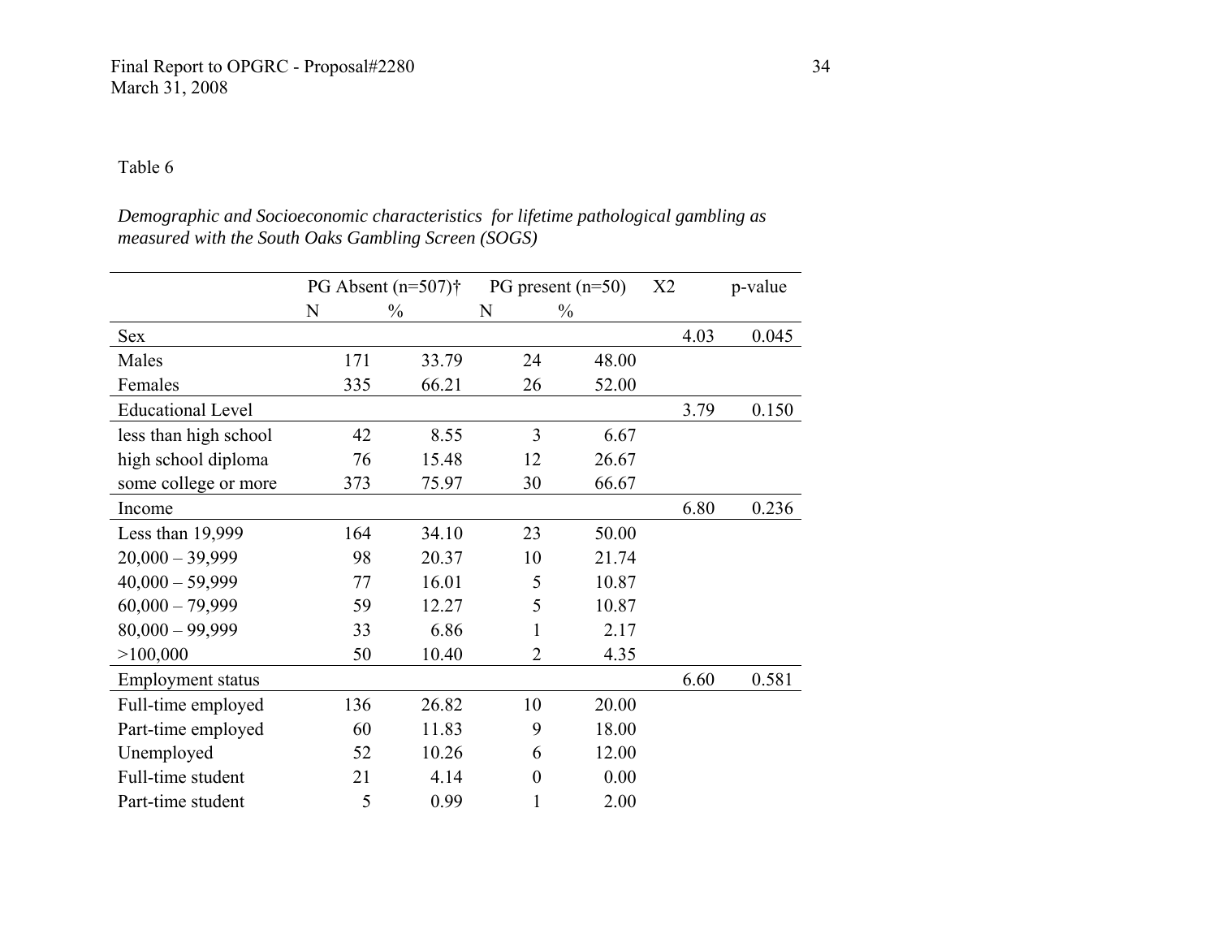Table 6

*Demographic and Socioeconomic characteristics for lifetime pathological gambling as measured with the South Oaks Gambling Screen (SOGS)*

| | PG Absent (n=507)† | | PG present (n=50) | | X2 | p-value |
|---|---|---|---|---|---|---|
| | N | % | N | % | | |
| Sex | | | | | 4.03 | 0.045 |
| Males | 171 | 33.79 | 24 | 48.00 | | |
| Females | 335 | 66.21 | 26 | 52.00 | | |
| Educational Level | | | | | 3.79 | 0.150 |
| less than high school | 42 | 8.55 | 3 | 6.67 | | |
| high school diploma | 76 | 15.48 | 12 | 26.67 | | |
| some college or more | 373 | 75.97 | 30 | 66.67 | | |
| Income | | | | | 6.80 | 0.236 |
| Less than 19,999 | 164 | 34.10 | 23 | 50.00 | | |
| 20,000 – 39,999 | 98 | 20.37 | 10 | 21.74 | | |
| 40,000 – 59,999 | 77 | 16.01 | 5 | 10.87 | | |
| 60,000 – 79,999 | 59 | 12.27 | 5 | 10.87 | | |
| 80,000 – 99,999 | 33 | 6.86 | 1 | 2.17 | | |
| >100,000 | 50 | 10.40 | 2 | 4.35 | | |
| Employment status | | | | | 6.60 | 0.581 |
| Full-time employed | 136 | 26.82 | 10 | 20.00 | | |
| Part-time employed | 60 | 11.83 | 9 | 18.00 | | |
| Unemployed | 52 | 10.26 | 6 | 12.00 | | |
| Full-time student | 21 | 4.14 | 0 | 0.00 | | |
| Part-time student | 5 | 0.99 | 1 | 2.00 | | |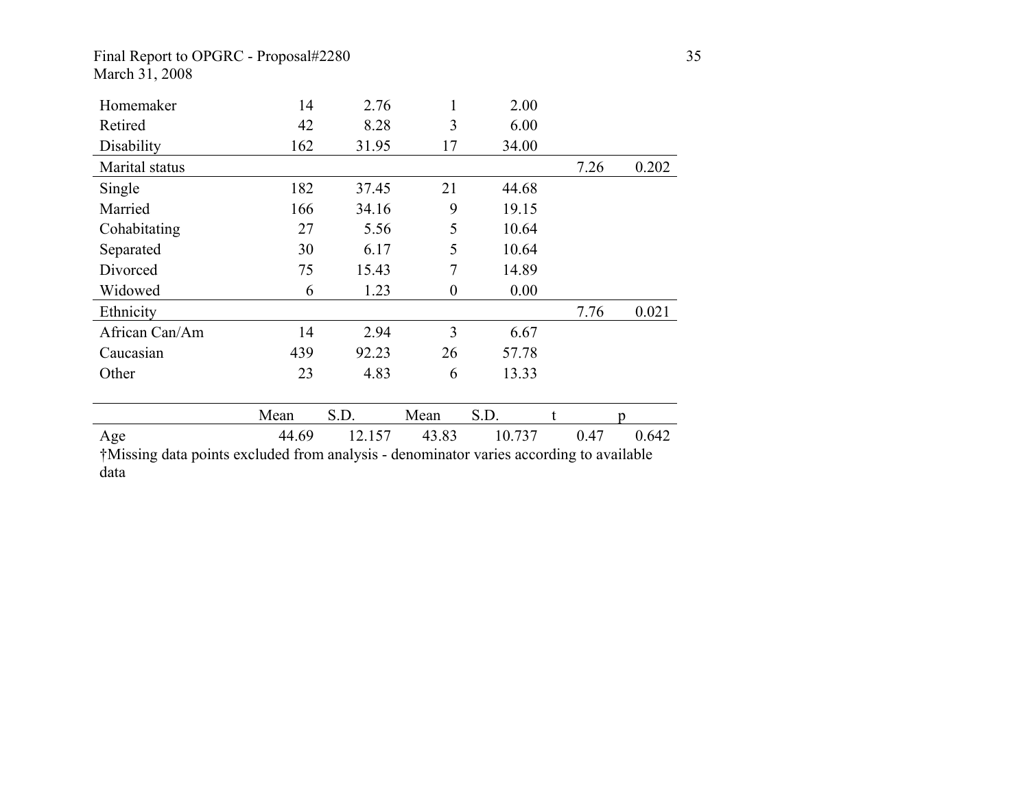| | | | | | | |
|---|---|---|---|---|---|---|
| Homemaker | 14 | 2.76 | 1 | 2.00 | | |
| Retired | 42 | 8.28 | 3 | 6.00 | | |
| Disability | 162 | 31.95 | 17 | 34.00 | | |
| Marital status | | | | | 7.26 | 0.202 |
| Single | 182 | 37.45 | 21 | 44.68 | | |
| Married | 166 | 34.16 | 9 | 19.15 | | |
| Cohabitating | 27 | 5.56 | 5 | 10.64 | | |
| Separated | 30 | 6.17 | 5 | 10.64 | | |
| Divorced | 75 | 15.43 | 7 | 14.89 | | |
| Widowed | 6 | 1.23 | 0 | 0.00 | | |
| Ethnicity | | | | | 7.76 | 0.021 |
| African Can/Am | 14 | 2.94 | 3 | 6.67 | | |
| Caucasian | 439 | 92.23 | 26 | 57.78 | | |
| Other | 23 | 4.83 | 6 | 13.33 | | |
| | Mean | S.D. | Mean | S.D. | t | p |
| Age | 44.69 | 12.157 | 43.83 | 10.737 | 0.47 | 0.642 |

†Missing data points excluded from analysis - denominator varies according to available data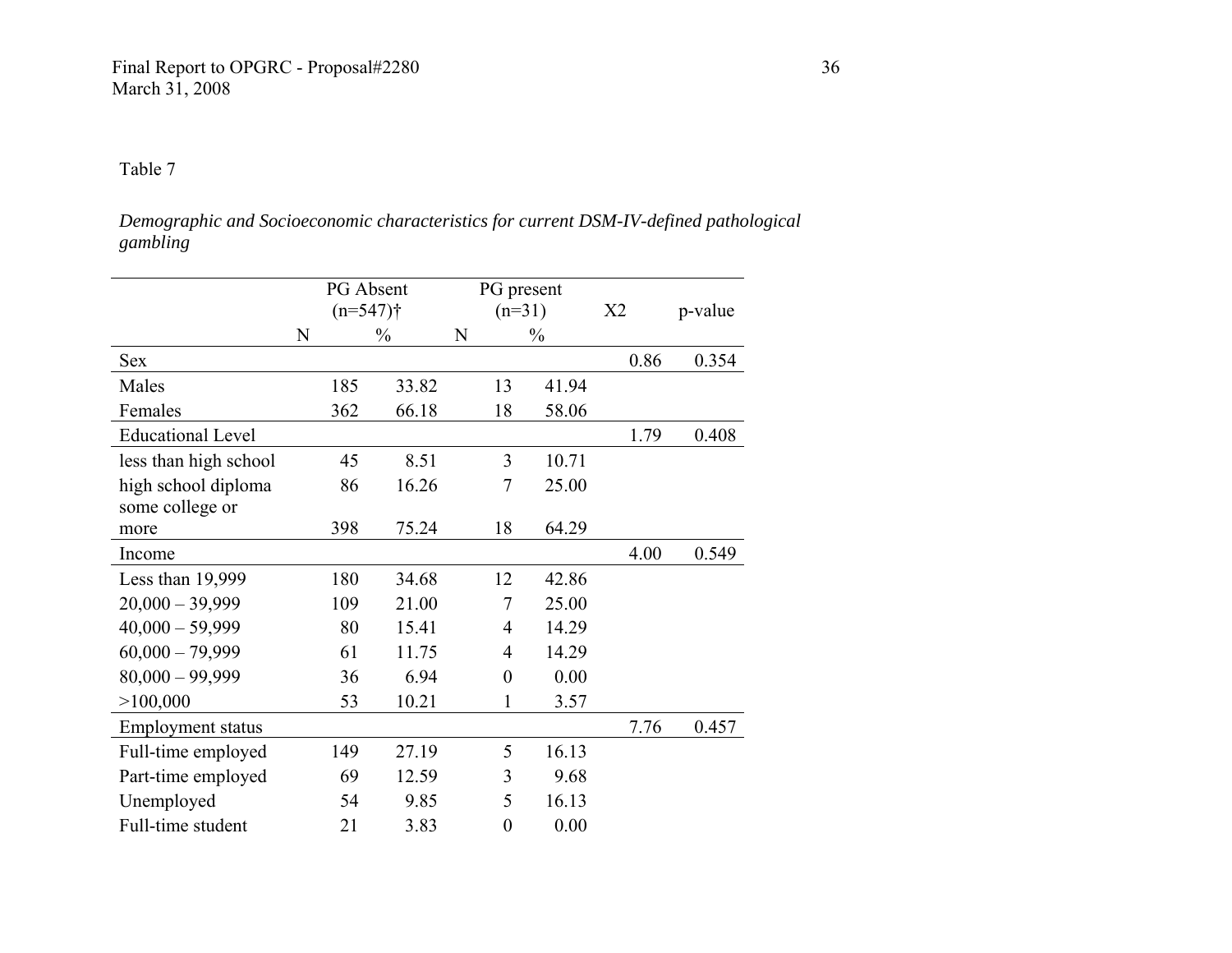Table 7

*Demographic and Socioeconomic characteristics for current DSM-IV-defined pathological gambling*

| | PG Absent (n=547)† | | PG present (n=31) | | X2 | p-value |
|---|---|---|---|---|---|---|
| | N | % | N | % | | |
| Sex | | | | | 0.86 | 0.354 |
| Males | 185 | 33.82 | 13 | 41.94 | | |
| Females | 362 | 66.18 | 18 | 58.06 | | |
| Educational Level | | | | | 1.79 | 0.408 |
| less than high school | 45 | 8.51 | 3 | 10.71 | | |
| high school diploma | 86 | 16.26 | 7 | 25.00 | | |
| some college or more | 398 | 75.24 | 18 | 64.29 | | |
| Income | | | | | 4.00 | 0.549 |
| Less than 19,999 | 180 | 34.68 | 12 | 42.86 | | |
| 20,000 – 39,999 | 109 | 21.00 | 7 | 25.00 | | |
| 40,000 – 59,999 | 80 | 15.41 | 4 | 14.29 | | |
| 60,000 – 79,999 | 61 | 11.75 | 4 | 14.29 | | |
| 80,000 – 99,999 | 36 | 6.94 | 0 | 0.00 | | |
| >100,000 | 53 | 10.21 | 1 | 3.57 | | |
| Employment status | | | | | 7.76 | 0.457 |
| Full-time employed | 149 | 27.19 | 5 | 16.13 | | |
| Part-time employed | 69 | 12.59 | 3 | 9.68 | | |
| Unemployed | 54 | 9.85 | 5 | 16.13 | | |
| Full-time student | 21 | 3.83 | 0 | 0.00 | | |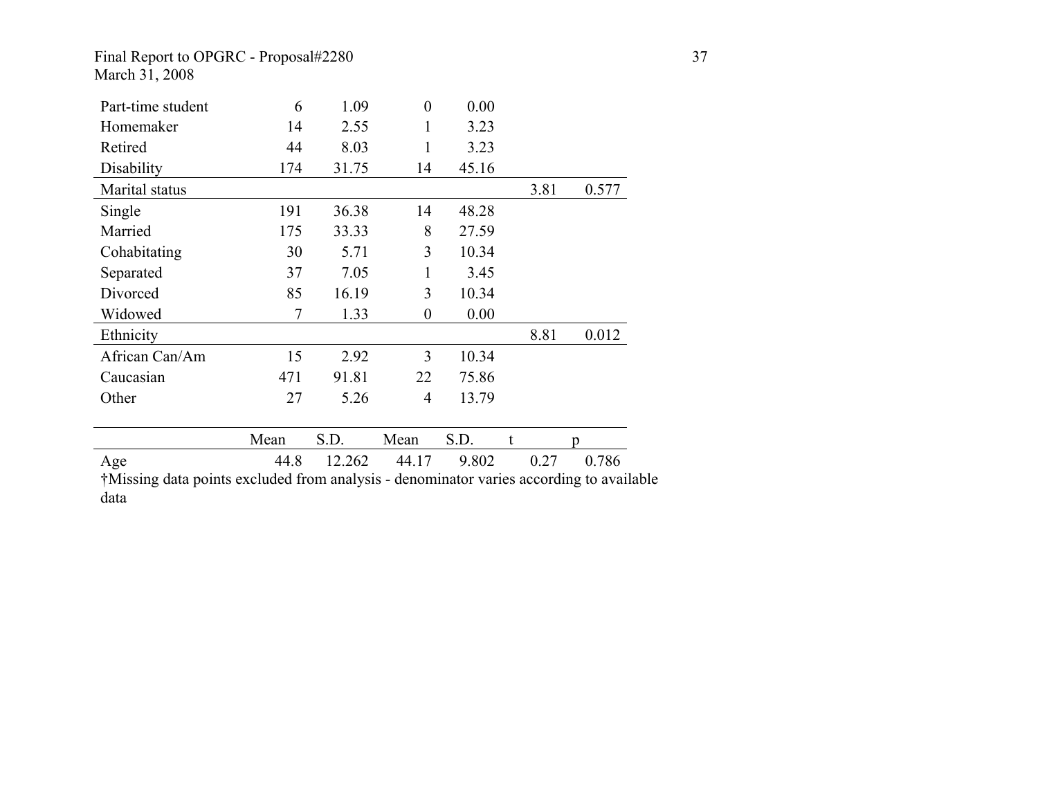| | | | | | | |
|---|---|---|---|---|---|---|
| Part-time student | 6 | 1.09 | 0 | 0.00 | | |
| Homemaker | 14 | 2.55 | 1 | 3.23 | | |
| Retired | 44 | 8.03 | 1 | 3.23 | | |
| Disability | 174 | 31.75 | 14 | 45.16 | | |
| Marital status | | | | | 3.81 | 0.577 |
| Single | 191 | 36.38 | 14 | 48.28 | | |
| Married | 175 | 33.33 | 8 | 27.59 | | |
| Cohabitating | 30 | 5.71 | 3 | 10.34 | | |
| Separated | 37 | 7.05 | 1 | 3.45 | | |
| Divorced | 85 | 16.19 | 3 | 10.34 | | |
| Widowed | 7 | 1.33 | 0 | 0.00 | | |
| Ethnicity | | | | | 8.81 | 0.012 |
| African Can/Am | 15 | 2.92 | 3 | 10.34 | | |
| Caucasian | 471 | 91.81 | 22 | 75.86 | | |
| Other | 27 | 5.26 | 4 | 13.79 | | |

| | Mean | S.D. | Mean | S.D. | t | p |
|---|---|---|---|---|---|---|
| Age | 44.8 | 12.262 | 44.17 | 9.802 | 0.27 | 0.786 |

†Missing data points excluded from analysis - denominator varies according to available data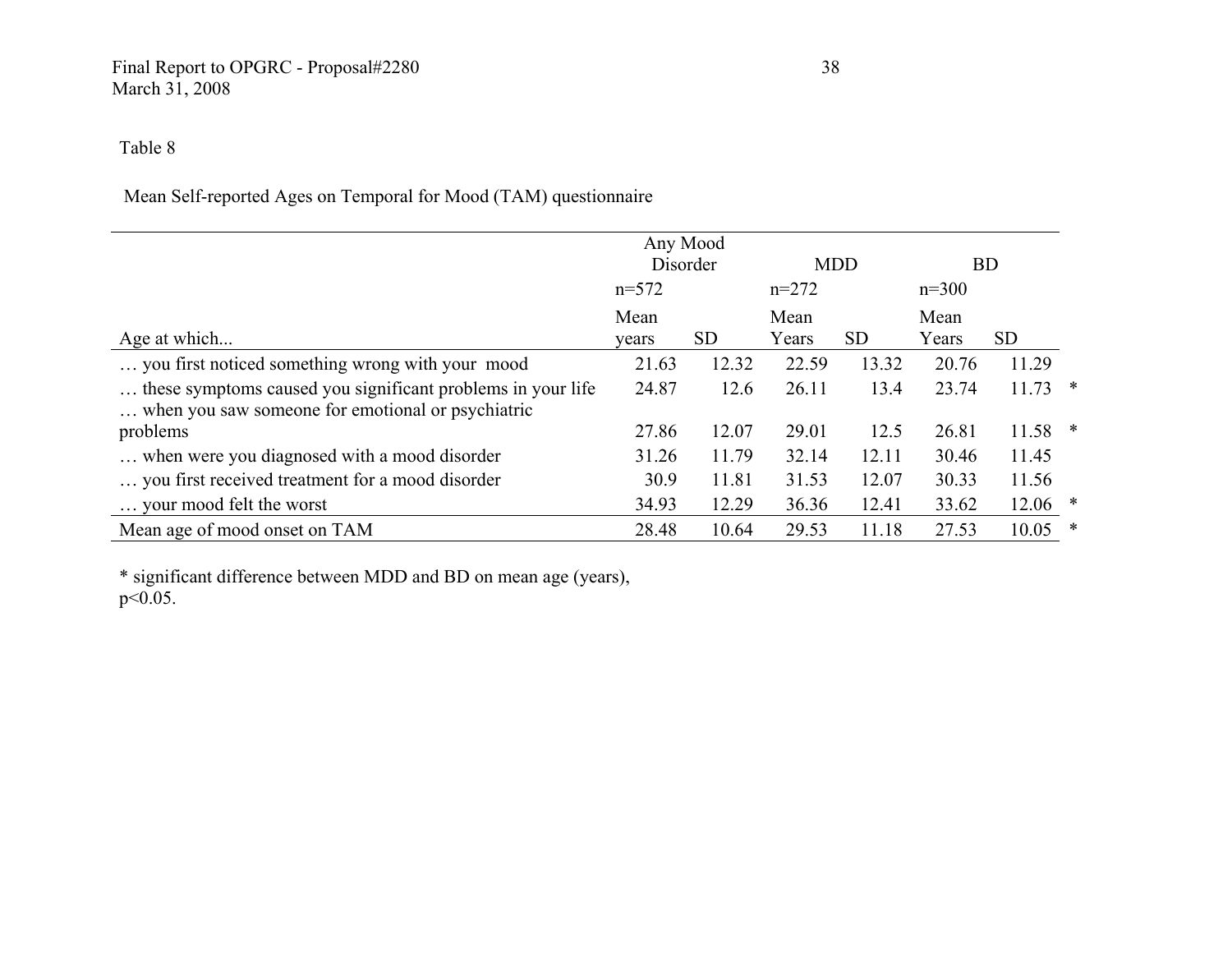Table 8

Mean Self-reported Ages on Temporal for Mood (TAM) questionnaire

| Age at which... | Any Mood Disorder n=572 Mean years | SD | MDD n=272 Mean Years | SD | BD n=300 Mean Years | SD | |
|---|---|---|---|---|---|---|---|
| … you first noticed something wrong with your mood | 21.63 | 12.32 | 22.59 | 13.32 | 20.76 | 11.29 | |
| … these symptoms caused you significant problems in your life | 24.87 | 12.6 | 26.11 | 13.4 | 23.74 | 11.73 | * |
| … when you saw someone for emotional or psychiatric problems | 27.86 | 12.07 | 29.01 | 12.5 | 26.81 | 11.58 | * |
| … when were you diagnosed with a mood disorder | 31.26 | 11.79 | 32.14 | 12.11 | 30.46 | 11.45 | |
| … you first received treatment for a mood disorder | 30.9 | 11.81 | 31.53 | 12.07 | 30.33 | 11.56 | |
| … your mood felt the worst | 34.93 | 12.29 | 36.36 | 12.41 | 33.62 | 12.06 | * |
| Mean age of mood onset on TAM | 28.48 | 10.64 | 29.53 | 11.18 | 27.53 | 10.05 | * |

* significant difference between MDD and BD on mean age (years), $p<0.05$.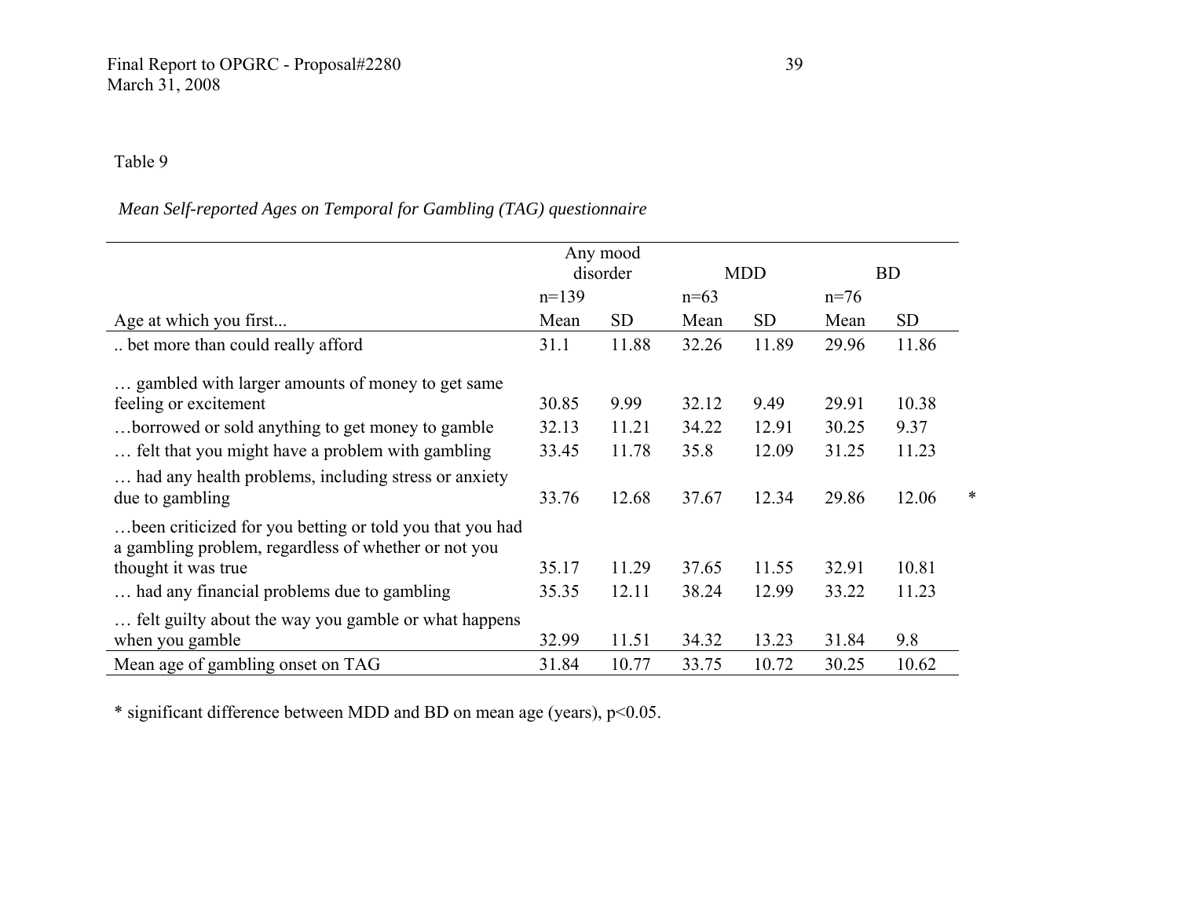Table 9

*Mean Self-reported Ages on Temporal for Gambling (TAG) questionnaire*

| | Any mood disorder | | MDD | | BD | | |
|---|---|---|---|---|---|---|---|
| | n=139 | | n=63 | | n=76 | | |
| Age at which you first... | Mean | SD | Mean | SD | Mean | SD | |
| .. bet more than could really afford | 31.1 | 11.88 | 32.26 | 11.89 | 29.96 | 11.86 | |
| … gambled with larger amounts of money to get same feeling or excitement | 30.85 | 9.99 | 32.12 | 9.49 | 29.91 | 10.38 | |
| …borrowed or sold anything to get money to gamble | 32.13 | 11.21 | 34.22 | 12.91 | 30.25 | 9.37 | |
| … felt that you might have a problem with gambling | 33.45 | 11.78 | 35.8 | 12.09 | 31.25 | 11.23 | |
| … had any health problems, including stress or anxiety due to gambling | 33.76 | 12.68 | 37.67 | 12.34 | 29.86 | 12.06 | * |
| …been criticized for you betting or told you that you had a gambling problem, regardless of whether or not you thought it was true | 35.17 | 11.29 | 37.65 | 11.55 | 32.91 | 10.81 | |
| … had any financial problems due to gambling | 35.35 | 12.11 | 38.24 | 12.99 | 33.22 | 11.23 | |
| … felt guilty about the way you gamble or what happens when you gamble | 32.99 | 11.51 | 34.32 | 13.23 | 31.84 | 9.8 | |
| Mean age of gambling onset on TAG | 31.84 | 10.77 | 33.75 | 10.72 | 30.25 | 10.62 | |

* significant difference between MDD and BD on mean age (years), $p<0.05$.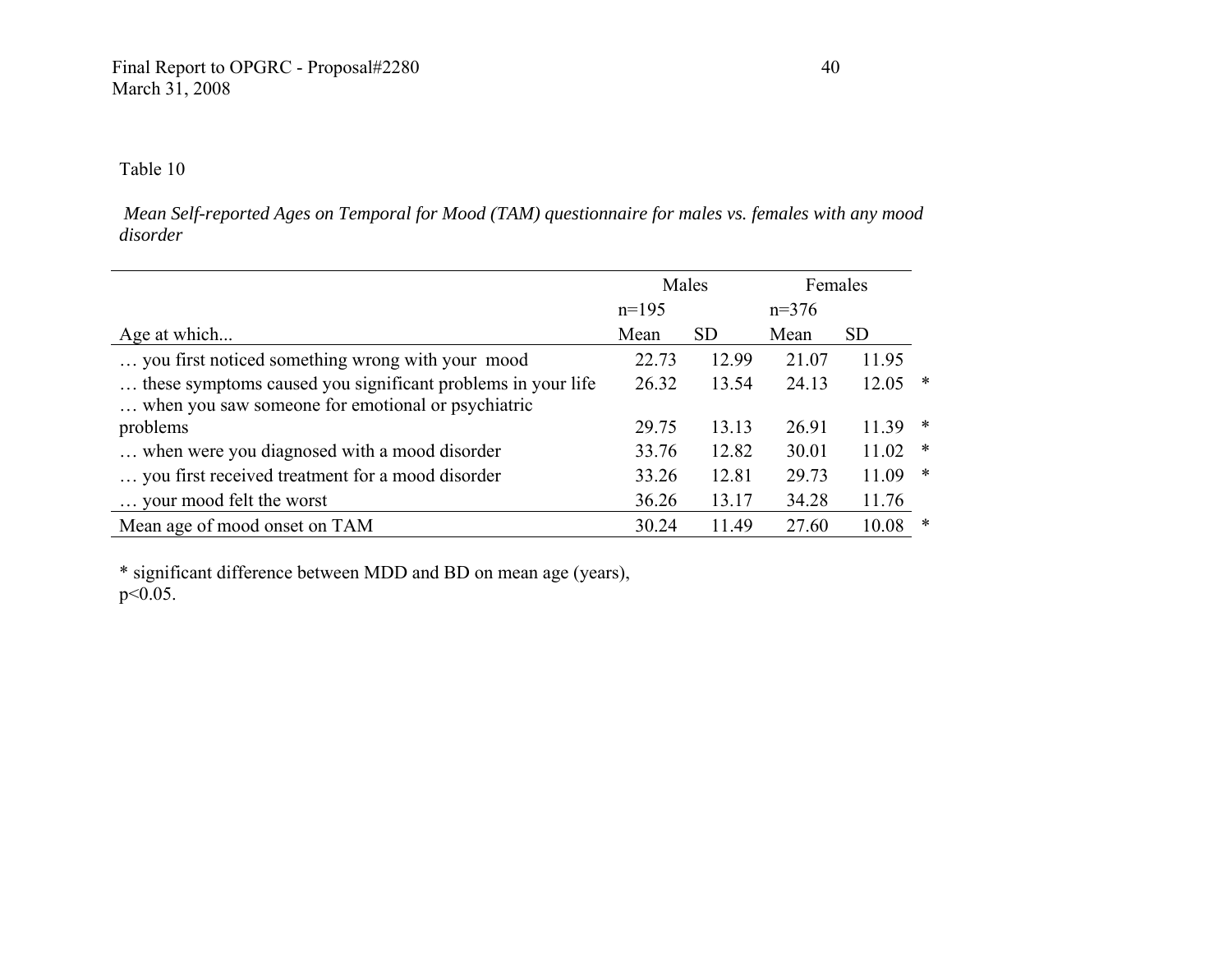Table 10

*Mean Self-reported Ages on Temporal for Mood (TAM) questionnaire for males vs. females with any mood disorder*

| | Males | | Females | | |
|---|---|---|---|---|---|
| | n=195 | | n=376 | | |
| Age at which... | Mean | SD | Mean | SD | |
| … you first noticed something wrong with your mood | 22.73 | 12.99 | 21.07 | 11.95 | |
| … these symptoms caused you significant problems in your life | 26.32 | 13.54 | 24.13 | 12.05 | * |
| … when you saw someone for emotional or psychiatric problems | 29.75 | 13.13 | 26.91 | 11.39 | * |
| … when were you diagnosed with a mood disorder | 33.76 | 12.82 | 30.01 | 11.02 | * |
| … you first received treatment for a mood disorder | 33.26 | 12.81 | 29.73 | 11.09 | * |
| … your mood felt the worst | 36.26 | 13.17 | 34.28 | 11.76 | |
| Mean age of mood onset on TAM | 30.24 | 11.49 | 27.60 | 10.08 | * |

* significant difference between MDD and BD on mean age (years), $p<0.05$.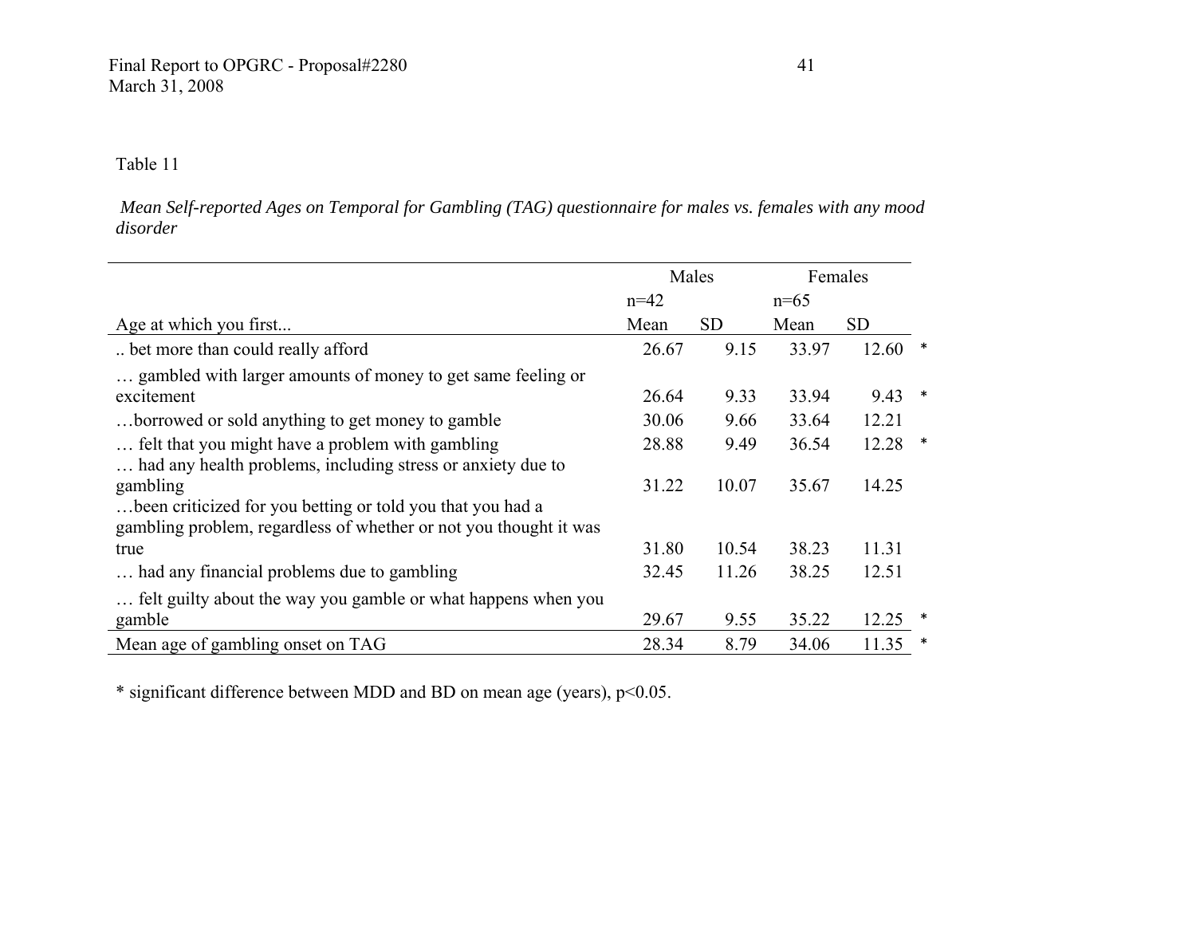Table 11

*Mean Self-reported Ages on Temporal for Gambling (TAG) questionnaire for males vs. females with any mood disorder*

| | Males | | Females | | |
|---|---|---|---|---|---|
| | n=42 | | n=65 | | |
| Age at which you first... | Mean | SD | Mean | SD | |
| .. bet more than could really afford | 26.67 | 9.15 | 33.97 | 12.60 | * |
| … gambled with larger amounts of money to get same feeling or excitement | 26.64 | 9.33 | 33.94 | 9.43 | * |
| …borrowed or sold anything to get money to gamble | 30.06 | 9.66 | 33.64 | 12.21 | |
| … felt that you might have a problem with gambling | 28.88 | 9.49 | 36.54 | 12.28 | * |
| … had any health problems, including stress or anxiety due to gambling | 31.22 | 10.07 | 35.67 | 14.25 | |
| …been criticized for you betting or told you that you had a gambling problem, regardless of whether or not you thought it was true | 31.80 | 10.54 | 38.23 | 11.31 | |
| … had any financial problems due to gambling | 32.45 | 11.26 | 38.25 | 12.51 | |
| … felt guilty about the way you gamble or what happens when you gamble | 29.67 | 9.55 | 35.22 | 12.25 | * |
| Mean age of gambling onset on TAG | 28.34 | 8.79 | 34.06 | 11.35 | * |

* significant difference between MDD and BD on mean age (years), $p<0.05$.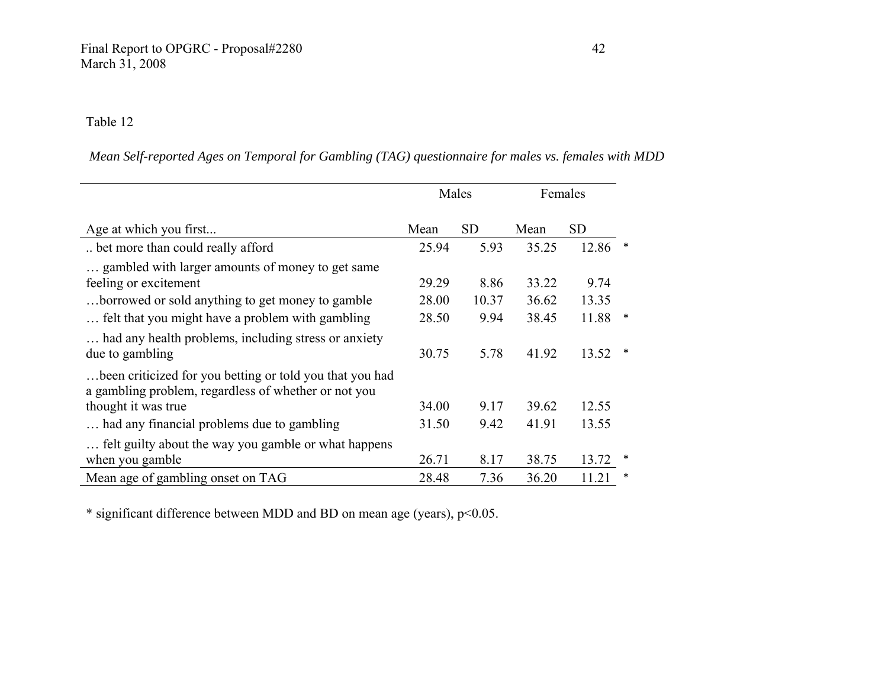Table 12

*Mean Self-reported Ages on Temporal for Gambling (TAG) questionnaire for males vs. females with MDD*

| | Males | | Females | | |
|---|---|---|---|---|---|
| Age at which you first... | Mean | SD | Mean | SD | |
| .. bet more than could really afford | 25.94 | 5.93 | 35.25 | 12.86 | * |
| … gambled with larger amounts of money to get same feeling or excitement | 29.29 | 8.86 | 33.22 | 9.74 | |
| …borrowed or sold anything to get money to gamble | 28.00 | 10.37 | 36.62 | 13.35 | |
| … felt that you might have a problem with gambling | 28.50 | 9.94 | 38.45 | 11.88 | * |
| … had any health problems, including stress or anxiety due to gambling | 30.75 | 5.78 | 41.92 | 13.52 | * |
| …been criticized for you betting or told you that you had a gambling problem, regardless of whether or not you thought it was true | 34.00 | 9.17 | 39.62 | 12.55 | |
| … had any financial problems due to gambling | 31.50 | 9.42 | 41.91 | 13.55 | |
| … felt guilty about the way you gamble or what happens when you gamble | 26.71 | 8.17 | 38.75 | 13.72 | * |
| Mean age of gambling onset on TAG | 28.48 | 7.36 | 36.20 | 11.21 | * |

* significant difference between MDD and BD on mean age (years), $p<0.05$.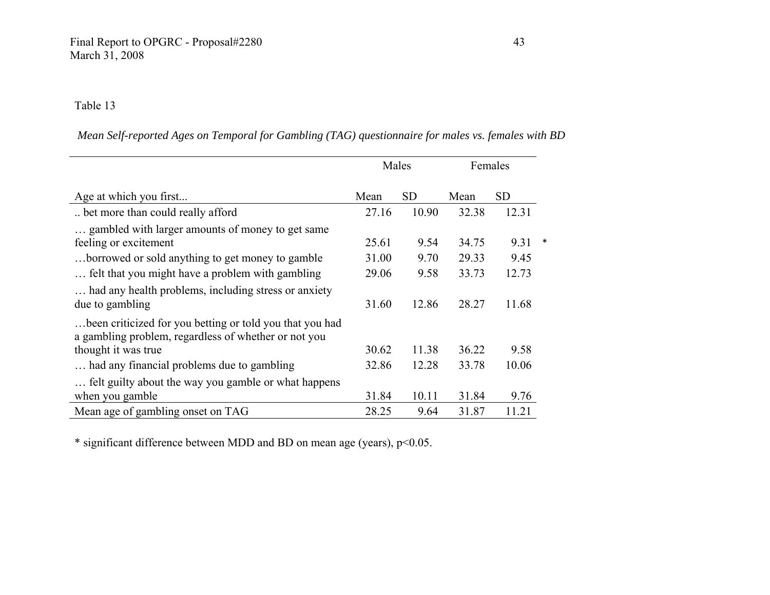Table 13

*Mean Self-reported Ages on Temporal for Gambling (TAG) questionnaire for males vs. females with BD*

| | Males | | Females | | |
|---|---|---|---|---|---|
| Age at which you first... | Mean | SD | Mean | SD | |
| .. bet more than could really afford | 27.16 | 10.90 | 32.38 | 12.31 | |
| … gambled with larger amounts of money to get same feeling or excitement | 25.61 | 9.54 | 34.75 | 9.31 | * |
| …borrowed or sold anything to get money to gamble | 31.00 | 9.70 | 29.33 | 9.45 | |
| … felt that you might have a problem with gambling | 29.06 | 9.58 | 33.73 | 12.73 | |
| … had any health problems, including stress or anxiety due to gambling | 31.60 | 12.86 | 28.27 | 11.68 | |
| …been criticized for you betting or told you that you had a gambling problem, regardless of whether or not you thought it was true | 30.62 | 11.38 | 36.22 | 9.58 | |
| … had any financial problems due to gambling | 32.86 | 12.28 | 33.78 | 10.06 | |
| … felt guilty about the way you gamble or what happens when you gamble | 31.84 | 10.11 | 31.84 | 9.76 | |
| Mean age of gambling onset on TAG | 28.25 | 9.64 | 31.87 | 11.21 | |

* significant difference between MDD and BD on mean age (years), $p<0.05$.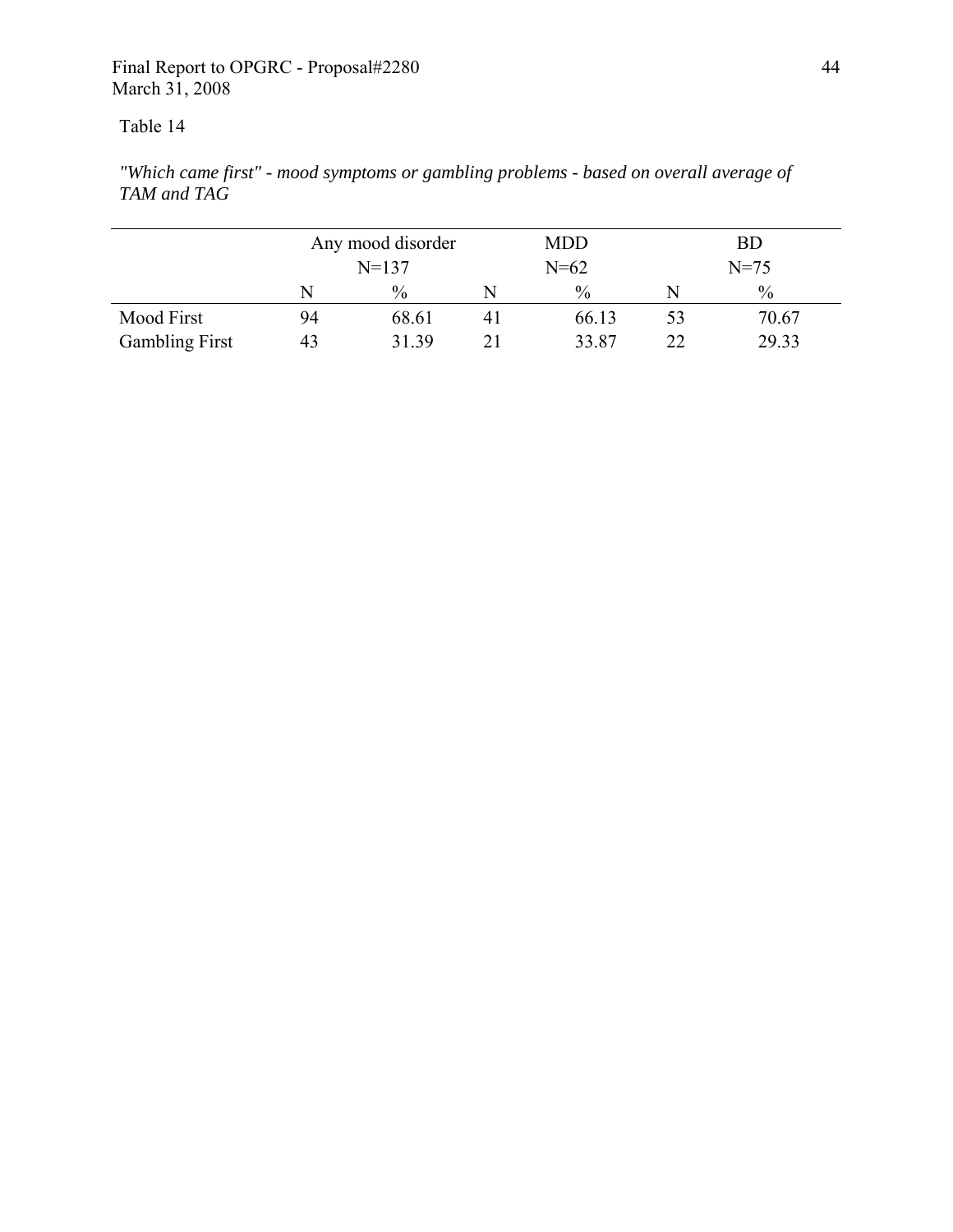Table 14

*"Which came first" - mood symptoms or gambling problems - based on overall average of TAM and TAG*

| | Any mood disorder N=137 | | MDD N=62 | | BD N=75 | |
|---|---|---|---|---|---|---|
| | N | % | N | % | N | % |
| Mood First | 94 | 68.61 | 41 | 66.13 | 53 | 70.67 |
| Gambling First | 43 | 31.39 | 21 | 33.87 | 22 | 29.33 |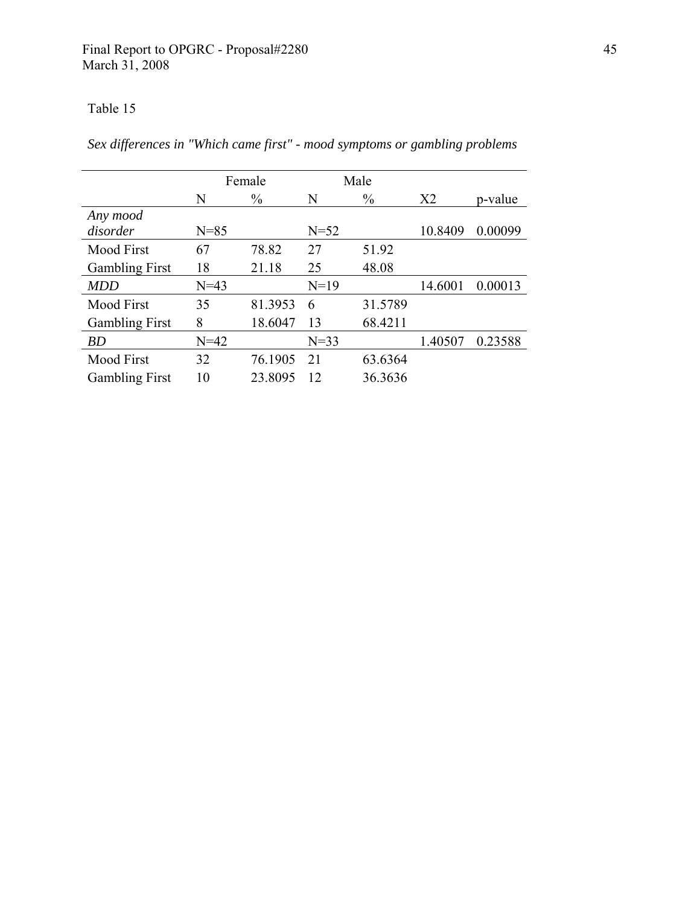Table 15

*Sex differences in "Which came first" - mood symptoms or gambling problems*

| | Female | | Male | | | |
|---|---|---|---|---|---|---|
| | N | % | N | % | X2 | p-value |
| *Any mood disorder* | N=85 | | N=52 | | 10.8409 | 0.00099 |
| Mood First | 67 | 78.82 | 27 | 51.92 | | |
| Gambling First | 18 | 21.18 | 25 | 48.08 | | |
| *MDD* | N=43 | | N=19 | | 14.6001 | 0.00013 |
| Mood First | 35 | 81.3953 | 6 | 31.5789 | | |
| Gambling First | 8 | 18.6047 | 13 | 68.4211 | | |
| *BD* | N=42 | | N=33 | | 1.40507 | 0.23588 |
| Mood First | 32 | 76.1905 | 21 | 63.6364 | | |
| Gambling First | 10 | 23.8095 | 12 | 36.3636 | | |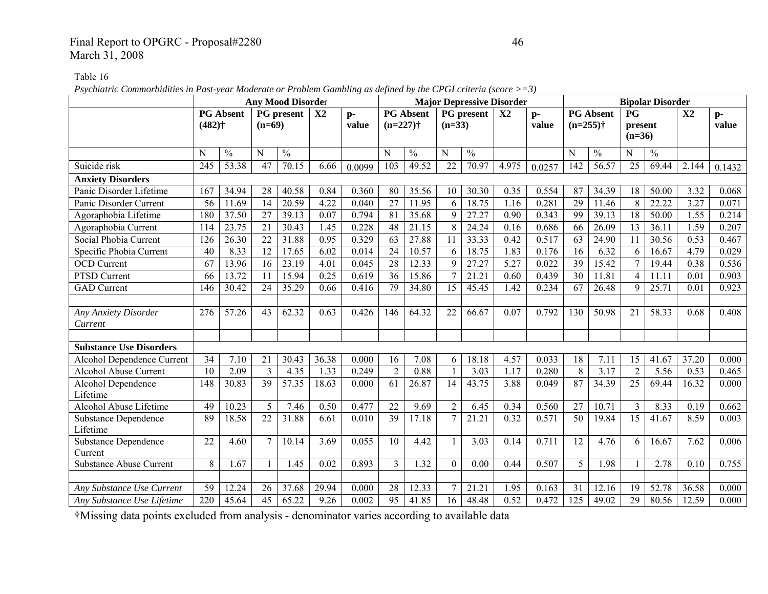Table 16

*Psychiatric Commorbidities in Past-year Moderate or Problem Gambling as defined by the CPGI criteria (score >=3)*

| | **Any Mood Disorder** | | | | | | **Major Depressive Disorder** | | | | | | **Bipolar Disorder** | | | | | |
|---|---|---|---|---|---|---|---|---|---|---|---|---|---|---|---|---|---|---|
| | **PG Absent (482)†** | | **PG present (n=69)** | | **X2** | **p-value** | **PG Absent (n=227)†** | | **PG present (n=33)** | | **X2** | **p-value** | **PG Absent (n=255)†** | | **PG present (n=36)** | | **X2** | **p-value** |
| | N | % | N | % | | | N | % | N | % | | | N | % | N | % | | |
| Suicide risk | 245 | 53.38 | 47 | 70.15 | 6.66 | 0.0099 | 103 | 49.52 | 22 | 70.97 | 4.975 | 0.0257 | 142 | 56.57 | 25 | 69.44 | 2.144 | 0.1432 |
| **Anxiety Disorders** | | | | | | | | | | | | | | | | | | |
| Panic Disorder Lifetime | 167 | 34.94 | 28 | 40.58 | 0.84 | 0.360 | 80 | 35.56 | 10 | 30.30 | 0.35 | 0.554 | 87 | 34.39 | 18 | 50.00 | 3.32 | 0.068 |
| Panic Disorder Current | 56 | 11.69 | 14 | 20.59 | 4.22 | 0.040 | 27 | 11.95 | 6 | 18.75 | 1.16 | 0.281 | 29 | 11.46 | 8 | 22.22 | 3.27 | 0.071 |
| Agoraphobia Lifetime | 180 | 37.50 | 27 | 39.13 | 0.07 | 0.794 | 81 | 35.68 | 9 | 27.27 | 0.90 | 0.343 | 99 | 39.13 | 18 | 50.00 | 1.55 | 0.214 |
| Agoraphobia Current | 114 | 23.75 | 21 | 30.43 | 1.45 | 0.228 | 48 | 21.15 | 8 | 24.24 | 0.16 | 0.686 | 66 | 26.09 | 13 | 36.11 | 1.59 | 0.207 |
| Social Phobia Current | 126 | 26.30 | 22 | 31.88 | 0.95 | 0.329 | 63 | 27.88 | 11 | 33.33 | 0.42 | 0.517 | 63 | 24.90 | 11 | 30.56 | 0.53 | 0.467 |
| Specific Phobia Current | 40 | 8.33 | 12 | 17.65 | 6.02 | 0.014 | 24 | 10.57 | 6 | 18.75 | 1.83 | 0.176 | 16 | 6.32 | 6 | 16.67 | 4.79 | 0.029 |
| OCD Current | 67 | 13.96 | 16 | 23.19 | 4.01 | 0.045 | 28 | 12.33 | 9 | 27.27 | 5.27 | 0.022 | 39 | 15.42 | 7 | 19.44 | 0.38 | 0.536 |
| PTSD Current | 66 | 13.72 | 11 | 15.94 | 0.25 | 0.619 | 36 | 15.86 | 7 | 21.21 | 0.60 | 0.439 | 30 | 11.81 | 4 | 11.11 | 0.01 | 0.903 |
| GAD Current | 146 | 30.42 | 24 | 35.29 | 0.66 | 0.416 | 79 | 34.80 | 15 | 45.45 | 1.42 | 0.234 | 67 | 26.48 | 9 | 25.71 | 0.01 | 0.923 |
| | | | | | | | | | | | | | | | | | | |
| *Any Anxiety Disorder Current* | 276 | 57.26 | 43 | 62.32 | 0.63 | 0.426 | 146 | 64.32 | 22 | 66.67 | 0.07 | 0.792 | 130 | 50.98 | 21 | 58.33 | 0.68 | 0.408 |
| | | | | | | | | | | | | | | | | | | |
| **Substance Use Disorders** | | | | | | | | | | | | | | | | | | |
| Alcohol Dependence Current | 34 | 7.10 | 21 | 30.43 | 36.38 | 0.000 | 16 | 7.08 | 6 | 18.18 | 4.57 | 0.033 | 18 | 7.11 | 15 | 41.67 | 37.20 | 0.000 |
| Alcohol Abuse Current | 10 | 2.09 | 3 | 4.35 | 1.33 | 0.249 | 2 | 0.88 | 1 | 3.03 | 1.17 | 0.280 | 8 | 3.17 | 2 | 5.56 | 0.53 | 0.465 |
| Alcohol Dependence Lifetime | 148 | 30.83 | 39 | 57.35 | 18.63 | 0.000 | 61 | 26.87 | 14 | 43.75 | 3.88 | 0.049 | 87 | 34.39 | 25 | 69.44 | 16.32 | 0.000 |
| Alcohol Abuse Lifetime | 49 | 10.23 | 5 | 7.46 | 0.50 | 0.477 | 22 | 9.69 | 2 | 6.45 | 0.34 | 0.560 | 27 | 10.71 | 3 | 8.33 | 0.19 | 0.662 |
| Substance Dependence Lifetime | 89 | 18.58 | 22 | 31.88 | 6.61 | 0.010 | 39 | 17.18 | 7 | 21.21 | 0.32 | 0.571 | 50 | 19.84 | 15 | 41.67 | 8.59 | 0.003 |
| Substance Dependence Current | 22 | 4.60 | 7 | 10.14 | 3.69 | 0.055 | 10 | 4.42 | 1 | 3.03 | 0.14 | 0.711 | 12 | 4.76 | 6 | 16.67 | 7.62 | 0.006 |
| Substance Abuse Current | 8 | 1.67 | 1 | 1.45 | 0.02 | 0.893 | 3 | 1.32 | 0 | 0.00 | 0.44 | 0.507 | 5 | 1.98 | 1 | 2.78 | 0.10 | 0.755 |
| | | | | | | | | | | | | | | | | | | |
| *Any Substance Use Current* | 59 | 12.24 | 26 | 37.68 | 29.94 | 0.000 | 28 | 12.33 | 7 | 21.21 | 1.95 | 0.163 | 31 | 12.16 | 19 | 52.78 | 36.58 | 0.000 |
| *Any Substance Use Lifetime* | 220 | 45.64 | 45 | 65.22 | 9.26 | 0.002 | 95 | 41.85 | 16 | 48.48 | 0.52 | 0.472 | 125 | 49.02 | 29 | 80.56 | 12.59 | 0.000 |

†Missing data points excluded from analysis - denominator varies according to available data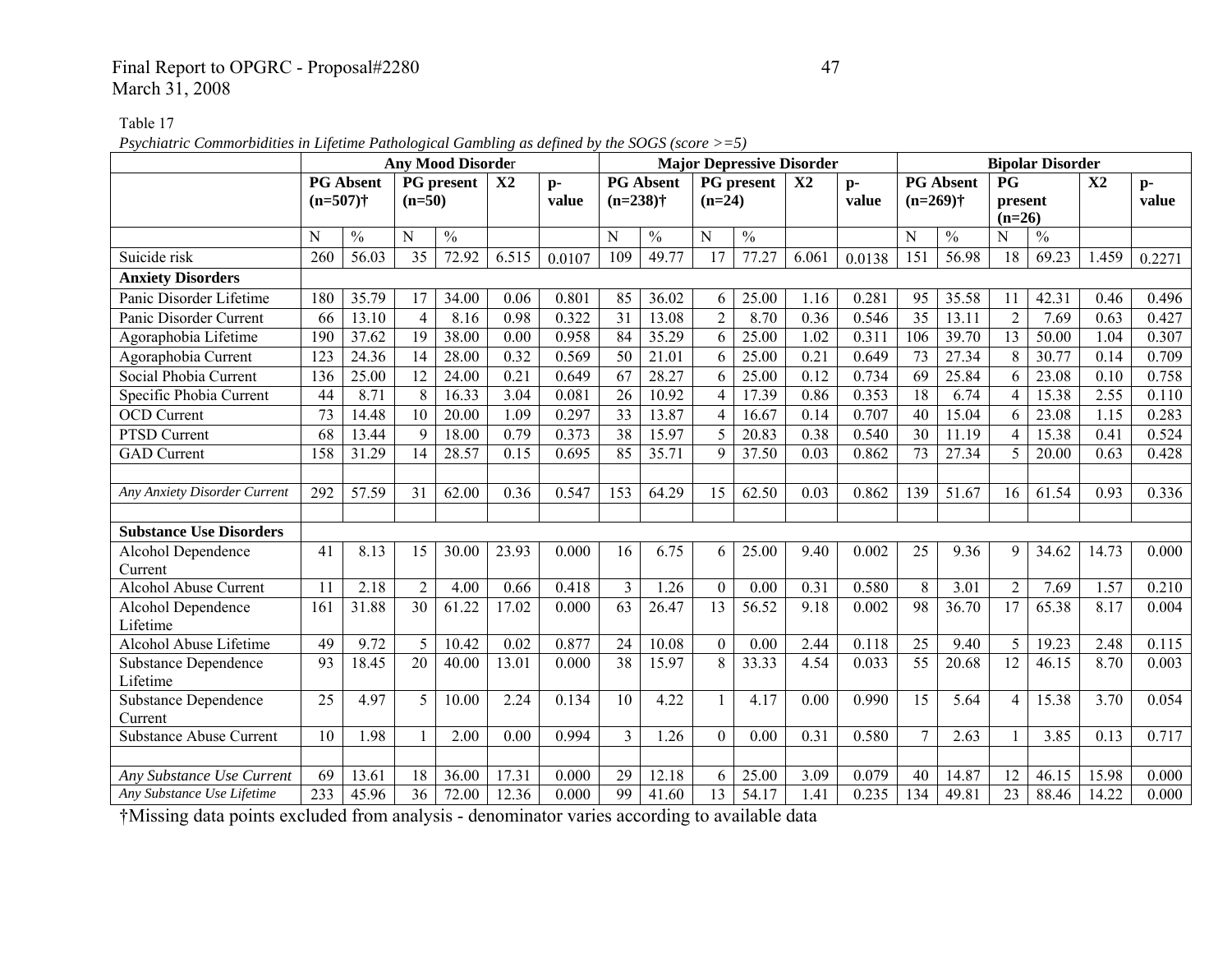Table 17

*Psychiatric Commorbidities in Lifetime Pathological Gambling as defined by the SOGS (score >=5)*

| | Any Mood Disorder | | | | | | Major Depressive Disorder | | | | | | Bipolar Disorder | | | | | |
|---|---|---|---|---|---|---|---|---|---|---|---|---|---|---|---|---|---|---|
| | PG Absent (n=507)† | | PG present (n=50) | | X2 | p-value | PG Absent (n=238)† | | PG present (n=24) | | X2 | p-value | PG Absent (n=269)† | | PG present (n=26) | | X2 | p-value |
| | N | % | N | % | | | N | % | N | % | | | N | % | N | % | | |
| Suicide risk | 260 | 56.03 | 35 | 72.92 | 6.515 | 0.0107 | 109 | 49.77 | 17 | 77.27 | 6.061 | 0.0138 | 151 | 56.98 | 18 | 69.23 | 1.459 | 0.2271 |
| **Anxiety Disorders** | | | | | | | | | | | | | | | | | | |
| Panic Disorder Lifetime | 180 | 35.79 | 17 | 34.00 | 0.06 | 0.801 | 85 | 36.02 | 6 | 25.00 | 1.16 | 0.281 | 95 | 35.58 | 11 | 42.31 | 0.46 | 0.496 |
| Panic Disorder Current | 66 | 13.10 | 4 | 8.16 | 0.98 | 0.322 | 31 | 13.08 | 2 | 8.70 | 0.36 | 0.546 | 35 | 13.11 | 2 | 7.69 | 0.63 | 0.427 |
| Agoraphobia Lifetime | 190 | 37.62 | 19 | 38.00 | 0.00 | 0.958 | 84 | 35.29 | 6 | 25.00 | 1.02 | 0.311 | 106 | 39.70 | 13 | 50.00 | 1.04 | 0.307 |
| Agoraphobia Current | 123 | 24.36 | 14 | 28.00 | 0.32 | 0.569 | 50 | 21.01 | 6 | 25.00 | 0.21 | 0.649 | 73 | 27.34 | 8 | 30.77 | 0.14 | 0.709 |
| Social Phobia Current | 136 | 25.00 | 12 | 24.00 | 0.21 | 0.649 | 67 | 28.27 | 6 | 25.00 | 0.12 | 0.734 | 69 | 25.84 | 6 | 23.08 | 0.10 | 0.758 |
| Specific Phobia Current | 44 | 8.71 | 8 | 16.33 | 3.04 | 0.081 | 26 | 10.92 | 4 | 17.39 | 0.86 | 0.353 | 18 | 6.74 | 4 | 15.38 | 2.55 | 0.110 |
| OCD Current | 73 | 14.48 | 10 | 20.00 | 1.09 | 0.297 | 33 | 13.87 | 4 | 16.67 | 0.14 | 0.707 | 40 | 15.04 | 6 | 23.08 | 1.15 | 0.283 |
| PTSD Current | 68 | 13.44 | 9 | 18.00 | 0.79 | 0.373 | 38 | 15.97 | 5 | 20.83 | 0.38 | 0.540 | 30 | 11.19 | 4 | 15.38 | 0.41 | 0.524 |
| GAD Current | 158 | 31.29 | 14 | 28.57 | 0.15 | 0.695 | 85 | 35.71 | 9 | 37.50 | 0.03 | 0.862 | 73 | 27.34 | 5 | 20.00 | 0.63 | 0.428 |
| | | | | | | | | | | | | | | | | | | |
| *Any Anxiety Disorder Current* | 292 | 57.59 | 31 | 62.00 | 0.36 | 0.547 | 153 | 64.29 | 15 | 62.50 | 0.03 | 0.862 | 139 | 51.67 | 16 | 61.54 | 0.93 | 0.336 |
| | | | | | | | | | | | | | | | | | | |
| **Substance Use Disorders** | | | | | | | | | | | | | | | | | | |
| Alcohol Dependence Current | 41 | 8.13 | 15 | 30.00 | 23.93 | 0.000 | 16 | 6.75 | 6 | 25.00 | 9.40 | 0.002 | 25 | 9.36 | 9 | 34.62 | 14.73 | 0.000 |
| Alcohol Abuse Current | 11 | 2.18 | 2 | 4.00 | 0.66 | 0.418 | 3 | 1.26 | 0 | 0.00 | 0.31 | 0.580 | 8 | 3.01 | 2 | 7.69 | 1.57 | 0.210 |
| Alcohol Dependence Lifetime | 161 | 31.88 | 30 | 61.22 | 17.02 | 0.000 | 63 | 26.47 | 13 | 56.52 | 9.18 | 0.002 | 98 | 36.70 | 17 | 65.38 | 8.17 | 0.004 |
| Alcohol Abuse Lifetime | 49 | 9.72 | 5 | 10.42 | 0.02 | 0.877 | 24 | 10.08 | 0 | 0.00 | 2.44 | 0.118 | 25 | 9.40 | 5 | 19.23 | 2.48 | 0.115 |
| Substance Dependence Lifetime | 93 | 18.45 | 20 | 40.00 | 13.01 | 0.000 | 38 | 15.97 | 8 | 33.33 | 4.54 | 0.033 | 55 | 20.68 | 12 | 46.15 | 8.70 | 0.003 |
| Substance Dependence Current | 25 | 4.97 | 5 | 10.00 | 2.24 | 0.134 | 10 | 4.22 | 1 | 4.17 | 0.00 | 0.990 | 15 | 5.64 | 4 | 15.38 | 3.70 | 0.054 |
| Substance Abuse Current | 10 | 1.98 | 1 | 2.00 | 0.00 | 0.994 | 3 | 1.26 | 0 | 0.00 | 0.31 | 0.580 | 7 | 2.63 | 1 | 3.85 | 0.13 | 0.717 |
| | | | | | | | | | | | | | | | | | | |
| *Any Substance Use Current* | 69 | 13.61 | 18 | 36.00 | 17.31 | 0.000 | 29 | 12.18 | 6 | 25.00 | 3.09 | 0.079 | 40 | 14.87 | 12 | 46.15 | 15.98 | 0.000 |
| *Any Substance Use Lifetime* | 233 | 45.96 | 36 | 72.00 | 12.36 | 0.000 | 99 | 41.60 | 13 | 54.17 | 1.41 | 0.235 | 134 | 49.81 | 23 | 88.46 | 14.22 | 0.000 |

†Missing data points excluded from analysis - denominator varies according to available data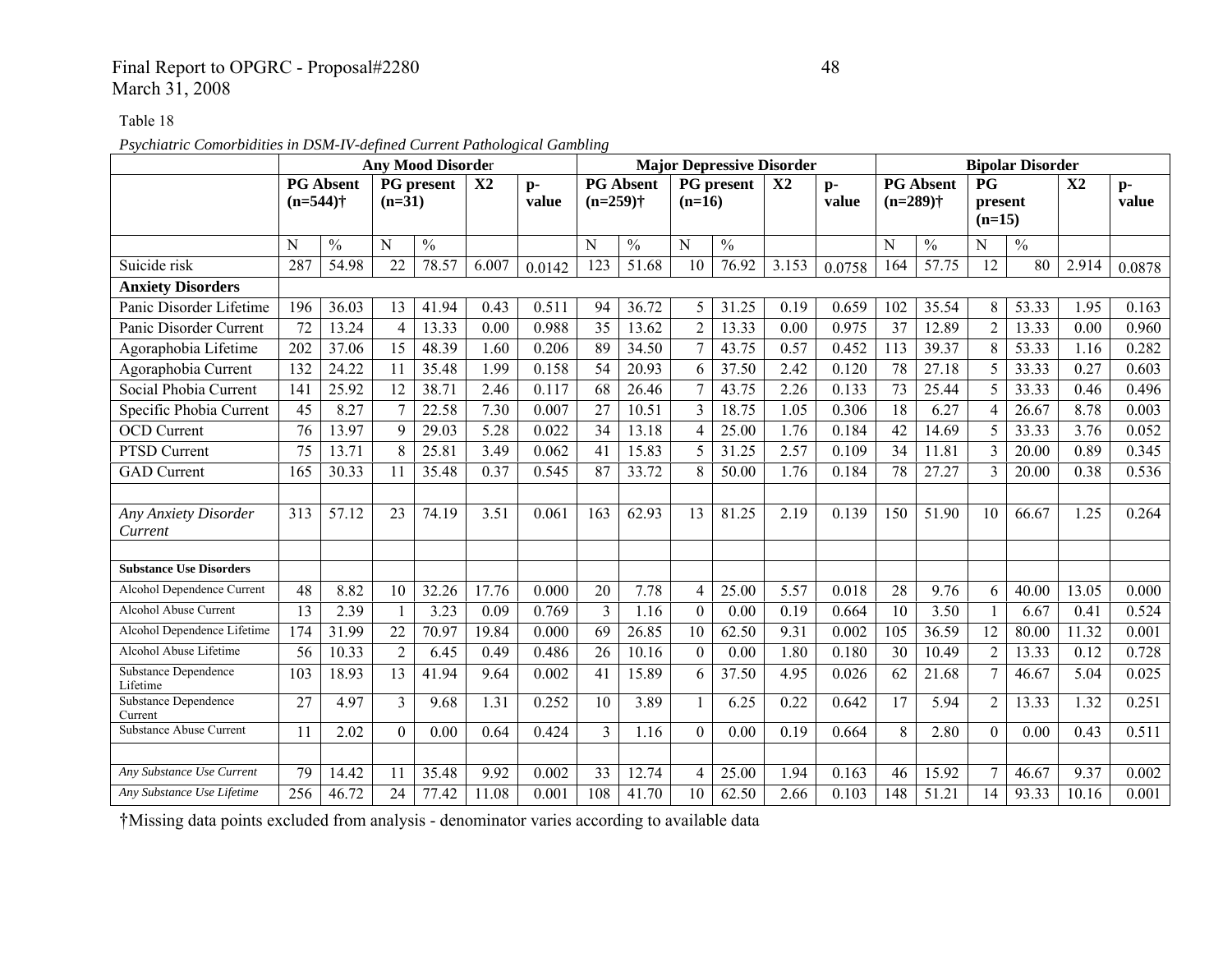Table 18

*Psychiatric Comorbidities in DSM-IV-defined Current Pathological Gambling*

| | Any Mood Disorder | | | | | | Major Depressive Disorder | | | | | | Bipolar Disorder | | | | | |
|---|---|---|---|---|---|---|---|---|---|---|---|---|---|---|---|---|---|---|
| | **PG Absent (n=544)†** | | **PG present (n=31)** | | **X2** | **p-value** | **PG Absent (n=259)†** | | **PG present (n=16)** | | **X2** | **p-value** | **PG Absent (n=289)†** | | **PG present (n=15)** | | **X2** | **p-value** |
| | N | % | N | % | | | N | % | N | % | | | N | % | N | % | | |
| Suicide risk | 287 | 54.98 | 22 | 78.57 | 6.007 | 0.0142 | 123 | 51.68 | 10 | 76.92 | 3.153 | 0.0758 | 164 | 57.75 | 12 | 80 | 2.914 | 0.0878 |
| **Anxiety Disorders** | | | | | | | | | | | | | | | | | | |
| Panic Disorder Lifetime | 196 | 36.03 | 13 | 41.94 | 0.43 | 0.511 | 94 | 36.72 | 5 | 31.25 | 0.19 | 0.659 | 102 | 35.54 | 8 | 53.33 | 1.95 | 0.163 |
| Panic Disorder Current | 72 | 13.24 | 4 | 13.33 | 0.00 | 0.988 | 35 | 13.62 | 2 | 13.33 | 0.00 | 0.975 | 37 | 12.89 | 2 | 13.33 | 0.00 | 0.960 |
| Agoraphobia Lifetime | 202 | 37.06 | 15 | 48.39 | 1.60 | 0.206 | 89 | 34.50 | 7 | 43.75 | 0.57 | 0.452 | 113 | 39.37 | 8 | 53.33 | 1.16 | 0.282 |
| Agoraphobia Current | 132 | 24.22 | 11 | 35.48 | 1.99 | 0.158 | 54 | 20.93 | 6 | 37.50 | 2.42 | 0.120 | 78 | 27.18 | 5 | 33.33 | 0.27 | 0.603 |
| Social Phobia Current | 141 | 25.92 | 12 | 38.71 | 2.46 | 0.117 | 68 | 26.46 | 7 | 43.75 | 2.26 | 0.133 | 73 | 25.44 | 5 | 33.33 | 0.46 | 0.496 |
| Specific Phobia Current | 45 | 8.27 | 7 | 22.58 | 7.30 | 0.007 | 27 | 10.51 | 3 | 18.75 | 1.05 | 0.306 | 18 | 6.27 | 4 | 26.67 | 8.78 | 0.003 |
| OCD Current | 76 | 13.97 | 9 | 29.03 | 5.28 | 0.022 | 34 | 13.18 | 4 | 25.00 | 1.76 | 0.184 | 42 | 14.69 | 5 | 33.33 | 3.76 | 0.052 |
| PTSD Current | 75 | 13.71 | 8 | 25.81 | 3.49 | 0.062 | 41 | 15.83 | 5 | 31.25 | 2.57 | 0.109 | 34 | 11.81 | 3 | 20.00 | 0.89 | 0.345 |
| GAD Current | 165 | 30.33 | 11 | 35.48 | 0.37 | 0.545 | 87 | 33.72 | 8 | 50.00 | 1.76 | 0.184 | 78 | 27.27 | 3 | 20.00 | 0.38 | 0.536 |
| | | | | | | | | | | | | | | | | | | |
| *Any Anxiety Disorder Current* | 313 | 57.12 | 23 | 74.19 | 3.51 | 0.061 | 163 | 62.93 | 13 | 81.25 | 2.19 | 0.139 | 150 | 51.90 | 10 | 66.67 | 1.25 | 0.264 |
| | | | | | | | | | | | | | | | | | | |
| **Substance Use Disorders** | | | | | | | | | | | | | | | | | | |
| Alcohol Dependence Current | 48 | 8.82 | 10 | 32.26 | 17.76 | 0.000 | 20 | 7.78 | 4 | 25.00 | 5.57 | 0.018 | 28 | 9.76 | 6 | 40.00 | 13.05 | 0.000 |
| Alcohol Abuse Current | 13 | 2.39 | 1 | 3.23 | 0.09 | 0.769 | 3 | 1.16 | 0 | 0.00 | 0.19 | 0.664 | 10 | 3.50 | 1 | 6.67 | 0.41 | 0.524 |
| Alcohol Dependence Lifetime | 174 | 31.99 | 22 | 70.97 | 19.84 | 0.000 | 69 | 26.85 | 10 | 62.50 | 9.31 | 0.002 | 105 | 36.59 | 12 | 80.00 | 11.32 | 0.001 |
| Alcohol Abuse Lifetime | 56 | 10.33 | 2 | 6.45 | 0.49 | 0.486 | 26 | 10.16 | 0 | 0.00 | 1.80 | 0.180 | 30 | 10.49 | 2 | 13.33 | 0.12 | 0.728 |
| Substance Dependence Lifetime | 103 | 18.93 | 13 | 41.94 | 9.64 | 0.002 | 41 | 15.89 | 6 | 37.50 | 4.95 | 0.026 | 62 | 21.68 | 7 | 46.67 | 5.04 | 0.025 |
| Substance Dependence Current | 27 | 4.97 | 3 | 9.68 | 1.31 | 0.252 | 10 | 3.89 | 1 | 6.25 | 0.22 | 0.642 | 17 | 5.94 | 2 | 13.33 | 1.32 | 0.251 |
| Substance Abuse Current | 11 | 2.02 | 0 | 0.00 | 0.64 | 0.424 | 3 | 1.16 | 0 | 0.00 | 0.19 | 0.664 | 8 | 2.80 | 0 | 0.00 | 0.43 | 0.511 |
| | | | | | | | | | | | | | | | | | | |
| *Any Substance Use Current* | 79 | 14.42 | 11 | 35.48 | 9.92 | 0.002 | 33 | 12.74 | 4 | 25.00 | 1.94 | 0.163 | 46 | 15.92 | 7 | 46.67 | 9.37 | 0.002 |
| *Any Substance Use Lifetime* | 256 | 46.72 | 24 | 77.42 | 11.08 | 0.001 | 108 | 41.70 | 10 | 62.50 | 2.66 | 0.103 | 148 | 51.21 | 14 | 93.33 | 10.16 | 0.001 |

†Missing data points excluded from analysis - denominator varies according to available data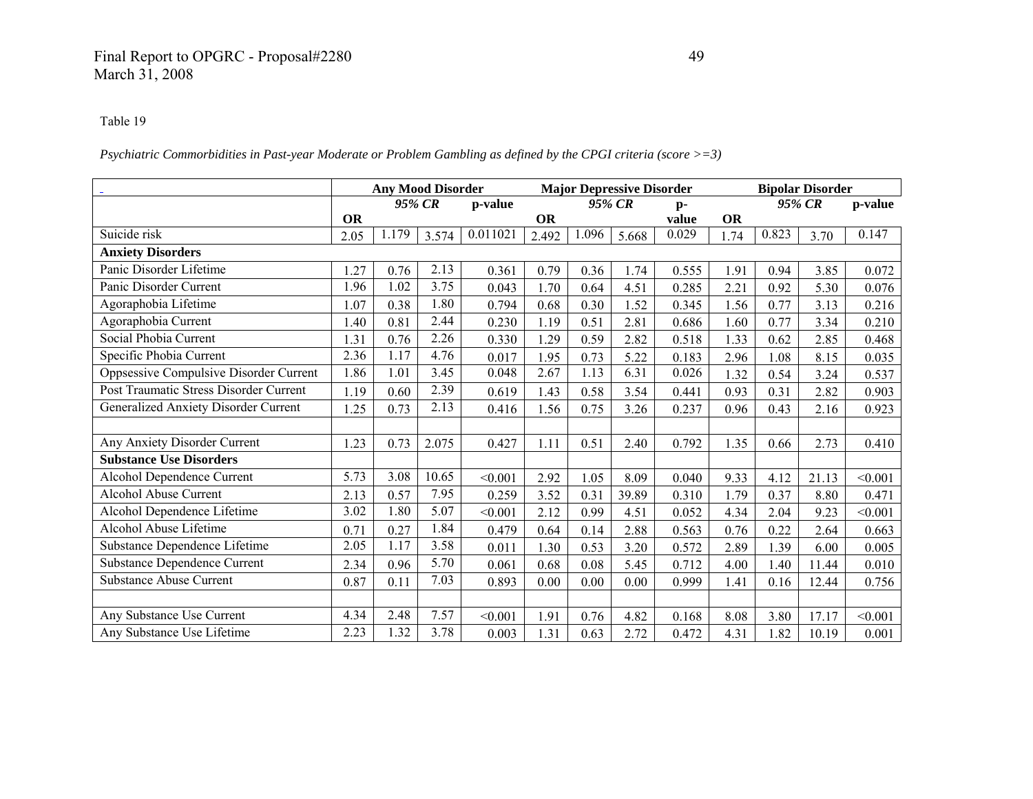Table 19

*Psychiatric Commorbidities in Past-year Moderate or Problem Gambling as defined by the CPGI criteria (score >=3)*

| | Any Mood Disorder | | | | Major Depressive Disorder | | | | Bipolar Disorder | | | |
|---|---|---|---|---|---|---|---|---|---|---|---|---|
| | OR | *95% CR* | | p-value | OR | *95% CR* | | p-value | OR | *95% CR* | | p-value |
| Suicide risk | 2.05 | 1.179 | 3.574 | 0.011021 | 2.492 | 1.096 | 5.668 | 0.029 | 1.74 | 0.823 | 3.70 | 0.147 |
| **Anxiety Disorders** | | | | | | | | | | | | |
| Panic Disorder Lifetime | 1.27 | 0.76 | 2.13 | 0.361 | 0.79 | 0.36 | 1.74 | 0.555 | 1.91 | 0.94 | 3.85 | 0.072 |
| Panic Disorder Current | 1.96 | 1.02 | 3.75 | 0.043 | 1.70 | 0.64 | 4.51 | 0.285 | 2.21 | 0.92 | 5.30 | 0.076 |
| Agoraphobia Lifetime | 1.07 | 0.38 | 1.80 | 0.794 | 0.68 | 0.30 | 1.52 | 0.345 | 1.56 | 0.77 | 3.13 | 0.216 |
| Agoraphobia Current | 1.40 | 0.81 | 2.44 | 0.230 | 1.19 | 0.51 | 2.81 | 0.686 | 1.60 | 0.77 | 3.34 | 0.210 |
| Social Phobia Current | 1.31 | 0.76 | 2.26 | 0.330 | 1.29 | 0.59 | 2.82 | 0.518 | 1.33 | 0.62 | 2.85 | 0.468 |
| Specific Phobia Current | 2.36 | 1.17 | 4.76 | 0.017 | 1.95 | 0.73 | 5.22 | 0.183 | 2.96 | 1.08 | 8.15 | 0.035 |
| Oppsessive Compulsive Disorder Current | 1.86 | 1.01 | 3.45 | 0.048 | 2.67 | 1.13 | 6.31 | 0.026 | 1.32 | 0.54 | 3.24 | 0.537 |
| Post Traumatic Stress Disorder Current | 1.19 | 0.60 | 2.39 | 0.619 | 1.43 | 0.58 | 3.54 | 0.441 | 0.93 | 0.31 | 2.82 | 0.903 |
| Generalized Anxiety Disorder Current | 1.25 | 0.73 | 2.13 | 0.416 | 1.56 | 0.75 | 3.26 | 0.237 | 0.96 | 0.43 | 2.16 | 0.923 |
| | | | | | | | | | | | | |
| Any Anxiety Disorder Current | 1.23 | 0.73 | 2.075 | 0.427 | 1.11 | 0.51 | 2.40 | 0.792 | 1.35 | 0.66 | 2.73 | 0.410 |
| **Substance Use Disorders** | | | | | | | | | | | | |
| Alcohol Dependence Current | 5.73 | 3.08 | 10.65 | <0.001 | 2.92 | 1.05 | 8.09 | 0.040 | 9.33 | 4.12 | 21.13 | <0.001 |
| Alcohol Abuse Current | 2.13 | 0.57 | 7.95 | 0.259 | 3.52 | 0.31 | 39.89 | 0.310 | 1.79 | 0.37 | 8.80 | 0.471 |
| Alcohol Dependence Lifetime | 3.02 | 1.80 | 5.07 | <0.001 | 2.12 | 0.99 | 4.51 | 0.052 | 4.34 | 2.04 | 9.23 | <0.001 |
| Alcohol Abuse Lifetime | 0.71 | 0.27 | 1.84 | 0.479 | 0.64 | 0.14 | 2.88 | 0.563 | 0.76 | 0.22 | 2.64 | 0.663 |
| Substance Dependence Lifetime | 2.05 | 1.17 | 3.58 | 0.011 | 1.30 | 0.53 | 3.20 | 0.572 | 2.89 | 1.39 | 6.00 | 0.005 |
| Substance Dependence Current | 2.34 | 0.96 | 5.70 | 0.061 | 0.68 | 0.08 | 5.45 | 0.712 | 4.00 | 1.40 | 11.44 | 0.010 |
| Substance Abuse Current | 0.87 | 0.11 | 7.03 | 0.893 | 0.00 | 0.00 | 0.00 | 0.999 | 1.41 | 0.16 | 12.44 | 0.756 |
| | | | | | | | | | | | | |
| Any Substance Use Current | 4.34 | 2.48 | 7.57 | <0.001 | 1.91 | 0.76 | 4.82 | 0.168 | 8.08 | 3.80 | 17.17 | <0.001 |
| Any Substance Use Lifetime | 2.23 | 1.32 | 3.78 | 0.003 | 1.31 | 0.63 | 2.72 | 0.472 | 4.31 | 1.82 | 10.19 | 0.001 |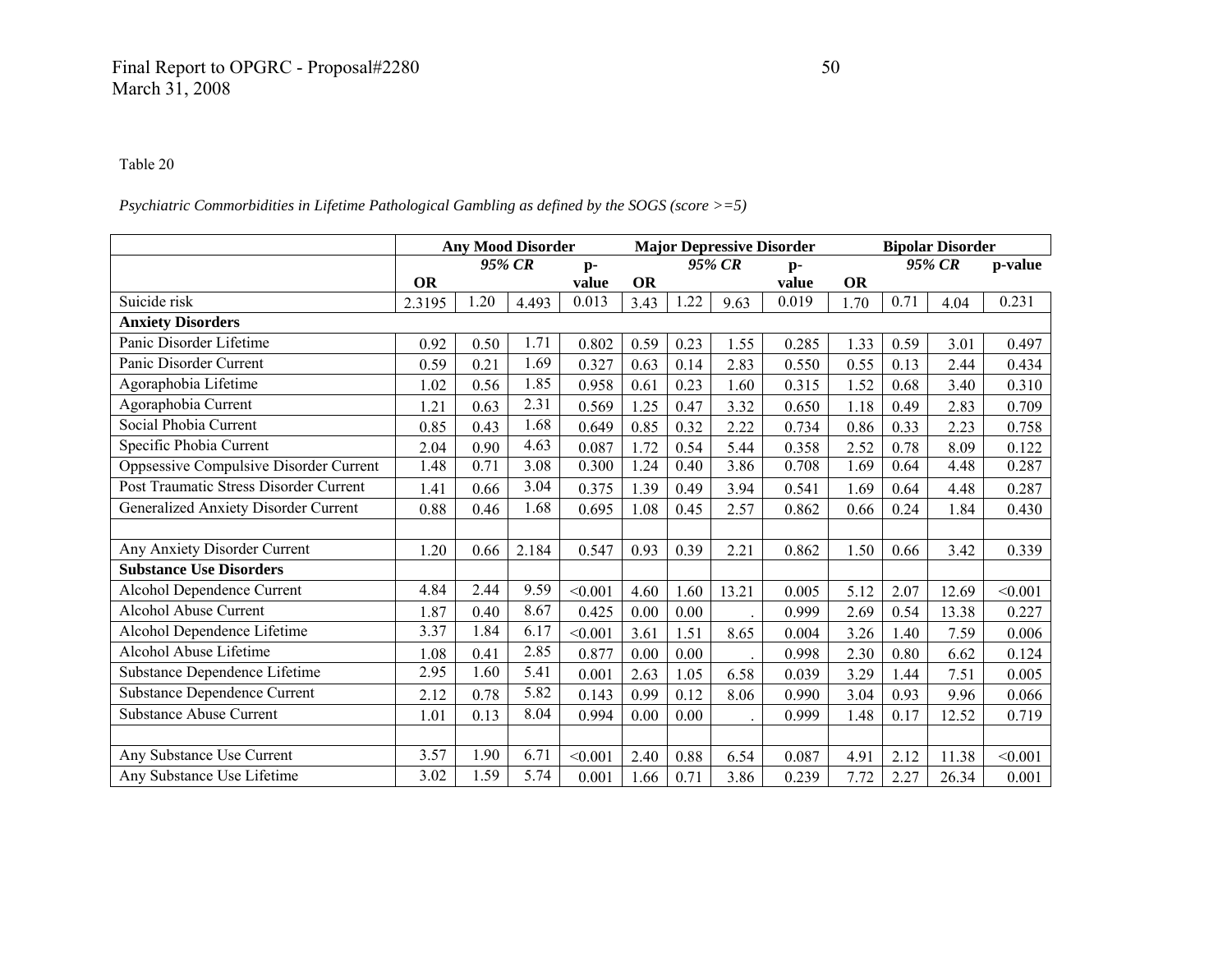Table 20

*Psychiatric Commorbidities in Lifetime Pathological Gambling as defined by the SOGS (score >=5)*

| | **Any Mood Disorder** | | | | **Major Depressive Disorder** | | | | **Bipolar Disorder** | | | |
|---|---|---|---|---|---|---|---|---|---|---|---|---|
| | **OR** | *95% CR* | | **p-value** | **OR** | *95% CR* | | **p-value** | **OR** | *95% CR* | | **p-value** |
| Suicide risk | 2.3195 | 1.20 | 4.493 | 0.013 | 3.43 | 1.22 | 9.63 | 0.019 | 1.70 | 0.71 | 4.04 | 0.231 |
| **Anxiety Disorders** | | | | | | | | | | | | |
| Panic Disorder Lifetime | 0.92 | 0.50 | 1.71 | 0.802 | 0.59 | 0.23 | 1.55 | 0.285 | 1.33 | 0.59 | 3.01 | 0.497 |
| Panic Disorder Current | 0.59 | 0.21 | 1.69 | 0.327 | 0.63 | 0.14 | 2.83 | 0.550 | 0.55 | 0.13 | 2.44 | 0.434 |
| Agoraphobia Lifetime | 1.02 | 0.56 | 1.85 | 0.958 | 0.61 | 0.23 | 1.60 | 0.315 | 1.52 | 0.68 | 3.40 | 0.310 |
| Agoraphobia Current | 1.21 | 0.63 | 2.31 | 0.569 | 1.25 | 0.47 | 3.32 | 0.650 | 1.18 | 0.49 | 2.83 | 0.709 |
| Social Phobia Current | 0.85 | 0.43 | 1.68 | 0.649 | 0.85 | 0.32 | 2.22 | 0.734 | 0.86 | 0.33 | 2.23 | 0.758 |
| Specific Phobia Current | 2.04 | 0.90 | 4.63 | 0.087 | 1.72 | 0.54 | 5.44 | 0.358 | 2.52 | 0.78 | 8.09 | 0.122 |
| Oppsessive Compulsive Disorder Current | 1.48 | 0.71 | 3.08 | 0.300 | 1.24 | 0.40 | 3.86 | 0.708 | 1.69 | 0.64 | 4.48 | 0.287 |
| Post Traumatic Stress Disorder Current | 1.41 | 0.66 | 3.04 | 0.375 | 1.39 | 0.49 | 3.94 | 0.541 | 1.69 | 0.64 | 4.48 | 0.287 |
| Generalized Anxiety Disorder Current | 0.88 | 0.46 | 1.68 | 0.695 | 1.08 | 0.45 | 2.57 | 0.862 | 0.66 | 0.24 | 1.84 | 0.430 |
| | | | | | | | | | | | | |
| Any Anxiety Disorder Current | 1.20 | 0.66 | 2.184 | 0.547 | 0.93 | 0.39 | 2.21 | 0.862 | 1.50 | 0.66 | 3.42 | 0.339 |
| **Substance Use Disorders** | | | | | | | | | | | | |
| Alcohol Dependence Current | 4.84 | 2.44 | 9.59 | <0.001 | 4.60 | 1.60 | 13.21 | 0.005 | 5.12 | 2.07 | 12.69 | <0.001 |
| Alcohol Abuse Current | 1.87 | 0.40 | 8.67 | 0.425 | 0.00 | 0.00 | . | 0.999 | 2.69 | 0.54 | 13.38 | 0.227 |
| Alcohol Dependence Lifetime | 3.37 | 1.84 | 6.17 | <0.001 | 3.61 | 1.51 | 8.65 | 0.004 | 3.26 | 1.40 | 7.59 | 0.006 |
| Alcohol Abuse Lifetime | 1.08 | 0.41 | 2.85 | 0.877 | 0.00 | 0.00 | . | 0.998 | 2.30 | 0.80 | 6.62 | 0.124 |
| Substance Dependence Lifetime | 2.95 | 1.60 | 5.41 | 0.001 | 2.63 | 1.05 | 6.58 | 0.039 | 3.29 | 1.44 | 7.51 | 0.005 |
| Substance Dependence Current | 2.12 | 0.78 | 5.82 | 0.143 | 0.99 | 0.12 | 8.06 | 0.990 | 3.04 | 0.93 | 9.96 | 0.066 |
| Substance Abuse Current | 1.01 | 0.13 | 8.04 | 0.994 | 0.00 | 0.00 | . | 0.999 | 1.48 | 0.17 | 12.52 | 0.719 |
| | | | | | | | | | | | | |
| Any Substance Use Current | 3.57 | 1.90 | 6.71 | <0.001 | 2.40 | 0.88 | 6.54 | 0.087 | 4.91 | 2.12 | 11.38 | <0.001 |
| Any Substance Use Lifetime | 3.02 | 1.59 | 5.74 | 0.001 | 1.66 | 0.71 | 3.86 | 0.239 | 7.72 | 2.27 | 26.34 | 0.001 |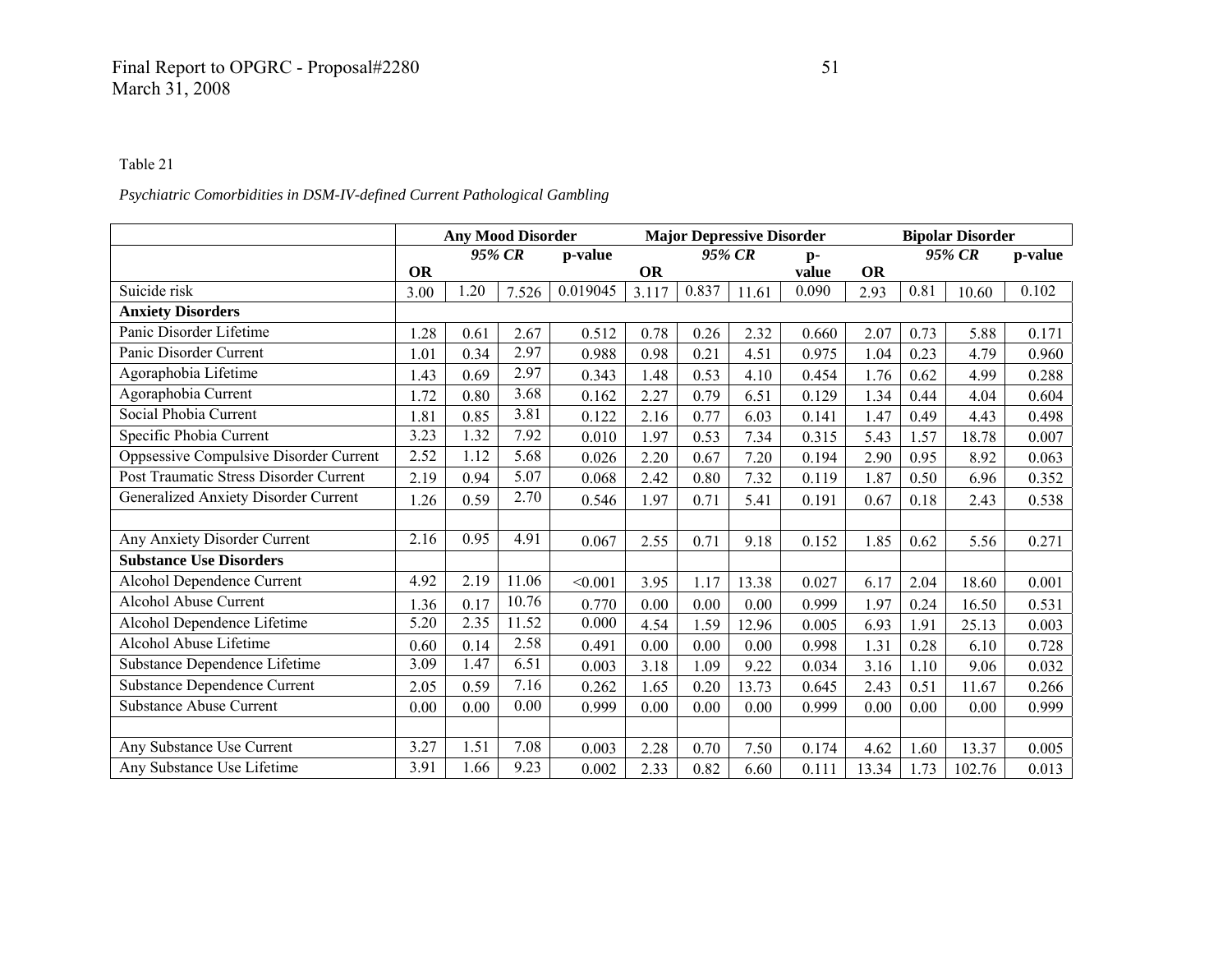Table 21

*Psychiatric Comorbidities in DSM-IV-defined Current Pathological Gambling*

| | **Any Mood Disorder** | | | | **Major Depressive Disorder** | | | | **Bipolar Disorder** | | | |
|---|---|---|---|---|---|---|---|---|---|---|---|---|
| | **OR** | *95% CR* | | **p-value** | **OR** | *95% CR* | | **p-value** | **OR** | *95% CR* | | **p-value** |
| Suicide risk | 3.00 | 1.20 | 7.526 | 0.019045 | 3.117 | 0.837 | 11.61 | 0.090 | 2.93 | 0.81 | 10.60 | 0.102 |
| **Anxiety Disorders** | | | | | | | | | | | | |
| Panic Disorder Lifetime | 1.28 | 0.61 | 2.67 | 0.512 | 0.78 | 0.26 | 2.32 | 0.660 | 2.07 | 0.73 | 5.88 | 0.171 |
| Panic Disorder Current | 1.01 | 0.34 | 2.97 | 0.988 | 0.98 | 0.21 | 4.51 | 0.975 | 1.04 | 0.23 | 4.79 | 0.960 |
| Agoraphobia Lifetime | 1.43 | 0.69 | 2.97 | 0.343 | 1.48 | 0.53 | 4.10 | 0.454 | 1.76 | 0.62 | 4.99 | 0.288 |
| Agoraphobia Current | 1.72 | 0.80 | 3.68 | 0.162 | 2.27 | 0.79 | 6.51 | 0.129 | 1.34 | 0.44 | 4.04 | 0.604 |
| Social Phobia Current | 1.81 | 0.85 | 3.81 | 0.122 | 2.16 | 0.77 | 6.03 | 0.141 | 1.47 | 0.49 | 4.43 | 0.498 |
| Specific Phobia Current | 3.23 | 1.32 | 7.92 | 0.010 | 1.97 | 0.53 | 7.34 | 0.315 | 5.43 | 1.57 | 18.78 | 0.007 |
| Oppsessive Compulsive Disorder Current | 2.52 | 1.12 | 5.68 | 0.026 | 2.20 | 0.67 | 7.20 | 0.194 | 2.90 | 0.95 | 8.92 | 0.063 |
| Post Traumatic Stress Disorder Current | 2.19 | 0.94 | 5.07 | 0.068 | 2.42 | 0.80 | 7.32 | 0.119 | 1.87 | 0.50 | 6.96 | 0.352 |
| Generalized Anxiety Disorder Current | 1.26 | 0.59 | 2.70 | 0.546 | 1.97 | 0.71 | 5.41 | 0.191 | 0.67 | 0.18 | 2.43 | 0.538 |
| | | | | | | | | | | | | |
| Any Anxiety Disorder Current | 2.16 | 0.95 | 4.91 | 0.067 | 2.55 | 0.71 | 9.18 | 0.152 | 1.85 | 0.62 | 5.56 | 0.271 |
| **Substance Use Disorders** | | | | | | | | | | | | |
| Alcohol Dependence Current | 4.92 | 2.19 | 11.06 | <0.001 | 3.95 | 1.17 | 13.38 | 0.027 | 6.17 | 2.04 | 18.60 | 0.001 |
| Alcohol Abuse Current | 1.36 | 0.17 | 10.76 | 0.770 | 0.00 | 0.00 | 0.00 | 0.999 | 1.97 | 0.24 | 16.50 | 0.531 |
| Alcohol Dependence Lifetime | 5.20 | 2.35 | 11.52 | 0.000 | 4.54 | 1.59 | 12.96 | 0.005 | 6.93 | 1.91 | 25.13 | 0.003 |
| Alcohol Abuse Lifetime | 0.60 | 0.14 | 2.58 | 0.491 | 0.00 | 0.00 | 0.00 | 0.998 | 1.31 | 0.28 | 6.10 | 0.728 |
| Substance Dependence Lifetime | 3.09 | 1.47 | 6.51 | 0.003 | 3.18 | 1.09 | 9.22 | 0.034 | 3.16 | 1.10 | 9.06 | 0.032 |
| Substance Dependence Current | 2.05 | 0.59 | 7.16 | 0.262 | 1.65 | 0.20 | 13.73 | 0.645 | 2.43 | 0.51 | 11.67 | 0.266 |
| Substance Abuse Current | 0.00 | 0.00 | 0.00 | 0.999 | 0.00 | 0.00 | 0.00 | 0.999 | 0.00 | 0.00 | 0.00 | 0.999 |
| | | | | | | | | | | | | |
| Any Substance Use Current | 3.27 | 1.51 | 7.08 | 0.003 | 2.28 | 0.70 | 7.50 | 0.174 | 4.62 | 1.60 | 13.37 | 0.005 |
| Any Substance Use Lifetime | 3.91 | 1.66 | 9.23 | 0.002 | 2.33 | 0.82 | 6.60 | 0.111 | 13.34 | 1.73 | 102.76 | 0.013 |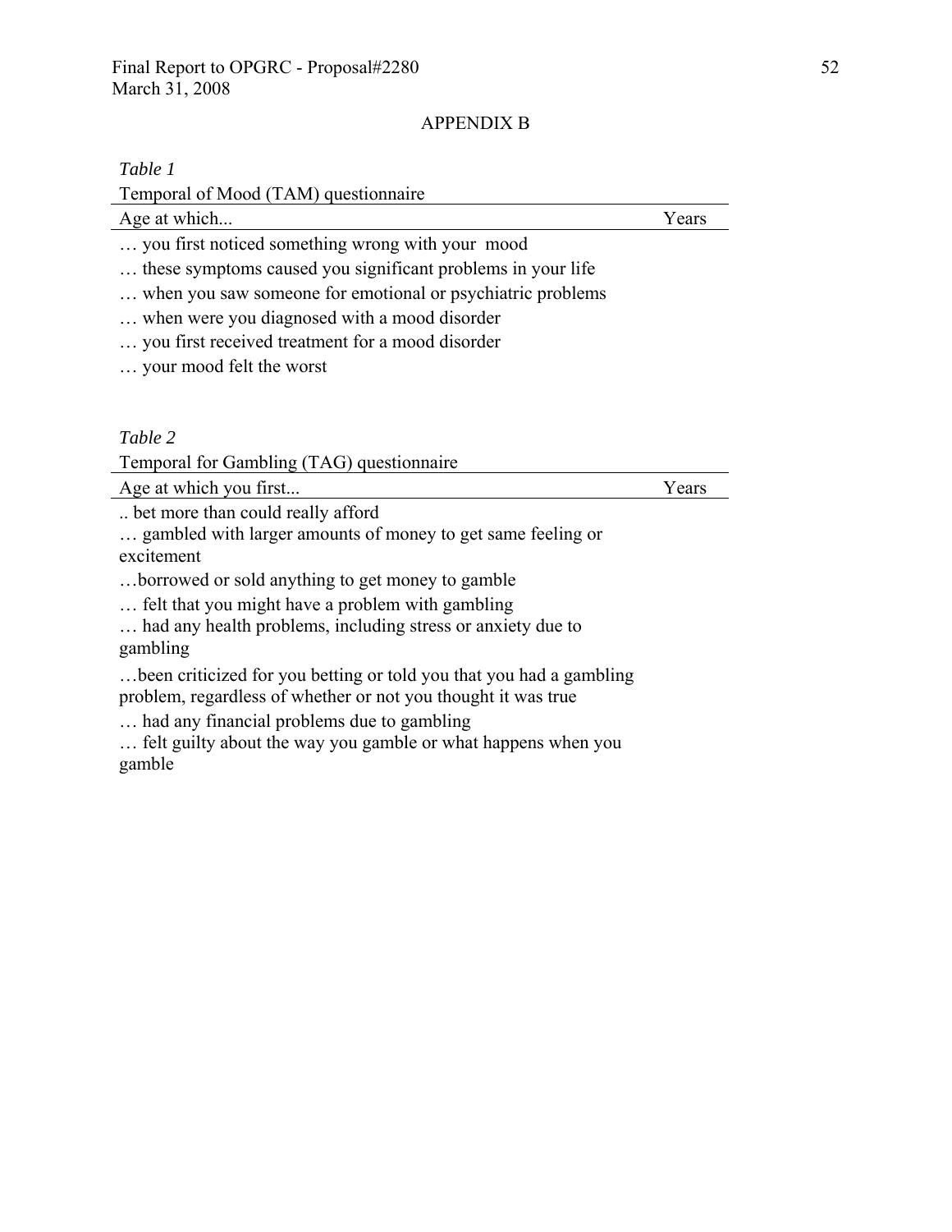# APPENDIX B

*Table 1*

Temporal of Mood (TAM) questionnaire

| Age at which... | Years |
|---|---|
| … you first noticed something wrong with your mood | |
| … these symptoms caused you significant problems in your life | |
| … when you saw someone for emotional or psychiatric problems | |
| … when were you diagnosed with a mood disorder | |
| … you first received treatment for a mood disorder | |
| … your mood felt the worst | |

*Table 2*

Temporal for Gambling (TAG) questionnaire

| Age at which you first... | Years |
|---|---|
| .. bet more than could really afford | |
| … gambled with larger amounts of money to get same feeling or excitement | |
| …borrowed or sold anything to get money to gamble | |
| … felt that you might have a problem with gambling | |
| … had any health problems, including stress or anxiety due to gambling | |
| …been criticized for you betting or told you that you had a gambling problem, regardless of whether or not you thought it was true | |
| … had any financial problems due to gambling | |
| … felt guilty about the way you gamble or what happens when you gamble | |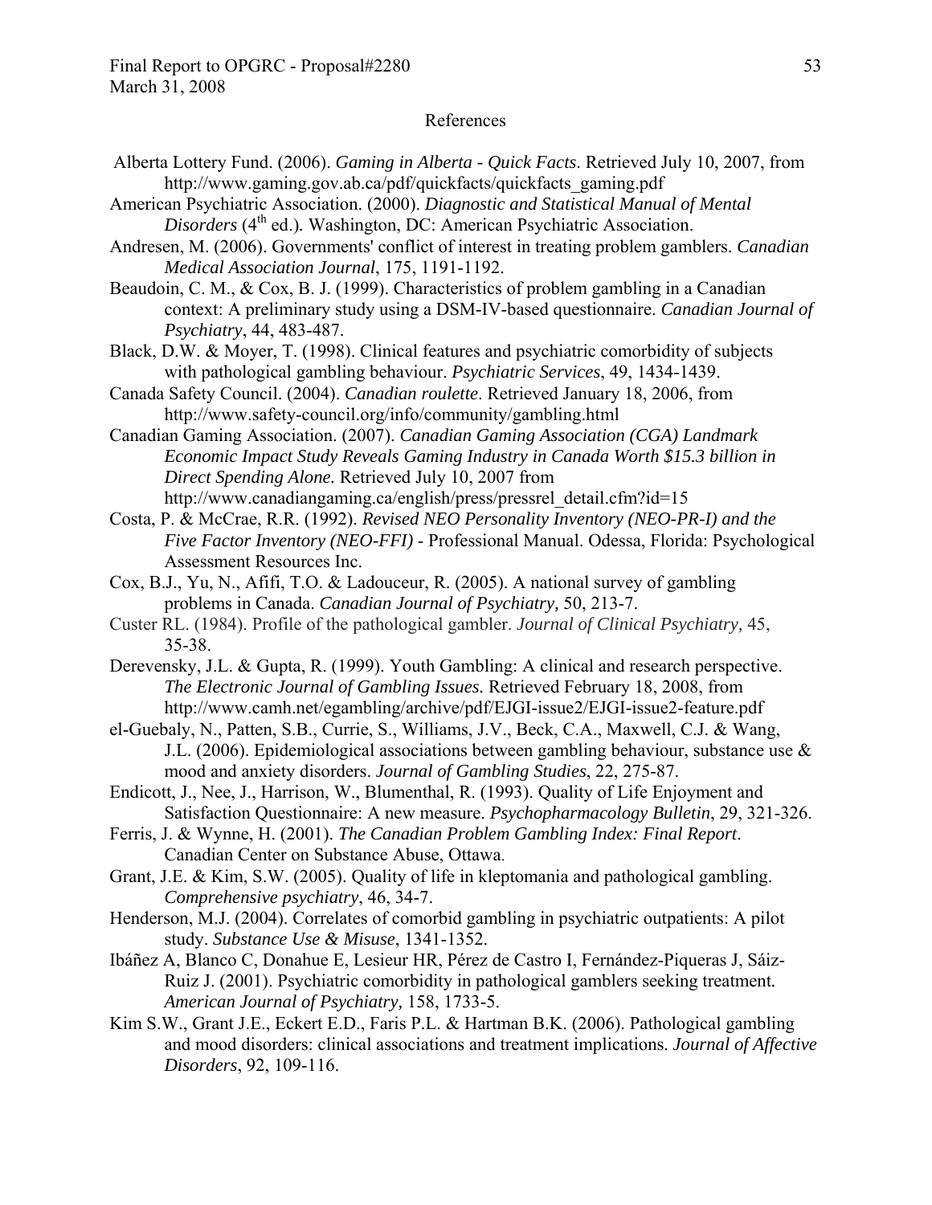# References

Alberta Lottery Fund. (2006). *Gaming in Alberta - Quick Facts*. Retrieved July 10, 2007, from http://www.gaming.gov.ab.ca/pdf/quickfacts/quickfacts_gaming.pdf

American Psychiatric Association. (2000). *Diagnostic and Statistical Manual of Mental Disorders* (4th ed.). Washington, DC: American Psychiatric Association.

Andresen, M. (2006). Governments' conflict of interest in treating problem gamblers. *Canadian Medical Association Journal*, 175, 1191-1192.

Beaudoin, C. M., & Cox, B. J. (1999). Characteristics of problem gambling in a Canadian context: A preliminary study using a DSM-IV-based questionnaire. *Canadian Journal of Psychiatry*, 44, 483-487.

Black, D.W. & Moyer, T. (1998). Clinical features and psychiatric comorbidity of subjects with pathological gambling behaviour. *Psychiatric Services*, 49, 1434-1439.

Canada Safety Council. (2004). *Canadian roulette*. Retrieved January 18, 2006, from http://www.safety-council.org/info/community/gambling.html

Canadian Gaming Association. (2007). *Canadian Gaming Association (CGA) Landmark Economic Impact Study Reveals Gaming Industry in Canada Worth $15.3 billion in Direct Spending Alone.* Retrieved July 10, 2007 from http://www.canadiangaming.ca/english/press/pressrel_detail.cfm?id=15

Costa, P. & McCrae, R.R. (1992). *Revised NEO Personality Inventory (NEO-PR-I) and the Five Factor Inventory (NEO-FFI)* - Professional Manual. Odessa, Florida: Psychological Assessment Resources Inc.

Cox, B.J., Yu, N., Afifi, T.O. & Ladouceur, R. (2005). A national survey of gambling problems in Canada. *Canadian Journal of Psychiatry,* 50, 213-7.

Custer RL. (1984). Profile of the pathological gambler. *Journal of Clinical Psychiatry,* 45, 35-38.

Derevensky, J.L. & Gupta, R. (1999). Youth Gambling: A clinical and research perspective. *The Electronic Journal of Gambling Issues.* Retrieved February 18, 2008, from http://www.camh.net/egambling/archive/pdf/EJGI-issue2/EJGI-issue2-feature.pdf

el-Guebaly, N., Patten, S.B., Currie, S., Williams, J.V., Beck, C.A., Maxwell, C.J. & Wang, J.L. (2006). Epidemiological associations between gambling behaviour, substance use & mood and anxiety disorders. *Journal of Gambling Studies*, 22, 275-87.

Endicott, J., Nee, J., Harrison, W., Blumenthal, R. (1993). Quality of Life Enjoyment and Satisfaction Questionnaire: A new measure. *Psychopharmacology Bulletin*, 29, 321-326.

Ferris, J. & Wynne, H. (2001). *The Canadian Problem Gambling Index: Final Report*. Canadian Center on Substance Abuse, Ottawa.

Grant, J.E. & Kim, S.W. (2005). Quality of life in kleptomania and pathological gambling. *Comprehensive psychiatry*, 46, 34-7.

Henderson, M.J. (2004). Correlates of comorbid gambling in psychiatric outpatients: A pilot study. *Substance Use & Misuse*, 1341-1352.

Ibáñez A, Blanco C, Donahue E, Lesieur HR, Pérez de Castro I, Fernández-Piqueras J, Sáiz-Ruiz J. (2001). Psychiatric comorbidity in pathological gamblers seeking treatment*. American Journal of Psychiatry,* 158, 1733-5.

Kim S.W., Grant J.E., Eckert E.D., Faris P.L. & Hartman B.K. (2006). Pathological gambling and mood disorders: clinical associations and treatment implications. *Journal of Affective Disorders*, 92, 109-116.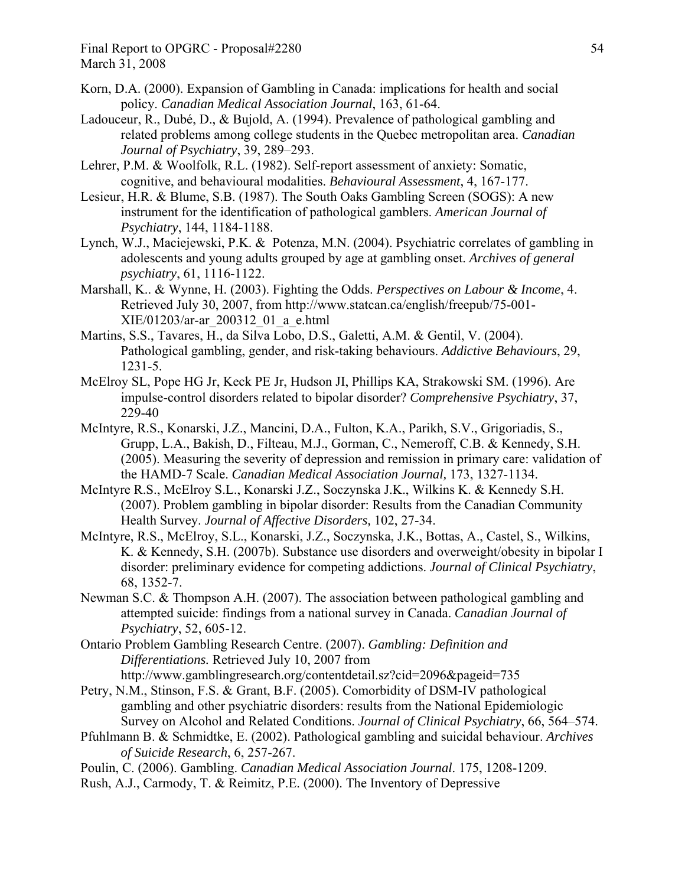Korn, D.A. (2000). Expansion of Gambling in Canada: implications for health and social policy. *Canadian Medical Association Journal*, 163, 61-64.

Ladouceur, R., Dubé, D., & Bujold, A. (1994). Prevalence of pathological gambling and related problems among college students in the Quebec metropolitan area. *Canadian Journal of Psychiatry*, 39, 289–293.

Lehrer, P.M. & Woolfolk, R.L. (1982). Self-report assessment of anxiety: Somatic, cognitive, and behavioural modalities. *Behavioural Assessment*, 4, 167-177.

Lesieur, H.R. & Blume, S.B. (1987). The South Oaks Gambling Screen (SOGS): A new instrument for the identification of pathological gamblers. *American Journal of Psychiatry*, 144, 1184-1188.

Lynch, W.J., Maciejewski, P.K. & Potenza, M.N. (2004). Psychiatric correlates of gambling in adolescents and young adults grouped by age at gambling onset. *Archives of general psychiatry*, 61, 1116-1122.

Marshall, K.. & Wynne, H. (2003). Fighting the Odds. *Perspectives on Labour & Income*, 4. Retrieved July 30, 2007, from http://www.statcan.ca/english/freepub/75-001-XIE/01203/ar-ar_200312_01_a_e.html

Martins, S.S., Tavares, H., da Silva Lobo, D.S., Galetti, A.M. & Gentil, V. (2004). Pathological gambling, gender, and risk-taking behaviours. *Addictive Behaviours*, 29, 1231-5.

McElroy SL, Pope HG Jr, Keck PE Jr, Hudson JI, Phillips KA, Strakowski SM. (1996). Are impulse-control disorders related to bipolar disorder? *Comprehensive Psychiatry*, 37, 229-40

McIntyre, R.S., Konarski, J.Z., Mancini, D.A., Fulton, K.A., Parikh, S.V., Grigoriadis, S., Grupp, L.A., Bakish, D., Filteau, M.J., Gorman, C., Nemeroff, C.B. & Kennedy, S.H. (2005). Measuring the severity of depression and remission in primary care: validation of the HAMD-7 Scale. *Canadian Medical Association Journal,* 173, 1327-1134.

McIntyre R.S., McElroy S.L., Konarski J.Z., Soczynska J.K., Wilkins K. & Kennedy S.H. (2007). Problem gambling in bipolar disorder: Results from the Canadian Community Health Survey. *Journal of Affective Disorders,* 102, 27-34.

McIntyre, R.S., McElroy, S.L., Konarski, J.Z., Soczynska, J.K., Bottas, A., Castel, S., Wilkins, K. & Kennedy, S.H. (2007b). Substance use disorders and overweight/obesity in bipolar I disorder: preliminary evidence for competing addictions. *Journal of Clinical Psychiatry*, 68, 1352-7.

Newman S.C. & Thompson A.H. (2007). The association between pathological gambling and attempted suicide: findings from a national survey in Canada. *Canadian Journal of Psychiatry*, 52, 605-12.

Ontario Problem Gambling Research Centre. (2007). *Gambling: Definition and Differentiations.* Retrieved July 10, 2007 from http://www.gamblingresearch.org/contentdetail.sz?cid=2096&pageid=735

Petry, N.M., Stinson, F.S. & Grant, B.F. (2005). Comorbidity of DSM-IV pathological gambling and other psychiatric disorders: results from the National Epidemiologic Survey on Alcohol and Related Conditions. *Journal of Clinical Psychiatry*, 66, 564–574.

Pfuhlmann B. & Schmidtke, E. (2002). Pathological gambling and suicidal behaviour. *Archives of Suicide Research*, 6, 257-267.

Poulin, C. (2006). Gambling. *Canadian Medical Association Journal*. 175, 1208-1209.

Rush, A.J., Carmody, T. & Reimitz, P.E. (2000). The Inventory of Depressive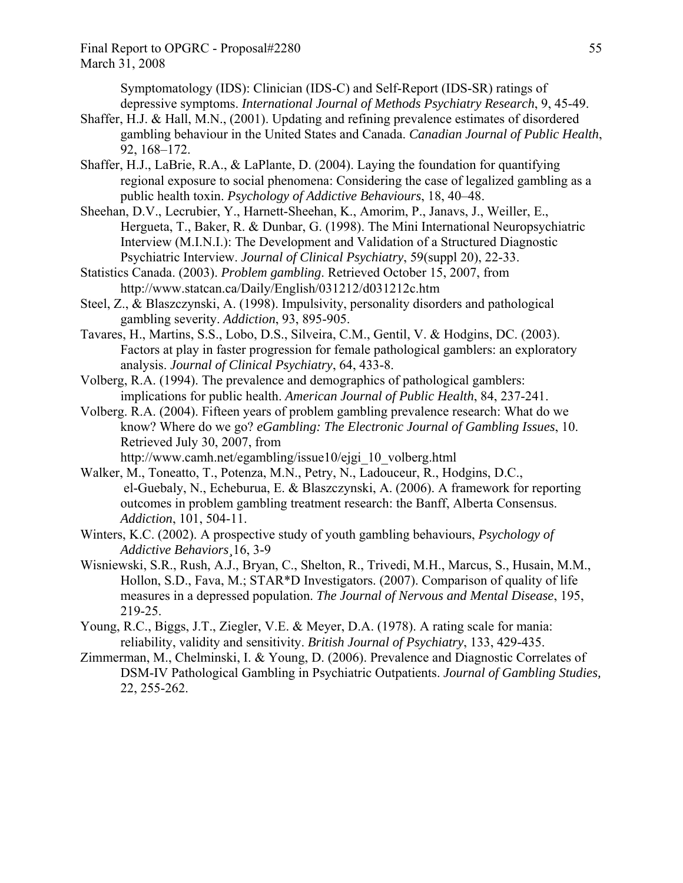Symptomatology (IDS): Clinician (IDS-C) and Self-Report (IDS-SR) ratings of depressive symptoms. *International Journal of Methods Psychiatry Research*, 9, 45-49.

Shaffer, H.J. & Hall, M.N., (2001). Updating and refining prevalence estimates of disordered gambling behaviour in the United States and Canada. *Canadian Journal of Public Health*, 92, 168–172.

Shaffer, H.J., LaBrie, R.A., & LaPlante, D. (2004). Laying the foundation for quantifying regional exposure to social phenomena: Considering the case of legalized gambling as a public health toxin. *Psychology of Addictive Behaviours*, 18, 40–48.

Sheehan, D.V., Lecrubier, Y., Harnett-Sheehan, K., Amorim, P., Janavs, J., Weiller, E., Hergueta, T., Baker, R. & Dunbar, G. (1998). The Mini International Neuropsychiatric Interview (M.I.N.I.): The Development and Validation of a Structured Diagnostic Psychiatric Interview. *Journal of Clinical Psychiatry*, 59(suppl 20), 22-33.

Statistics Canada. (2003). *Problem gambling*. Retrieved October 15, 2007, from http://www.statcan.ca/Daily/English/031212/d031212c.htm

Steel, Z., & Blaszczynski, A. (1998). Impulsivity, personality disorders and pathological gambling severity. *Addiction*, 93, 895-905.

Tavares, H., Martins, S.S., Lobo, D.S., Silveira, C.M., Gentil, V. & Hodgins, DC. (2003). Factors at play in faster progression for female pathological gamblers: an exploratory analysis. *Journal of Clinical Psychiatry*, 64, 433-8.

Volberg, R.A. (1994). The prevalence and demographics of pathological gamblers: implications for public health. *American Journal of Public Health*, 84, 237-241.

Volberg. R.A. (2004). Fifteen years of problem gambling prevalence research: What do we know? Where do we go? *eGambling: The Electronic Journal of Gambling Issues*, 10. Retrieved July 30, 2007, from http://www.camh.net/egambling/issue10/ejgi_10_volberg.html

Walker, M., Toneatto, T., Potenza, M.N., Petry, N., Ladouceur, R., Hodgins, D.C., el-Guebaly, N., Echeburua, E. & Blaszczynski, A. (2006). A framework for reporting outcomes in problem gambling treatment research: the Banff, Alberta Consensus. *Addiction*, 101, 504-11.

Winters, K.C. (2002). A prospective study of youth gambling behaviours, *Psychology of Addictive Behaviors*¸16, 3-9

Wisniewski, S.R., Rush, A.J., Bryan, C., Shelton, R., Trivedi, M.H., Marcus, S., Husain, M.M., Hollon, S.D., Fava, M.; STAR*D Investigators. (2007). Comparison of quality of life measures in a depressed population. *The Journal of Nervous and Mental Disease*, 195, 219-25.

Young, R.C., Biggs, J.T., Ziegler, V.E. & Meyer, D.A. (1978). A rating scale for mania: reliability, validity and sensitivity. *British Journal of Psychiatry*, 133, 429-435.

Zimmerman, M., Chelminski, I. & Young, D. (2006). Prevalence and Diagnostic Correlates of DSM-IV Pathological Gambling in Psychiatric Outpatients. *Journal of Gambling Studies,* 22, 255-262.